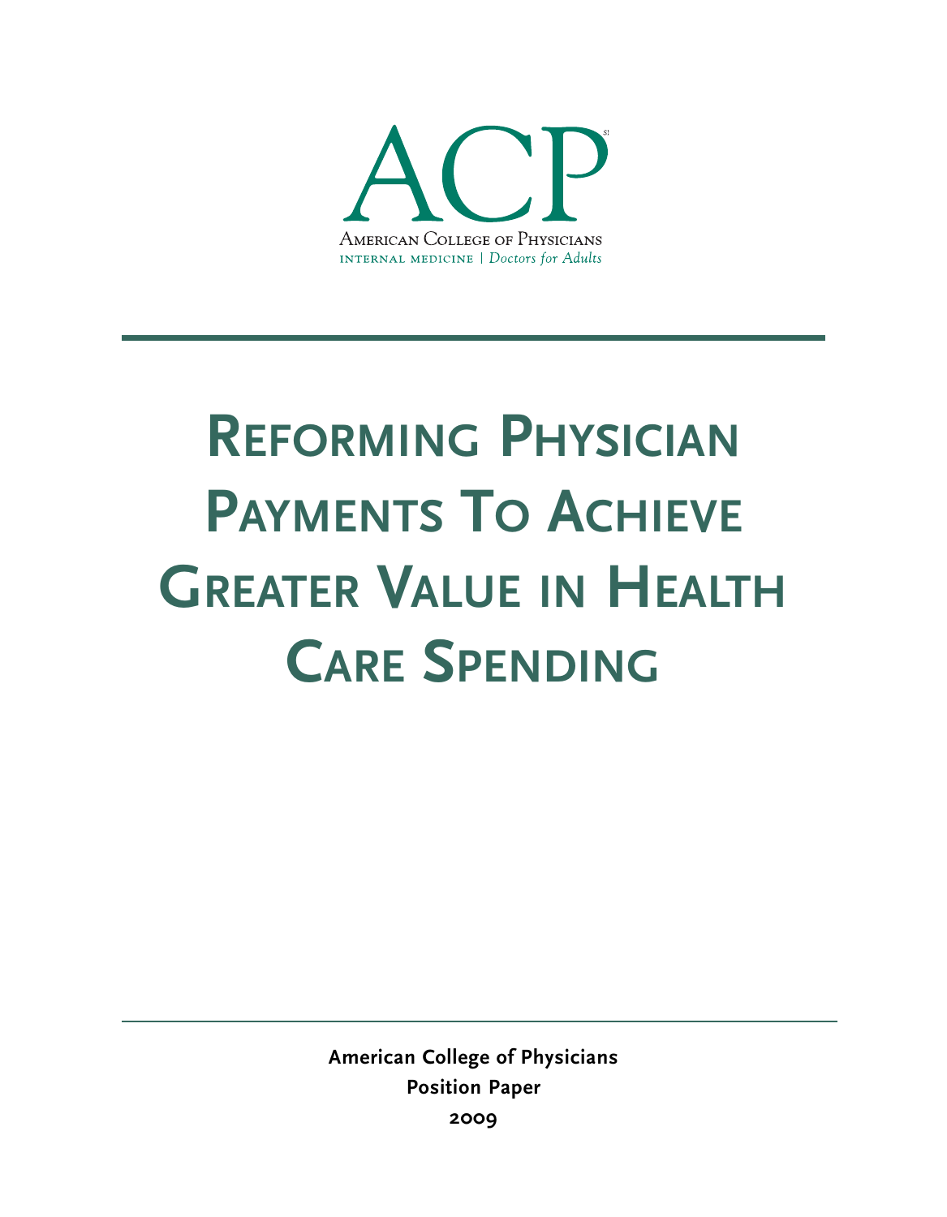ACP

American College of Physicians

INTERNAL MEDICINE | *Doctors for Adults*

# Reforming Physician Payments To Achieve Greater Value in Health Care Spending

**American College of Physicians**

**Position Paper**

**2009**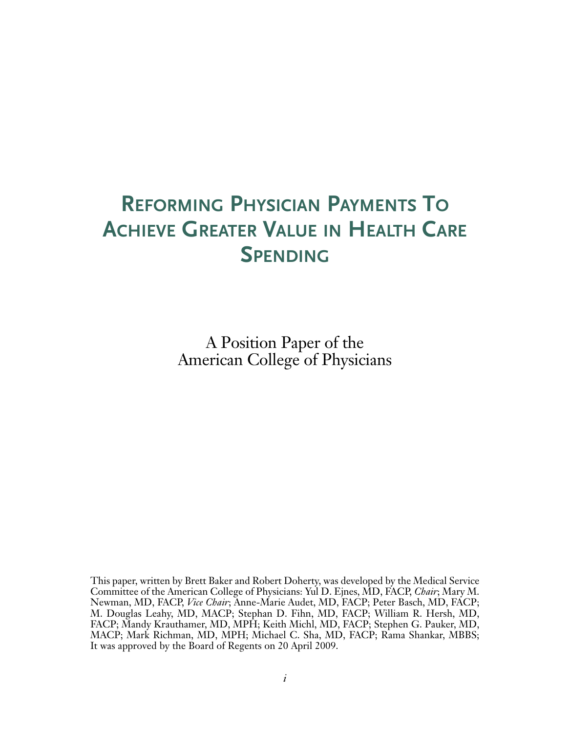# Reforming Physician Payments To Achieve Greater Value in Health Care Spending

A Position Paper of the
American College of Physicians

This paper, written by Brett Baker and Robert Doherty, was developed by the Medical Service Committee of the American College of Physicians: Yul D. Ejnes, MD, FACP, *Chair*; Mary M. Newman, MD, FACP, *Vice Chair*; Anne-Marie Audet, MD, FACP; Peter Basch, MD, FACP; M. Douglas Leahy, MD, MACP; Stephan D. Fihn, MD, FACP; William R. Hersh, MD, FACP; Mandy Krauthamer, MD, MPH; Keith Michl, MD, FACP; Stephen G. Pauker, MD, MACP; Mark Richman, MD, MPH; Michael C. Sha, MD, FACP; Rama Shankar, MBBS; It was approved by the Board of Regents on 20 April 2009.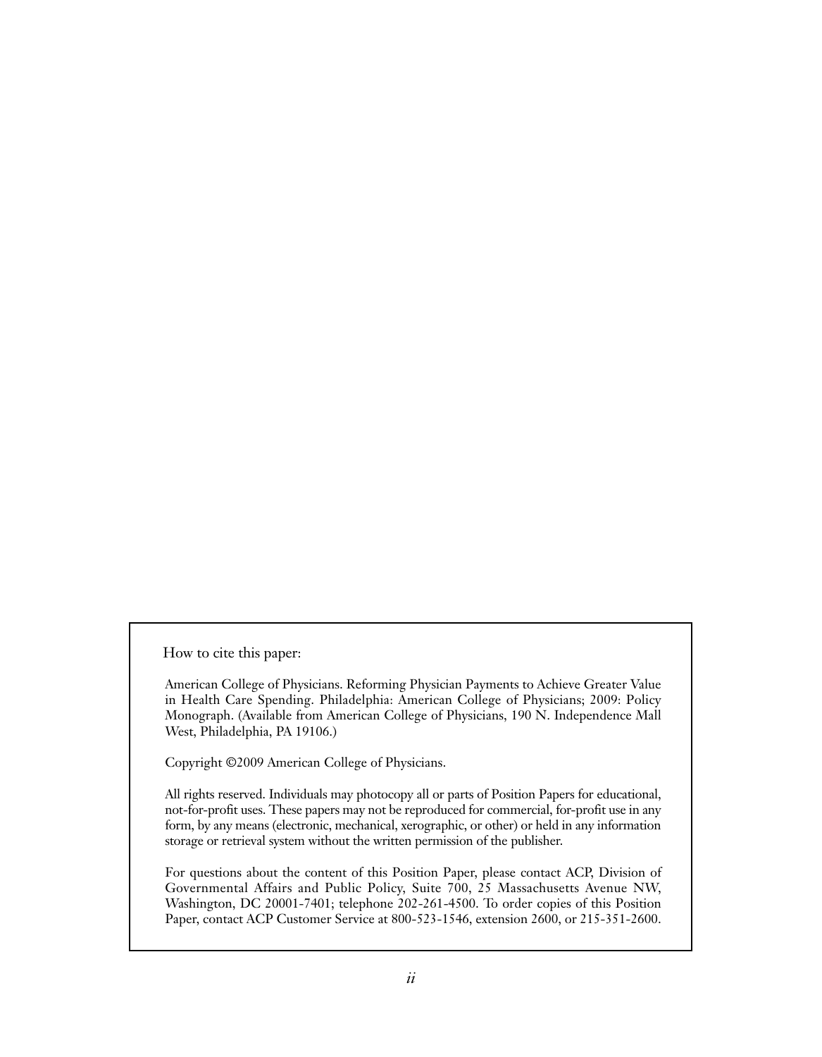How to cite this paper:

American College of Physicians. Reforming Physician Payments to Achieve Greater Value in Health Care Spending. Philadelphia: American College of Physicians; 2009: Policy Monograph. (Available from American College of Physicians, 190 N. Independence Mall West, Philadelphia, PA 19106.)

Copyright ©2009 American College of Physicians.

All rights reserved. Individuals may photocopy all or parts of Position Papers for educational, not-for-profit uses. These papers may not be reproduced for commercial, for-profit use in any form, by any means (electronic, mechanical, xerographic, or other) or held in any information storage or retrieval system without the written permission of the publisher.

For questions about the content of this Position Paper, please contact ACP, Division of Governmental Affairs and Public Policy, Suite 700, 25 Massachusetts Avenue NW, Washington, DC 20001-7401; telephone 202-261-4500. To order copies of this Position Paper, contact ACP Customer Service at 800-523-1546, extension 2600, or 215-351-2600.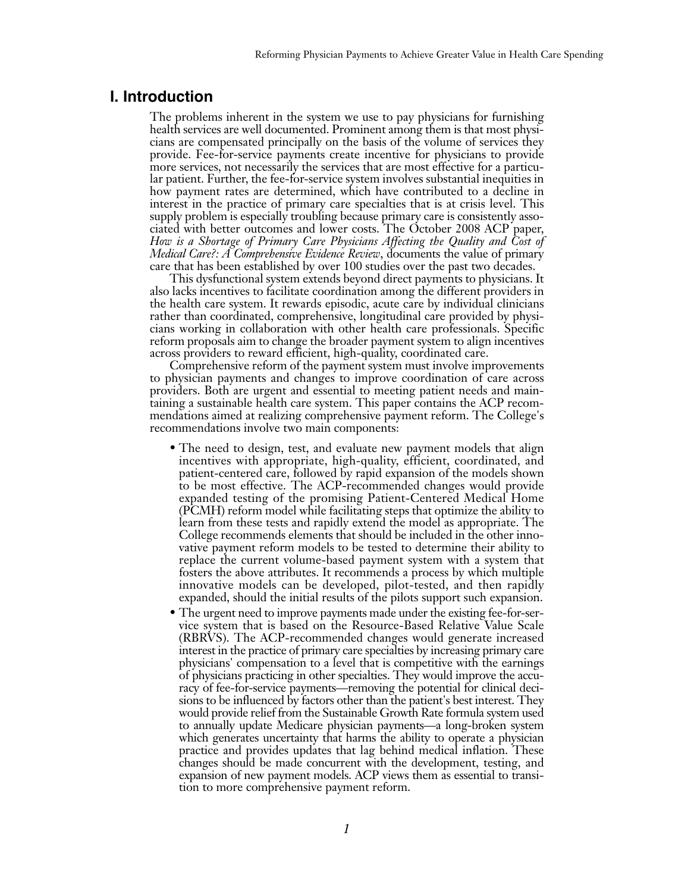# I. Introduction

The problems inherent in the system we use to pay physicians for furnishing health services are well documented. Prominent among them is that most physicians are compensated principally on the basis of the volume of services they provide. Fee-for-service payments create incentive for physicians to provide more services, not necessarily the services that are most effective for a particular patient. Further, the fee-for-service system involves substantial inequities in how payment rates are determined, which have contributed to a decline in interest in the practice of primary care specialties that is at crisis level. This supply problem is especially troubling because primary care is consistently associated with better outcomes and lower costs. The October 2008 ACP paper, *How is a Shortage of Primary Care Physicians Affecting the Quality and Cost of Medical Care?: A Comprehensive Evidence Review*, documents the value of primary care that has been established by over 100 studies over the past two decades.

This dysfunctional system extends beyond direct payments to physicians. It also lacks incentives to facilitate coordination among the different providers in the health care system. It rewards episodic, acute care by individual clinicians rather than coordinated, comprehensive, longitudinal care provided by physicians working in collaboration with other health care professionals. Specific reform proposals aim to change the broader payment system to align incentives across providers to reward efficient, high-quality, coordinated care.

Comprehensive reform of the payment system must involve improvements to physician payments and changes to improve coordination of care across providers. Both are urgent and essential to meeting patient needs and maintaining a sustainable health care system. This paper contains the ACP recommendations aimed at realizing comprehensive payment reform. The College's recommendations involve two main components:

- The need to design, test, and evaluate new payment models that align incentives with appropriate, high-quality, efficient, coordinated, and patient-centered care, followed by rapid expansion of the models shown to be most effective. The ACP-recommended changes would provide expanded testing of the promising Patient-Centered Medical Home (PCMH) reform model while facilitating steps that optimize the ability to learn from these tests and rapidly extend the model as appropriate. The College recommends elements that should be included in the other innovative payment reform models to be tested to determine their ability to replace the current volume-based payment system with a system that fosters the above attributes. It recommends a process by which multiple innovative models can be developed, pilot-tested, and then rapidly expanded, should the initial results of the pilots support such expansion.
- The urgent need to improve payments made under the existing fee-for-service system that is based on the Resource-Based Relative Value Scale (RBRVS). The ACP-recommended changes would generate increased interest in the practice of primary care specialties by increasing primary care physicians' compensation to a level that is competitive with the earnings of physicians practicing in other specialties. They would improve the accuracy of fee-for-service payments—removing the potential for clinical decisions to be influenced by factors other than the patient's best interest. They would provide relief from the Sustainable Growth Rate formula system used to annually update Medicare physician payments—a long-broken system which generates uncertainty that harms the ability to operate a physician practice and provides updates that lag behind medical inflation. These changes should be made concurrent with the development, testing, and expansion of new payment models. ACP views them as essential to transition to more comprehensive payment reform.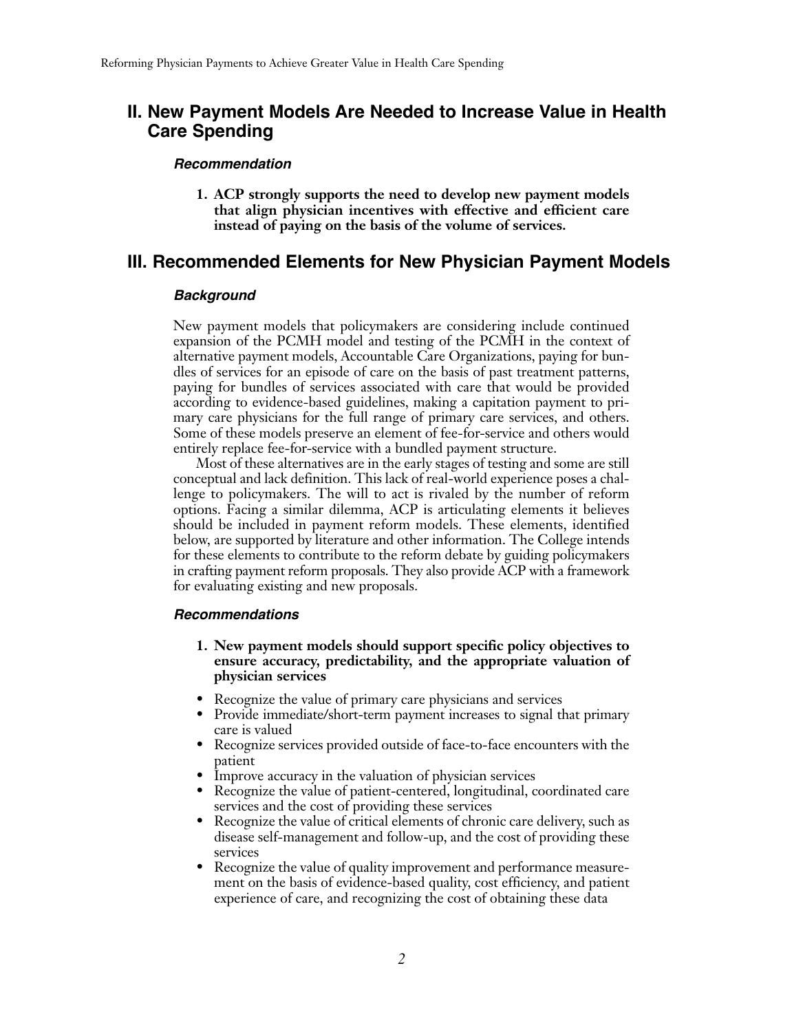## II. New Payment Models Are Needed to Increase Value in Health Care Spending

#### *Recommendation*

**1. ACP strongly supports the need to develop new payment models that align physician incentives with effective and efficient care instead of paying on the basis of the volume of services.**

## III. Recommended Elements for New Physician Payment Models

#### *Background*

New payment models that policymakers are considering include continued expansion of the PCMH model and testing of the PCMH in the context of alternative payment models, Accountable Care Organizations, paying for bundles of services for an episode of care on the basis of past treatment patterns, paying for bundles of services associated with care that would be provided according to evidence-based guidelines, making a capitation payment to primary care physicians for the full range of primary care services, and others. Some of these models preserve an element of fee-for-service and others would entirely replace fee-for-service with a bundled payment structure.

Most of these alternatives are in the early stages of testing and some are still conceptual and lack definition. This lack of real-world experience poses a challenge to policymakers. The will to act is rivaled by the number of reform options. Facing a similar dilemma, ACP is articulating elements it believes should be included in payment reform models. These elements, identified below, are supported by literature and other information. The College intends for these elements to contribute to the reform debate by guiding policymakers in crafting payment reform proposals. They also provide ACP with a framework for evaluating existing and new proposals.

#### *Recommendations*

**1. New payment models should support specific policy objectives to ensure accuracy, predictability, and the appropriate valuation of physician services**

- Recognize the value of primary care physicians and services
- Provide immediate/short-term payment increases to signal that primary care is valued
- Recognize services provided outside of face-to-face encounters with the patient
- Improve accuracy in the valuation of physician services
- Recognize the value of patient-centered, longitudinal, coordinated care services and the cost of providing these services
- Recognize the value of critical elements of chronic care delivery, such as disease self-management and follow-up, and the cost of providing these services
- Recognize the value of quality improvement and performance measurement on the basis of evidence-based quality, cost efficiency, and patient experience of care, and recognizing the cost of obtaining these data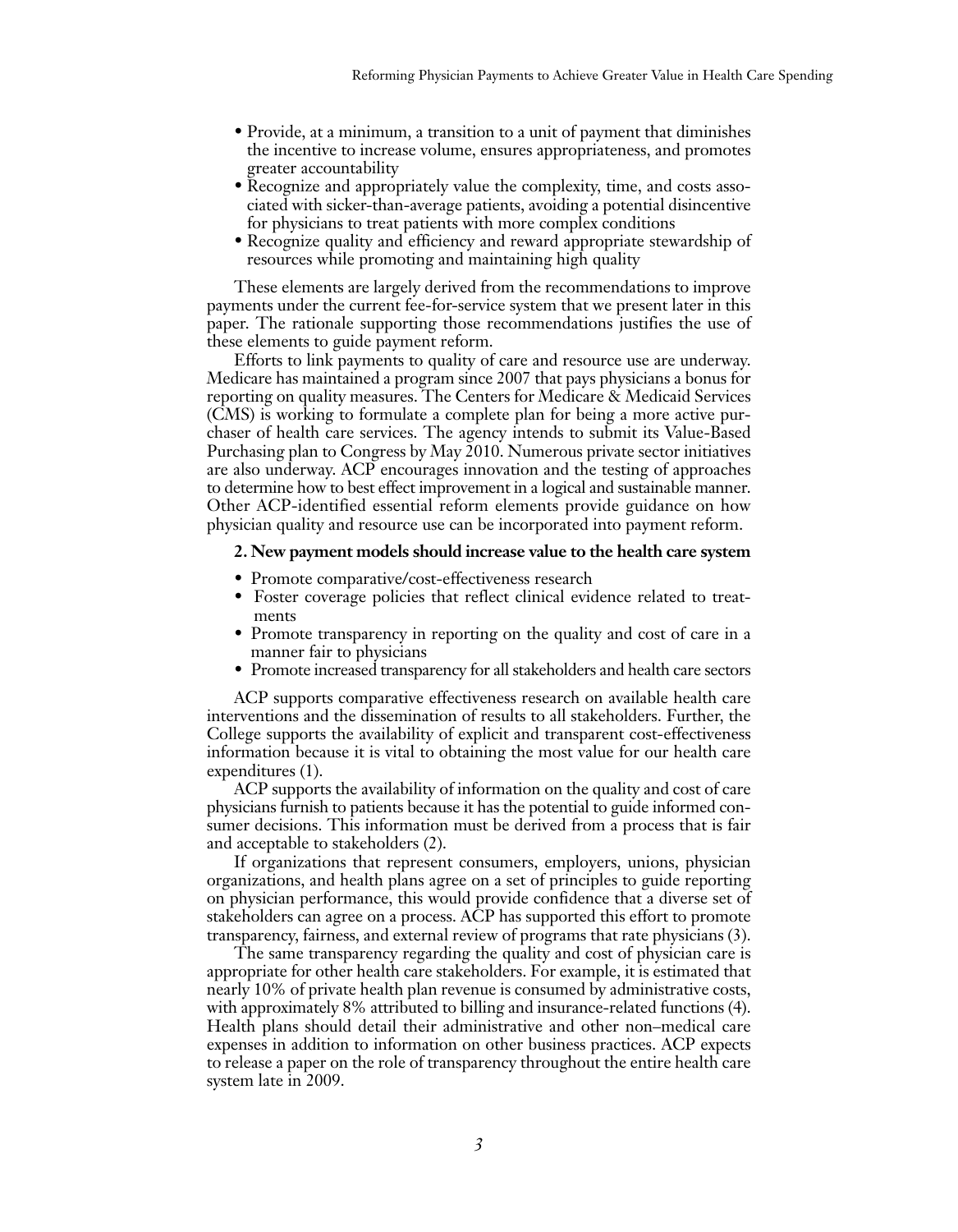- Provide, at a minimum, a transition to a unit of payment that diminishes the incentive to increase volume, ensures appropriateness, and promotes greater accountability
- Recognize and appropriately value the complexity, time, and costs associated with sicker-than-average patients, avoiding a potential disincentive for physicians to treat patients with more complex conditions
- Recognize quality and efficiency and reward appropriate stewardship of resources while promoting and maintaining high quality

These elements are largely derived from the recommendations to improve payments under the current fee-for-service system that we present later in this paper. The rationale supporting those recommendations justifies the use of these elements to guide payment reform.

Efforts to link payments to quality of care and resource use are underway. Medicare has maintained a program since 2007 that pays physicians a bonus for reporting on quality measures. The Centers for Medicare & Medicaid Services (CMS) is working to formulate a complete plan for being a more active purchaser of health care services. The agency intends to submit its Value-Based Purchasing plan to Congress by May 2010. Numerous private sector initiatives are also underway. ACP encourages innovation and the testing of approaches to determine how to best effect improvement in a logical and sustainable manner. Other ACP-identified essential reform elements provide guidance on how physician quality and resource use can be incorporated into payment reform.

**2. New payment models should increase value to the health care system**

- Promote comparative/cost-effectiveness research
- Foster coverage policies that reflect clinical evidence related to treatments
- Promote transparency in reporting on the quality and cost of care in a manner fair to physicians
- Promote increased transparency for all stakeholders and health care sectors

ACP supports comparative effectiveness research on available health care interventions and the dissemination of results to all stakeholders. Further, the College supports the availability of explicit and transparent cost-effectiveness information because it is vital to obtaining the most value for our health care expenditures (1).

ACP supports the availability of information on the quality and cost of care physicians furnish to patients because it has the potential to guide informed consumer decisions. This information must be derived from a process that is fair and acceptable to stakeholders (2).

If organizations that represent consumers, employers, unions, physician organizations, and health plans agree on a set of principles to guide reporting on physician performance, this would provide confidence that a diverse set of stakeholders can agree on a process. ACP has supported this effort to promote transparency, fairness, and external review of programs that rate physicians (3).

The same transparency regarding the quality and cost of physician care is appropriate for other health care stakeholders. For example, it is estimated that nearly 10% of private health plan revenue is consumed by administrative costs, with approximately 8% attributed to billing and insurance-related functions (4). Health plans should detail their administrative and other non–medical care expenses in addition to information on other business practices. ACP expects to release a paper on the role of transparency throughout the entire health care system late in 2009.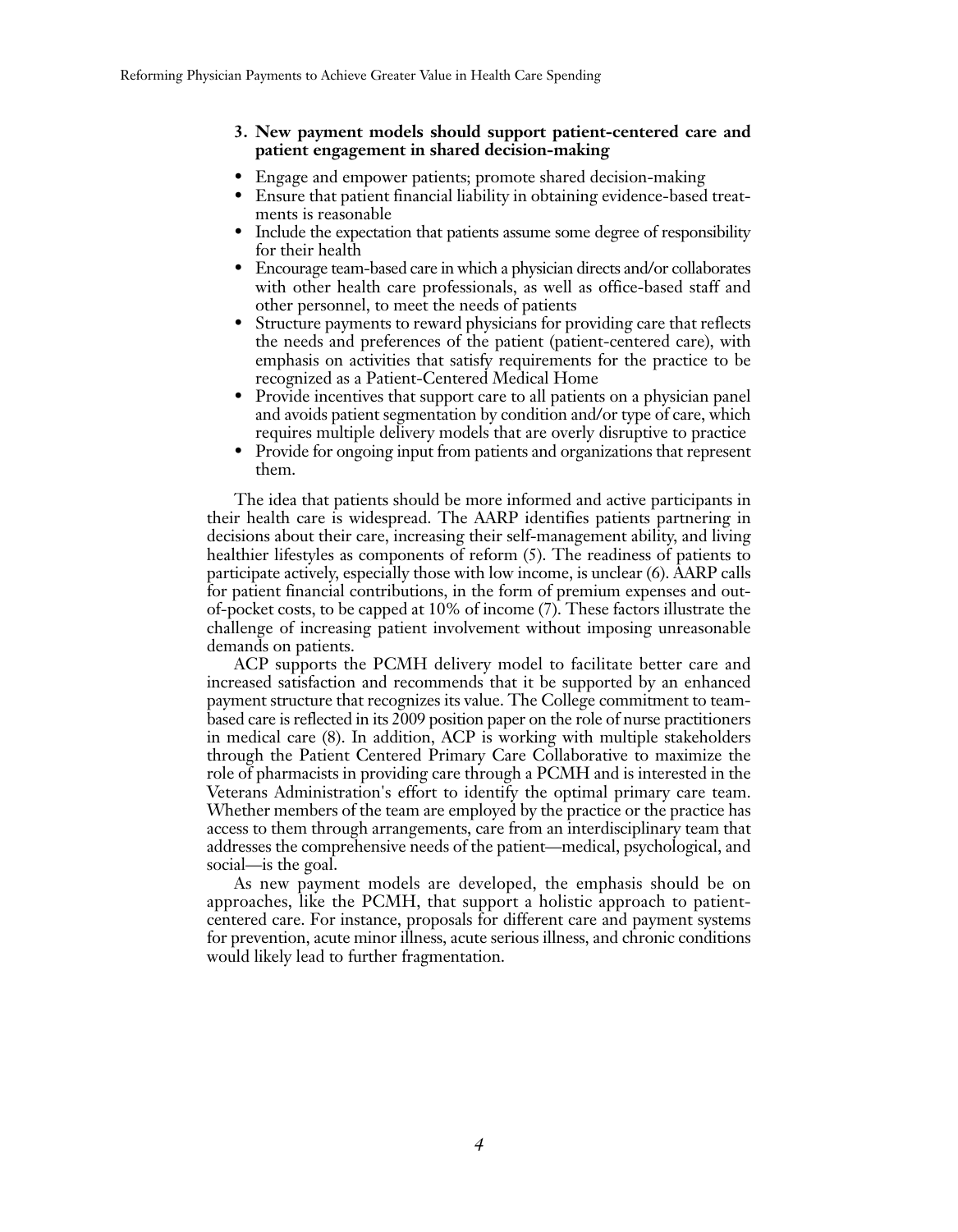**3. New payment models should support patient-centered care and patient engagement in shared decision-making**

- Engage and empower patients; promote shared decision-making
- Ensure that patient financial liability in obtaining evidence-based treatments is reasonable
- Include the expectation that patients assume some degree of responsibility for their health
- Encourage team-based care in which a physician directs and/or collaborates with other health care professionals, as well as office-based staff and other personnel, to meet the needs of patients
- Structure payments to reward physicians for providing care that reflects the needs and preferences of the patient (patient-centered care), with emphasis on activities that satisfy requirements for the practice to be recognized as a Patient-Centered Medical Home
- Provide incentives that support care to all patients on a physician panel and avoids patient segmentation by condition and/or type of care, which requires multiple delivery models that are overly disruptive to practice
- Provide for ongoing input from patients and organizations that represent them.

The idea that patients should be more informed and active participants in their health care is widespread. The AARP identifies patients partnering in decisions about their care, increasing their self-management ability, and living healthier lifestyles as components of reform (5). The readiness of patients to participate actively, especially those with low income, is unclear (6). AARP calls for patient financial contributions, in the form of premium expenses and out-of-pocket costs, to be capped at 10% of income (7). These factors illustrate the challenge of increasing patient involvement without imposing unreasonable demands on patients.

ACP supports the PCMH delivery model to facilitate better care and increased satisfaction and recommends that it be supported by an enhanced payment structure that recognizes its value. The College commitment to team-based care is reflected in its 2009 position paper on the role of nurse practitioners in medical care (8). In addition, ACP is working with multiple stakeholders through the Patient Centered Primary Care Collaborative to maximize the role of pharmacists in providing care through a PCMH and is interested in the Veterans Administration's effort to identify the optimal primary care team. Whether members of the team are employed by the practice or the practice has access to them through arrangements, care from an interdisciplinary team that addresses the comprehensive needs of the patient—medical, psychological, and social—is the goal.

As new payment models are developed, the emphasis should be on approaches, like the PCMH, that support a holistic approach to patient-centered care. For instance, proposals for different care and payment systems for prevention, acute minor illness, acute serious illness, and chronic conditions would likely lead to further fragmentation.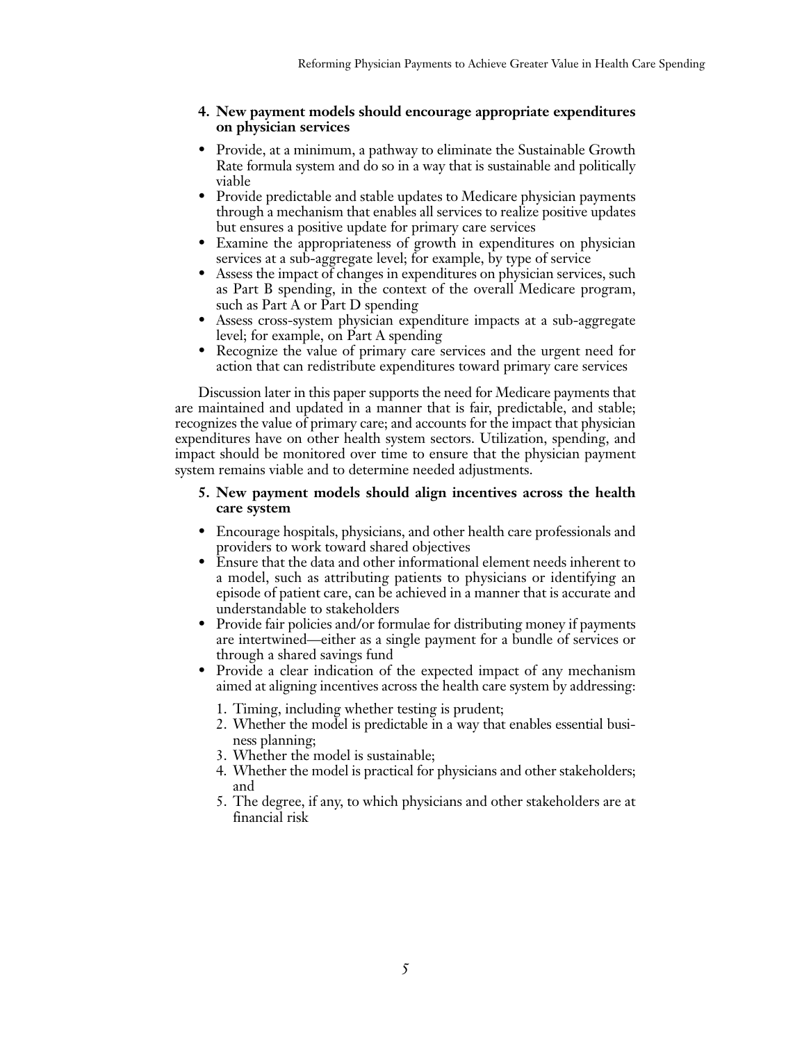**4. New payment models should encourage appropriate expenditures on physician services**

- Provide, at a minimum, a pathway to eliminate the Sustainable Growth Rate formula system and do so in a way that is sustainable and politically viable
- Provide predictable and stable updates to Medicare physician payments through a mechanism that enables all services to realize positive updates but ensures a positive update for primary care services
- Examine the appropriateness of growth in expenditures on physician services at a sub-aggregate level; for example, by type of service
- Assess the impact of changes in expenditures on physician services, such as Part B spending, in the context of the overall Medicare program, such as Part A or Part D spending
- Assess cross-system physician expenditure impacts at a sub-aggregate level; for example, on Part A spending
- Recognize the value of primary care services and the urgent need for action that can redistribute expenditures toward primary care services

Discussion later in this paper supports the need for Medicare payments that are maintained and updated in a manner that is fair, predictable, and stable; recognizes the value of primary care; and accounts for the impact that physician expenditures have on other health system sectors. Utilization, spending, and impact should be monitored over time to ensure that the physician payment system remains viable and to determine needed adjustments.

**5. New payment models should align incentives across the health care system**

- Encourage hospitals, physicians, and other health care professionals and providers to work toward shared objectives
- Ensure that the data and other informational element needs inherent to a model, such as attributing patients to physicians or identifying an episode of patient care, can be achieved in a manner that is accurate and understandable to stakeholders
- Provide fair policies and/or formulae for distributing money if payments are intertwined—either as a single payment for a bundle of services or through a shared savings fund
- Provide a clear indication of the expected impact of any mechanism aimed at aligning incentives across the health care system by addressing:
  1. Timing, including whether testing is prudent;
  2. Whether the model is predictable in a way that enables essential business planning;
  3. Whether the model is sustainable;
  4. Whether the model is practical for physicians and other stakeholders; and
  5. The degree, if any, to which physicians and other stakeholders are at financial risk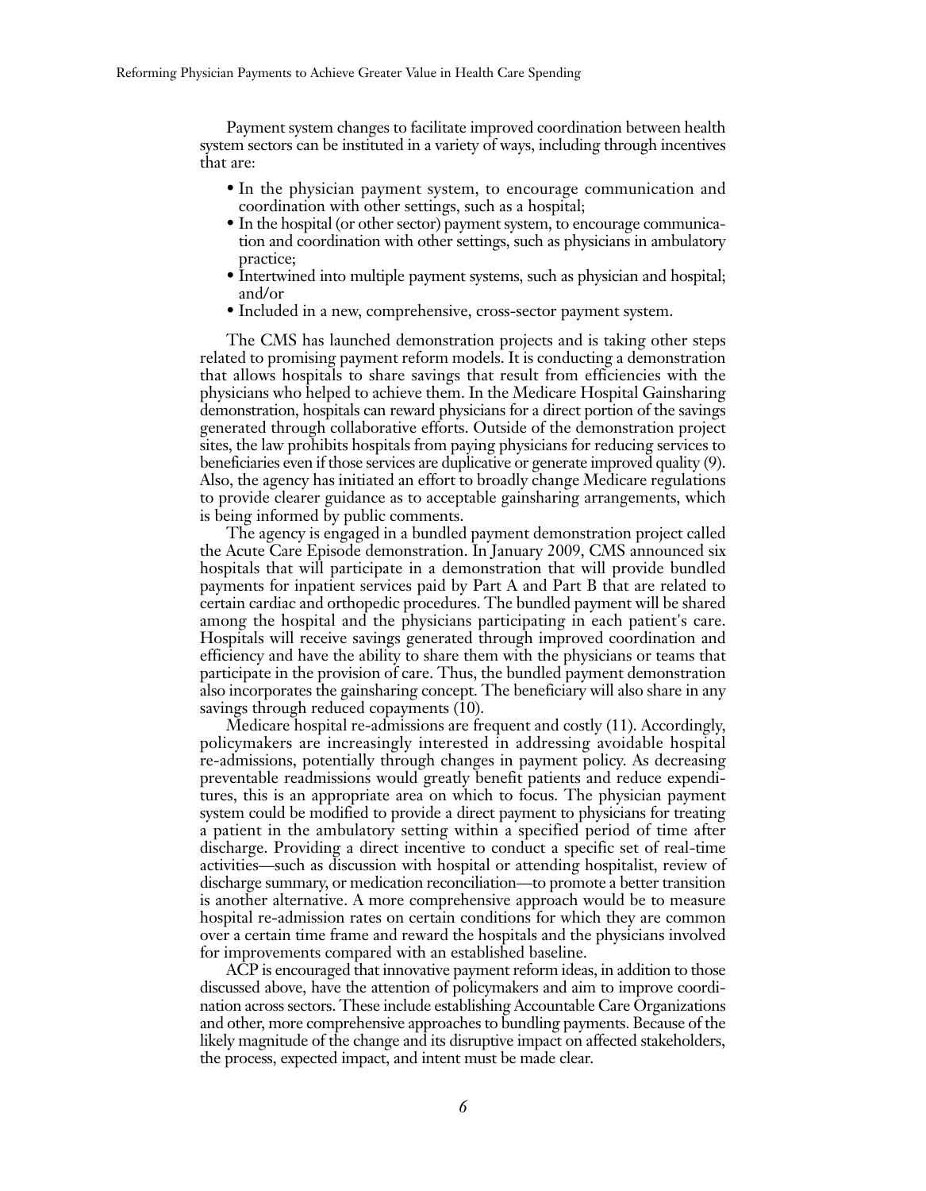Payment system changes to facilitate improved coordination between health system sectors can be instituted in a variety of ways, including through incentives that are:

- In the physician payment system, to encourage communication and coordination with other settings, such as a hospital;
- In the hospital (or other sector) payment system, to encourage communication and coordination with other settings, such as physicians in ambulatory practice;
- Intertwined into multiple payment systems, such as physician and hospital; and/or
- Included in a new, comprehensive, cross-sector payment system.

The CMS has launched demonstration projects and is taking other steps related to promising payment reform models. It is conducting a demonstration that allows hospitals to share savings that result from efficiencies with the physicians who helped to achieve them. In the Medicare Hospital Gainsharing demonstration, hospitals can reward physicians for a direct portion of the savings generated through collaborative efforts. Outside of the demonstration project sites, the law prohibits hospitals from paying physicians for reducing services to beneficiaries even if those services are duplicative or generate improved quality (9). Also, the agency has initiated an effort to broadly change Medicare regulations to provide clearer guidance as to acceptable gainsharing arrangements, which is being informed by public comments.

The agency is engaged in a bundled payment demonstration project called the Acute Care Episode demonstration. In January 2009, CMS announced six hospitals that will participate in a demonstration that will provide bundled payments for inpatient services paid by Part A and Part B that are related to certain cardiac and orthopedic procedures. The bundled payment will be shared among the hospital and the physicians participating in each patient's care. Hospitals will receive savings generated through improved coordination and efficiency and have the ability to share them with the physicians or teams that participate in the provision of care. Thus, the bundled payment demonstration also incorporates the gainsharing concept. The beneficiary will also share in any savings through reduced copayments (10).

Medicare hospital re-admissions are frequent and costly (11). Accordingly, policymakers are increasingly interested in addressing avoidable hospital re-admissions, potentially through changes in payment policy. As decreasing preventable readmissions would greatly benefit patients and reduce expenditures, this is an appropriate area on which to focus. The physician payment system could be modified to provide a direct payment to physicians for treating a patient in the ambulatory setting within a specified period of time after discharge. Providing a direct incentive to conduct a specific set of real-time activities—such as discussion with hospital or attending hospitalist, review of discharge summary, or medication reconciliation—to promote a better transition is another alternative. A more comprehensive approach would be to measure hospital re-admission rates on certain conditions for which they are common over a certain time frame and reward the hospitals and the physicians involved for improvements compared with an established baseline.

ACP is encouraged that innovative payment reform ideas, in addition to those discussed above, have the attention of policymakers and aim to improve coordination across sectors. These include establishing Accountable Care Organizations and other, more comprehensive approaches to bundling payments. Because of the likely magnitude of the change and its disruptive impact on affected stakeholders, the process, expected impact, and intent must be made clear.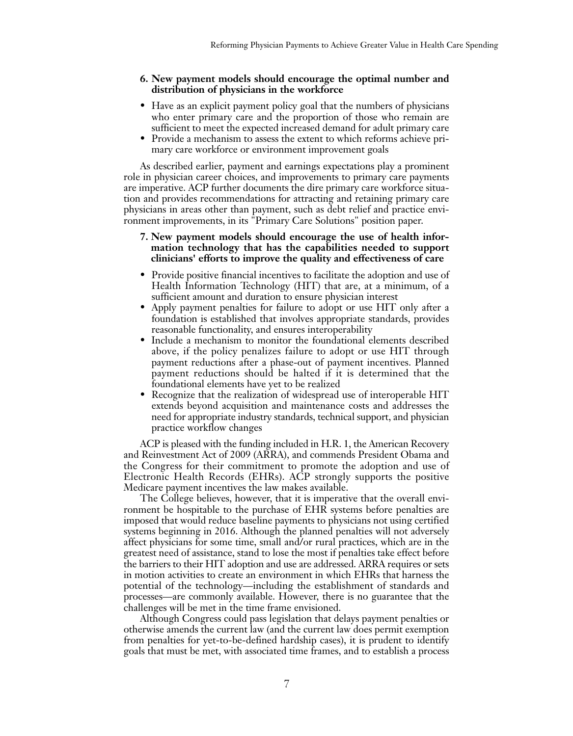**6. New payment models should encourage the optimal number and distribution of physicians in the workforce**

- Have as an explicit payment policy goal that the numbers of physicians who enter primary care and the proportion of those who remain are sufficient to meet the expected increased demand for adult primary care
- Provide a mechanism to assess the extent to which reforms achieve primary care workforce or environment improvement goals

As described earlier, payment and earnings expectations play a prominent role in physician career choices, and improvements to primary care payments are imperative. ACP further documents the dire primary care workforce situation and provides recommendations for attracting and retaining primary care physicians in areas other than payment, such as debt relief and practice environment improvements, in its "Primary Care Solutions" position paper.

**7. New payment models should encourage the use of health information technology that has the capabilities needed to support clinicians' efforts to improve the quality and effectiveness of care**

- Provide positive financial incentives to facilitate the adoption and use of Health Information Technology (HIT) that are, at a minimum, of a sufficient amount and duration to ensure physician interest
- Apply payment penalties for failure to adopt or use HIT only after a foundation is established that involves appropriate standards, provides reasonable functionality, and ensures interoperability
- Include a mechanism to monitor the foundational elements described above, if the policy penalizes failure to adopt or use HIT through payment reductions after a phase-out of payment incentives. Planned payment reductions should be halted if it is determined that the foundational elements have yet to be realized
- Recognize that the realization of widespread use of interoperable HIT extends beyond acquisition and maintenance costs and addresses the need for appropriate industry standards, technical support, and physician practice workflow changes

ACP is pleased with the funding included in H.R. 1, the American Recovery and Reinvestment Act of 2009 (ARRA), and commends President Obama and the Congress for their commitment to promote the adoption and use of Electronic Health Records (EHRs). ACP strongly supports the positive Medicare payment incentives the law makes available.

The College believes, however, that it is imperative that the overall environment be hospitable to the purchase of EHR systems before penalties are imposed that would reduce baseline payments to physicians not using certified systems beginning in 2016. Although the planned penalties will not adversely affect physicians for some time, small and/or rural practices, which are in the greatest need of assistance, stand to lose the most if penalties take effect before the barriers to their HIT adoption and use are addressed. ARRA requires or sets in motion activities to create an environment in which EHRs that harness the potential of the technology—including the establishment of standards and processes—are commonly available. However, there is no guarantee that the challenges will be met in the time frame envisioned.

Although Congress could pass legislation that delays payment penalties or otherwise amends the current law (and the current law does permit exemption from penalties for yet-to-be-defined hardship cases), it is prudent to identify goals that must be met, with associated time frames, and to establish a process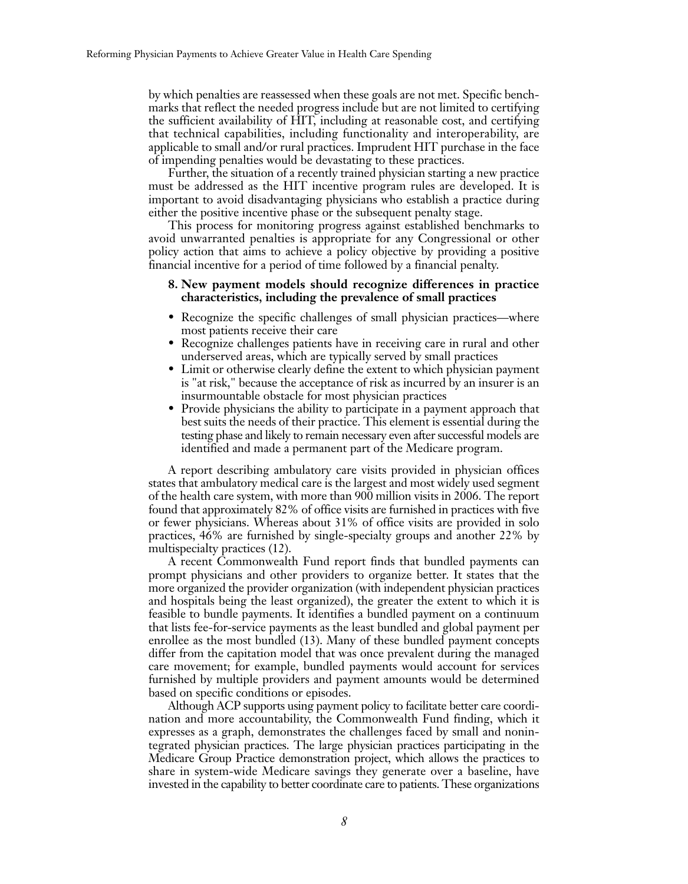by which penalties are reassessed when these goals are not met. Specific benchmarks that reflect the needed progress include but are not limited to certifying the sufficient availability of HIT, including at reasonable cost, and certifying that technical capabilities, including functionality and interoperability, are applicable to small and/or rural practices. Imprudent HIT purchase in the face of impending penalties would be devastating to these practices.

Further, the situation of a recently trained physician starting a new practice must be addressed as the HIT incentive program rules are developed. It is important to avoid disadvantaging physicians who establish a practice during either the positive incentive phase or the subsequent penalty stage.

This process for monitoring progress against established benchmarks to avoid unwarranted penalties is appropriate for any Congressional or other policy action that aims to achieve a policy objective by providing a positive financial incentive for a period of time followed by a financial penalty.

**8. New payment models should recognize differences in practice characteristics, including the prevalence of small practices**

- Recognize the specific challenges of small physician practices—where most patients receive their care
- Recognize challenges patients have in receiving care in rural and other underserved areas, which are typically served by small practices
- Limit or otherwise clearly define the extent to which physician payment is "at risk," because the acceptance of risk as incurred by an insurer is an insurmountable obstacle for most physician practices
- Provide physicians the ability to participate in a payment approach that best suits the needs of their practice. This element is essential during the testing phase and likely to remain necessary even after successful models are identified and made a permanent part of the Medicare program.

A report describing ambulatory care visits provided in physician offices states that ambulatory medical care is the largest and most widely used segment of the health care system, with more than 900 million visits in 2006. The report found that approximately 82% of office visits are furnished in practices with five or fewer physicians. Whereas about 31% of office visits are provided in solo practices, 46% are furnished by single-specialty groups and another 22% by multispecialty practices (12).

A recent Commonwealth Fund report finds that bundled payments can prompt physicians and other providers to organize better. It states that the more organized the provider organization (with independent physician practices and hospitals being the least organized), the greater the extent to which it is feasible to bundle payments. It identifies a bundled payment on a continuum that lists fee-for-service payments as the least bundled and global payment per enrollee as the most bundled (13). Many of these bundled payment concepts differ from the capitation model that was once prevalent during the managed care movement; for example, bundled payments would account for services furnished by multiple providers and payment amounts would be determined based on specific conditions or episodes.

Although ACP supports using payment policy to facilitate better care coordination and more accountability, the Commonwealth Fund finding, which it expresses as a graph, demonstrates the challenges faced by small and nonintegrated physician practices. The large physician practices participating in the Medicare Group Practice demonstration project, which allows the practices to share in system-wide Medicare savings they generate over a baseline, have invested in the capability to better coordinate care to patients. These organizations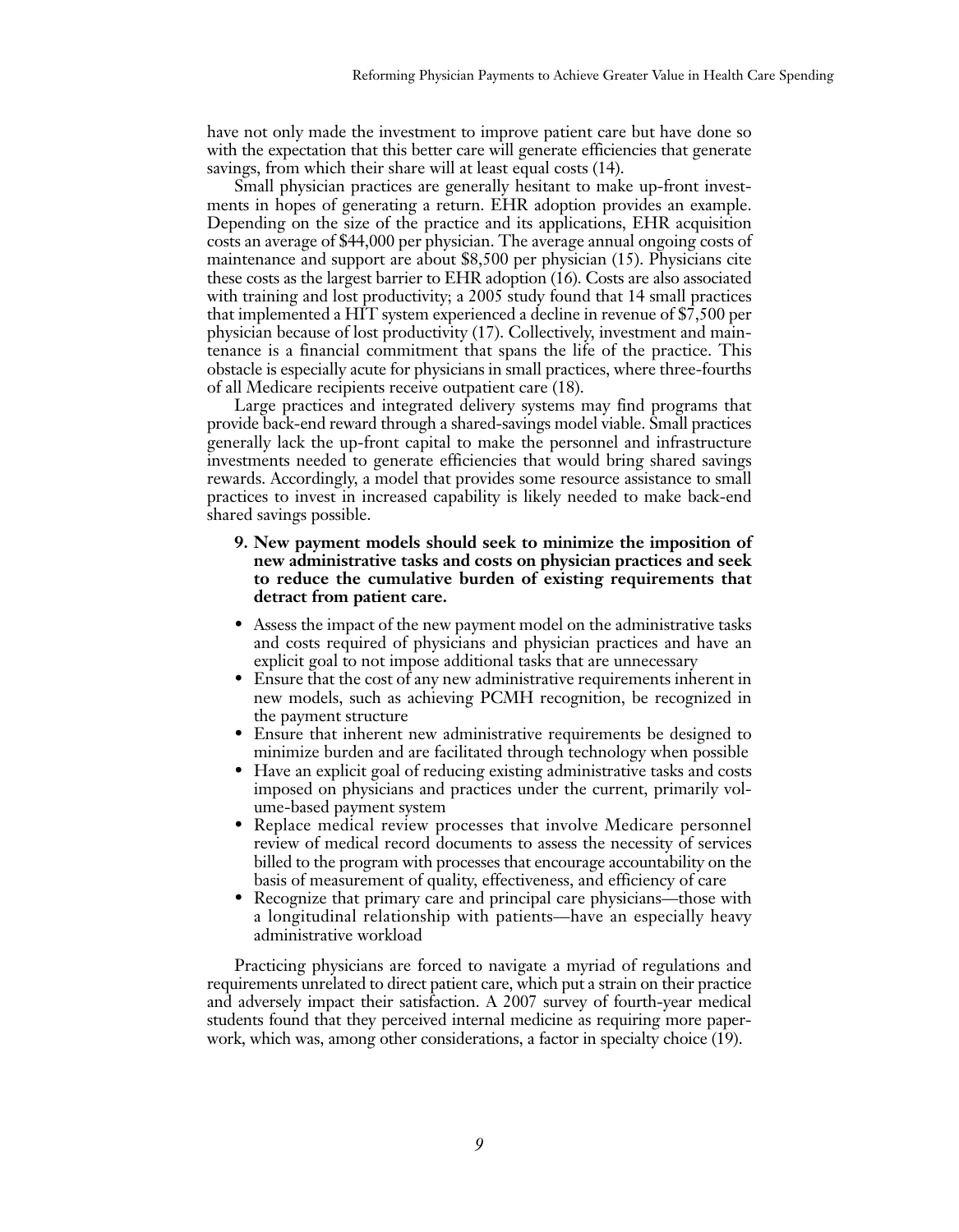have not only made the investment to improve patient care but have done so with the expectation that this better care will generate efficiencies that generate savings, from which their share will at least equal costs (14).

Small physician practices are generally hesitant to make up-front investments in hopes of generating a return. EHR adoption provides an example. Depending on the size of the practice and its applications, EHR acquisition costs an average of $44,000 per physician. The average annual ongoing costs of maintenance and support are about $8,500 per physician (15). Physicians cite these costs as the largest barrier to EHR adoption (16). Costs are also associated with training and lost productivity; a 2005 study found that 14 small practices that implemented a HIT system experienced a decline in revenue of $7,500 per physician because of lost productivity (17). Collectively, investment and maintenance is a financial commitment that spans the life of the practice. This obstacle is especially acute for physicians in small practices, where three-fourths of all Medicare recipients receive outpatient care (18).

Large practices and integrated delivery systems may find programs that provide back-end reward through a shared-savings model viable. Small practices generally lack the up-front capital to make the personnel and infrastructure investments needed to generate efficiencies that would bring shared savings rewards. Accordingly, a model that provides some resource assistance to small practices to invest in increased capability is likely needed to make back-end shared savings possible.

**9. New payment models should seek to minimize the imposition of new administrative tasks and costs on physician practices and seek to reduce the cumulative burden of existing requirements that detract from patient care.**

- Assess the impact of the new payment model on the administrative tasks and costs required of physicians and physician practices and have an explicit goal to not impose additional tasks that are unnecessary
- Ensure that the cost of any new administrative requirements inherent in new models, such as achieving PCMH recognition, be recognized in the payment structure
- Ensure that inherent new administrative requirements be designed to minimize burden and are facilitated through technology when possible
- Have an explicit goal of reducing existing administrative tasks and costs imposed on physicians and practices under the current, primarily volume-based payment system
- Replace medical review processes that involve Medicare personnel review of medical record documents to assess the necessity of services billed to the program with processes that encourage accountability on the basis of measurement of quality, effectiveness, and efficiency of care
- Recognize that primary care and principal care physicians—those with a longitudinal relationship with patients—have an especially heavy administrative workload

Practicing physicians are forced to navigate a myriad of regulations and requirements unrelated to direct patient care, which put a strain on their practice and adversely impact their satisfaction. A 2007 survey of fourth-year medical students found that they perceived internal medicine as requiring more paperwork, which was, among other considerations, a factor in specialty choice (19).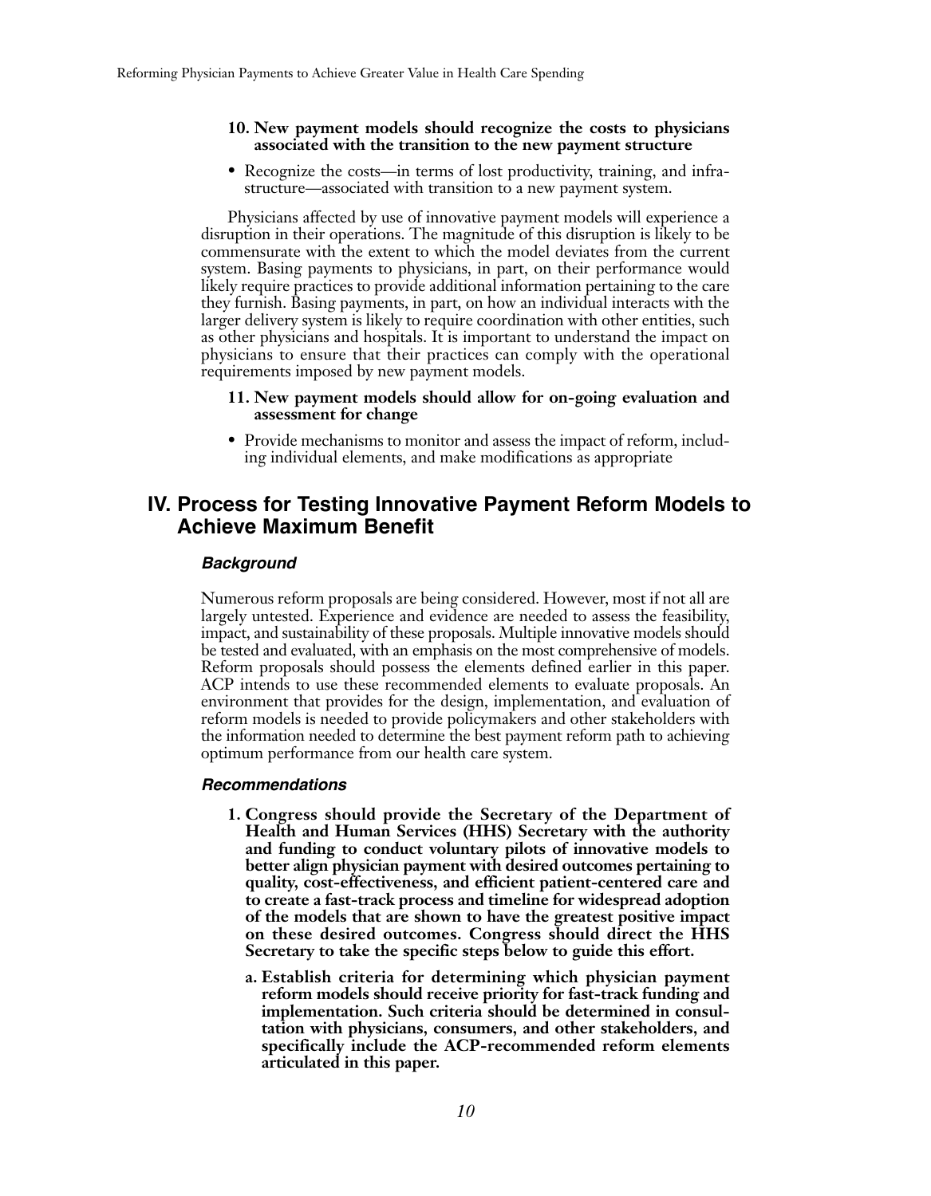**10. New payment models should recognize the costs to physicians associated with the transition to the new payment structure**

- Recognize the costs—in terms of lost productivity, training, and infrastructure—associated with transition to a new payment system.

Physicians affected by use of innovative payment models will experience a disruption in their operations. The magnitude of this disruption is likely to be commensurate with the extent to which the model deviates from the current system. Basing payments to physicians, in part, on their performance would likely require practices to provide additional information pertaining to the care they furnish. Basing payments, in part, on how an individual interacts with the larger delivery system is likely to require coordination with other entities, such as other physicians and hospitals. It is important to understand the impact on physicians to ensure that their practices can comply with the operational requirements imposed by new payment models.

**11. New payment models should allow for on-going evaluation and assessment for change**

- Provide mechanisms to monitor and assess the impact of reform, including individual elements, and make modifications as appropriate

## IV. Process for Testing Innovative Payment Reform Models to Achieve Maximum Benefit

### *Background*

Numerous reform proposals are being considered. However, most if not all are largely untested. Experience and evidence are needed to assess the feasibility, impact, and sustainability of these proposals. Multiple innovative models should be tested and evaluated, with an emphasis on the most comprehensive of models. Reform proposals should possess the elements defined earlier in this paper. ACP intends to use these recommended elements to evaluate proposals. An environment that provides for the design, implementation, and evaluation of reform models is needed to provide policymakers and other stakeholders with the information needed to determine the best payment reform path to achieving optimum performance from our health care system.

### *Recommendations*

**1. Congress should provide the Secretary of the Department of Health and Human Services (HHS) Secretary with the authority and funding to conduct voluntary pilots of innovative models to better align physician payment with desired outcomes pertaining to quality, cost-effectiveness, and efficient patient-centered care and to create a fast-track process and timeline for widespread adoption of the models that are shown to have the greatest positive impact on these desired outcomes. Congress should direct the HHS Secretary to take the specific steps below to guide this effort.**

**a. Establish criteria for determining which physician payment reform models should receive priority for fast-track funding and implementation. Such criteria should be determined in consultation with physicians, consumers, and other stakeholders, and specifically include the ACP-recommended reform elements articulated in this paper.**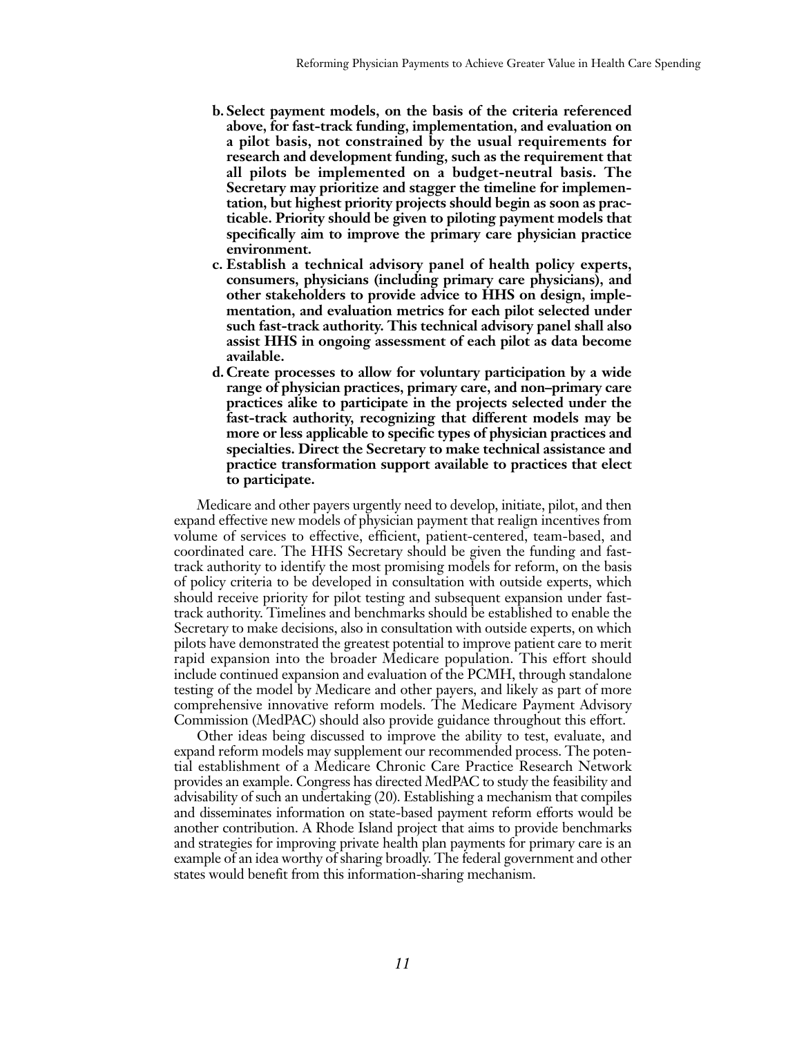b. **Select payment models, on the basis of the criteria referenced above, for fast-track funding, implementation, and evaluation on a pilot basis, not constrained by the usual requirements for research and development funding, such as the requirement that all pilots be implemented on a budget-neutral basis. The Secretary may prioritize and stagger the timeline for implementation, but highest priority projects should begin as soon as practicable. Priority should be given to piloting payment models that specifically aim to improve the primary care physician practice environment.**
c. **Establish a technical advisory panel of health policy experts, consumers, physicians (including primary care physicians), and other stakeholders to provide advice to HHS on design, implementation, and evaluation metrics for each pilot selected under such fast-track authority. This technical advisory panel shall also assist HHS in ongoing assessment of each pilot as data become available.**
d. **Create processes to allow for voluntary participation by a wide range of physician practices, primary care, and non–primary care practices alike to participate in the projects selected under the fast-track authority, recognizing that different models may be more or less applicable to specific types of physician practices and specialties. Direct the Secretary to make technical assistance and practice transformation support available to practices that elect to participate.**

Medicare and other payers urgently need to develop, initiate, pilot, and then expand effective new models of physician payment that realign incentives from volume of services to effective, efficient, patient-centered, team-based, and coordinated care. The HHS Secretary should be given the funding and fast-track authority to identify the most promising models for reform, on the basis of policy criteria to be developed in consultation with outside experts, which should receive priority for pilot testing and subsequent expansion under fast-track authority. Timelines and benchmarks should be established to enable the Secretary to make decisions, also in consultation with outside experts, on which pilots have demonstrated the greatest potential to improve patient care to merit rapid expansion into the broader Medicare population. This effort should include continued expansion and evaluation of the PCMH, through standalone testing of the model by Medicare and other payers, and likely as part of more comprehensive innovative reform models. The Medicare Payment Advisory Commission (MedPAC) should also provide guidance throughout this effort.

Other ideas being discussed to improve the ability to test, evaluate, and expand reform models may supplement our recommended process. The potential establishment of a Medicare Chronic Care Practice Research Network provides an example. Congress has directed MedPAC to study the feasibility and advisability of such an undertaking (20). Establishing a mechanism that compiles and disseminates information on state-based payment reform efforts would be another contribution. A Rhode Island project that aims to provide benchmarks and strategies for improving private health plan payments for primary care is an example of an idea worthy of sharing broadly. The federal government and other states would benefit from this information-sharing mechanism.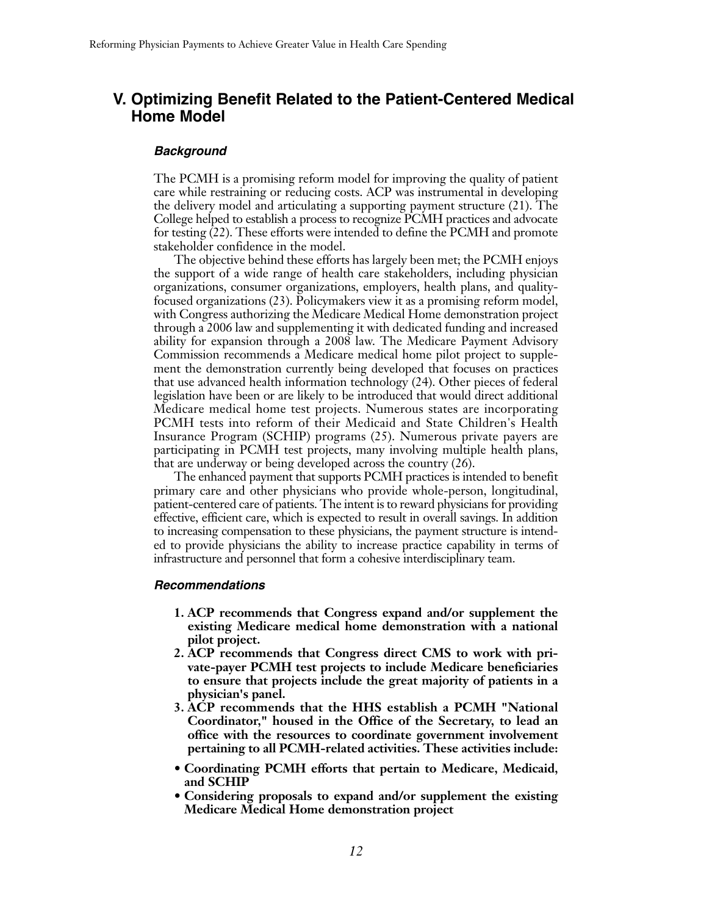## V. Optimizing Benefit Related to the Patient-Centered Medical Home Model

### *Background*

The PCMH is a promising reform model for improving the quality of patient care while restraining or reducing costs. ACP was instrumental in developing the delivery model and articulating a supporting payment structure (21). The College helped to establish a process to recognize PCMH practices and advocate for testing (22). These efforts were intended to define the PCMH and promote stakeholder confidence in the model.

The objective behind these efforts has largely been met; the PCMH enjoys the support of a wide range of health care stakeholders, including physician organizations, consumer organizations, employers, health plans, and quality-focused organizations (23). Policymakers view it as a promising reform model, with Congress authorizing the Medicare Medical Home demonstration project through a 2006 law and supplementing it with dedicated funding and increased ability for expansion through a 2008 law. The Medicare Payment Advisory Commission recommends a Medicare medical home pilot project to supplement the demonstration currently being developed that focuses on practices that use advanced health information technology (24). Other pieces of federal legislation have been or are likely to be introduced that would direct additional Medicare medical home test projects. Numerous states are incorporating PCMH tests into reform of their Medicaid and State Children's Health Insurance Program (SCHIP) programs (25). Numerous private payers are participating in PCMH test projects, many involving multiple health plans, that are underway or being developed across the country (26).

The enhanced payment that supports PCMH practices is intended to benefit primary care and other physicians who provide whole-person, longitudinal, patient-centered care of patients. The intent is to reward physicians for providing effective, efficient care, which is expected to result in overall savings. In addition to increasing compensation to these physicians, the payment structure is intended to provide physicians the ability to increase practice capability in terms of infrastructure and personnel that form a cohesive interdisciplinary team.

### *Recommendations*

1. **ACP recommends that Congress expand and/or supplement the existing Medicare medical home demonstration with a national pilot project.**
2. **ACP recommends that Congress direct CMS to work with private-payer PCMH test projects to include Medicare beneficiaries to ensure that projects include the great majority of patients in a physician's panel.**
3. **ACP recommends that the HHS establish a PCMH "National Coordinator," housed in the Office of the Secretary, to lead an office with the resources to coordinate government involvement pertaining to all PCMH-related activities. These activities include:**

- **Coordinating PCMH efforts that pertain to Medicare, Medicaid, and SCHIP**
- **Considering proposals to expand and/or supplement the existing Medicare Medical Home demonstration project**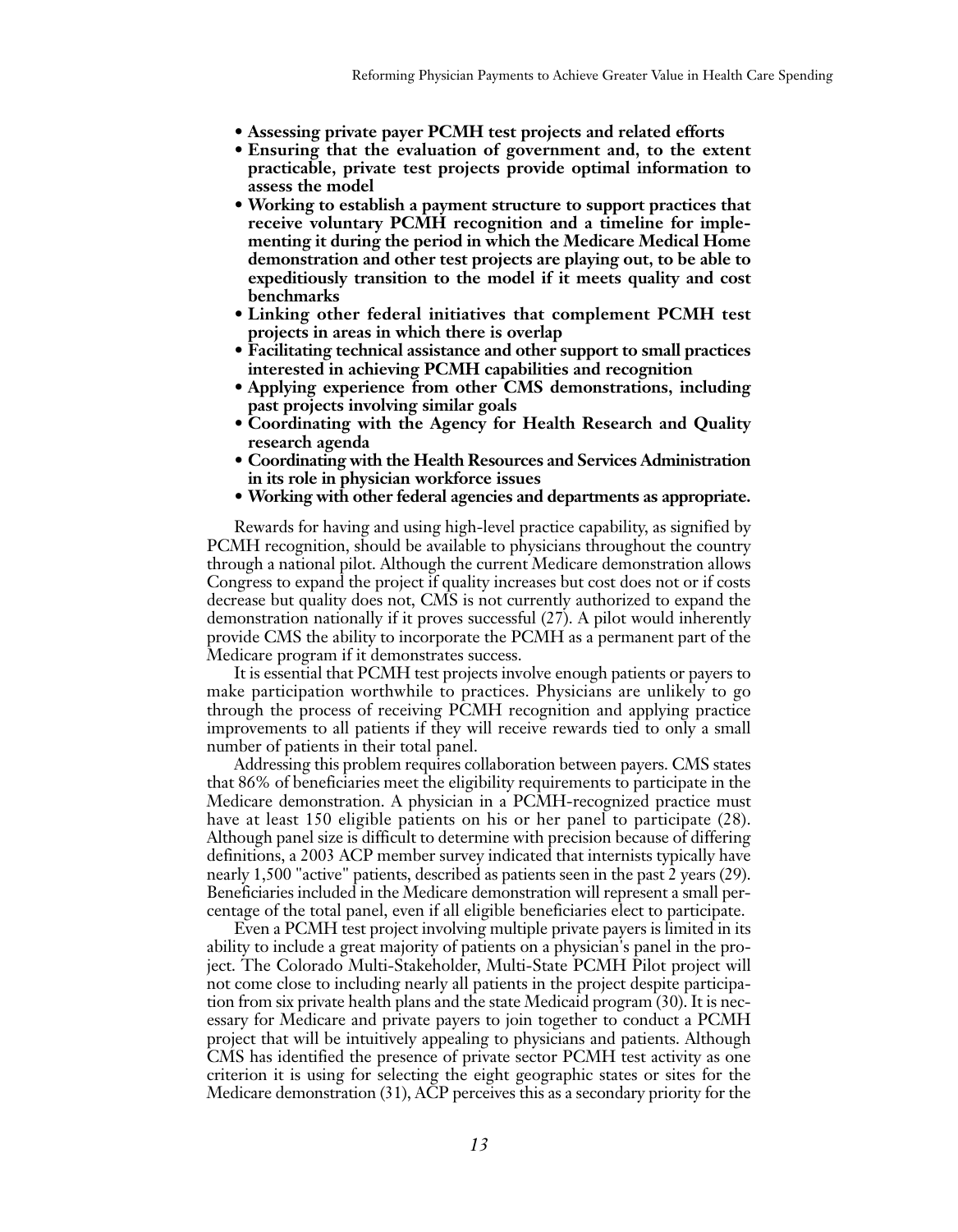- **Assessing private payer PCMH test projects and related efforts**
- **Ensuring that the evaluation of government and, to the extent practicable, private test projects provide optimal information to assess the model**
- **Working to establish a payment structure to support practices that receive voluntary PCMH recognition and a timeline for implementing it during the period in which the Medicare Medical Home demonstration and other test projects are playing out, to be able to expeditiously transition to the model if it meets quality and cost benchmarks**
- **Linking other federal initiatives that complement PCMH test projects in areas in which there is overlap**
- **Facilitating technical assistance and other support to small practices interested in achieving PCMH capabilities and recognition**
- **Applying experience from other CMS demonstrations, including past projects involving similar goals**
- **Coordinating with the Agency for Health Research and Quality research agenda**
- **Coordinating with the Health Resources and Services Administration in its role in physician workforce issues**
- **Working with other federal agencies and departments as appropriate.**

Rewards for having and using high-level practice capability, as signified by PCMH recognition, should be available to physicians throughout the country through a national pilot. Although the current Medicare demonstration allows Congress to expand the project if quality increases but cost does not or if costs decrease but quality does not, CMS is not currently authorized to expand the demonstration nationally if it proves successful (27). A pilot would inherently provide CMS the ability to incorporate the PCMH as a permanent part of the Medicare program if it demonstrates success.

It is essential that PCMH test projects involve enough patients or payers to make participation worthwhile to practices. Physicians are unlikely to go through the process of receiving PCMH recognition and applying practice improvements to all patients if they will receive rewards tied to only a small number of patients in their total panel.

Addressing this problem requires collaboration between payers. CMS states that 86% of beneficiaries meet the eligibility requirements to participate in the Medicare demonstration. A physician in a PCMH-recognized practice must have at least 150 eligible patients on his or her panel to participate (28). Although panel size is difficult to determine with precision because of differing definitions, a 2003 ACP member survey indicated that internists typically have nearly 1,500 "active" patients, described as patients seen in the past 2 years (29). Beneficiaries included in the Medicare demonstration will represent a small percentage of the total panel, even if all eligible beneficiaries elect to participate.

Even a PCMH test project involving multiple private payers is limited in its ability to include a great majority of patients on a physician's panel in the project. The Colorado Multi-Stakeholder, Multi-State PCMH Pilot project will not come close to including nearly all patients in the project despite participation from six private health plans and the state Medicaid program (30). It is necessary for Medicare and private payers to join together to conduct a PCMH project that will be intuitively appealing to physicians and patients. Although CMS has identified the presence of private sector PCMH test activity as one criterion it is using for selecting the eight geographic states or sites for the Medicare demonstration (31), ACP perceives this as a secondary priority for the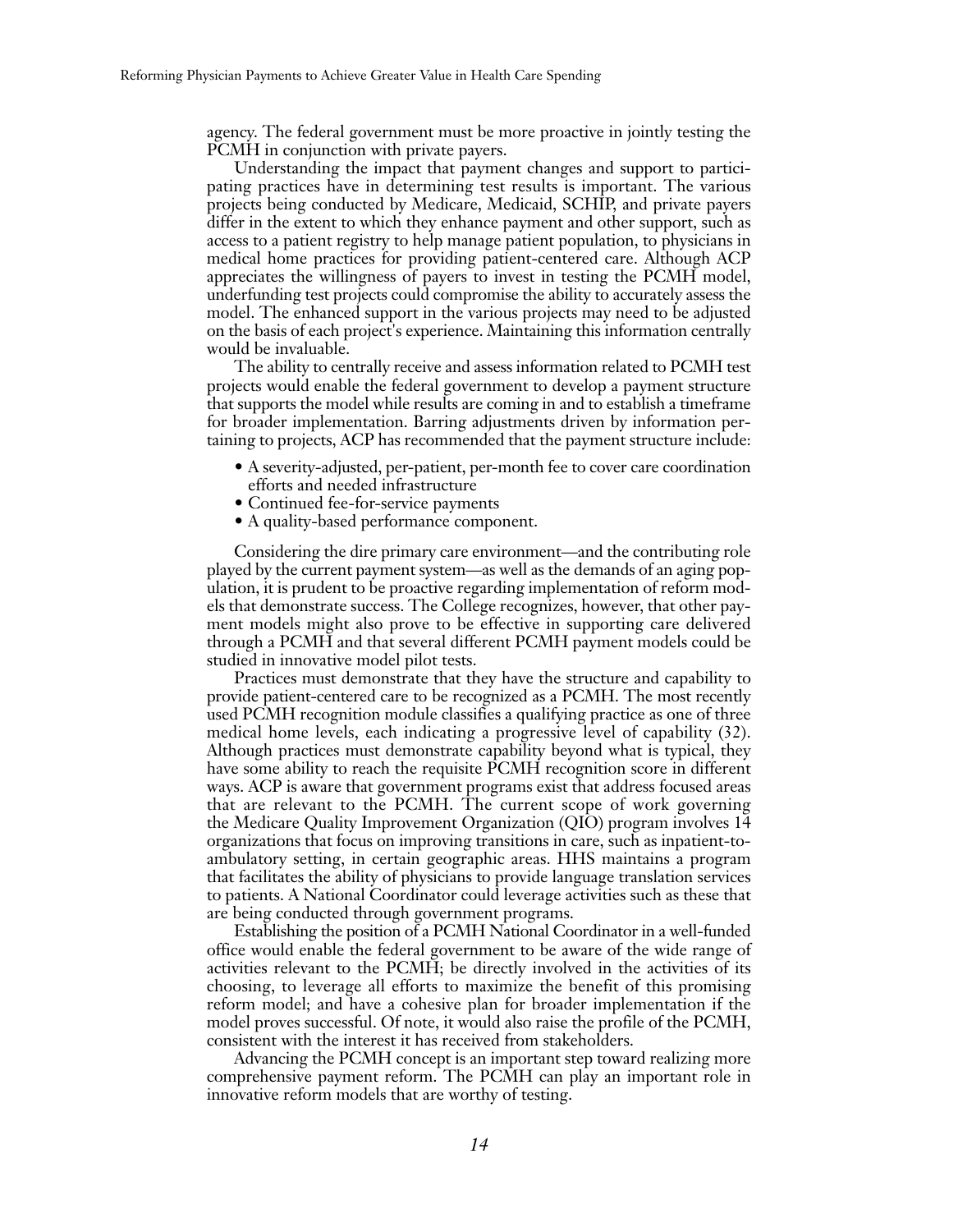agency. The federal government must be more proactive in jointly testing the PCMH in conjunction with private payers.

Understanding the impact that payment changes and support to participating practices have in determining test results is important. The various projects being conducted by Medicare, Medicaid, SCHIP, and private payers differ in the extent to which they enhance payment and other support, such as access to a patient registry to help manage patient population, to physicians in medical home practices for providing patient-centered care. Although ACP appreciates the willingness of payers to invest in testing the PCMH model, underfunding test projects could compromise the ability to accurately assess the model. The enhanced support in the various projects may need to be adjusted on the basis of each project's experience. Maintaining this information centrally would be invaluable.

The ability to centrally receive and assess information related to PCMH test projects would enable the federal government to develop a payment structure that supports the model while results are coming in and to establish a timeframe for broader implementation. Barring adjustments driven by information pertaining to projects, ACP has recommended that the payment structure include:

- A severity-adjusted, per-patient, per-month fee to cover care coordination efforts and needed infrastructure
- Continued fee-for-service payments
- A quality-based performance component.

Considering the dire primary care environment—and the contributing role played by the current payment system—as well as the demands of an aging population, it is prudent to be proactive regarding implementation of reform models that demonstrate success. The College recognizes, however, that other payment models might also prove to be effective in supporting care delivered through a PCMH and that several different PCMH payment models could be studied in innovative model pilot tests.

Practices must demonstrate that they have the structure and capability to provide patient-centered care to be recognized as a PCMH. The most recently used PCMH recognition module classifies a qualifying practice as one of three medical home levels, each indicating a progressive level of capability (32). Although practices must demonstrate capability beyond what is typical, they have some ability to reach the requisite PCMH recognition score in different ways. ACP is aware that government programs exist that address focused areas that are relevant to the PCMH. The current scope of work governing the Medicare Quality Improvement Organization (QIO) program involves 14 organizations that focus on improving transitions in care, such as inpatient-to-ambulatory setting, in certain geographic areas. HHS maintains a program that facilitates the ability of physicians to provide language translation services to patients. A National Coordinator could leverage activities such as these that are being conducted through government programs.

Establishing the position of a PCMH National Coordinator in a well-funded office would enable the federal government to be aware of the wide range of activities relevant to the PCMH; be directly involved in the activities of its choosing, to leverage all efforts to maximize the benefit of this promising reform model; and have a cohesive plan for broader implementation if the model proves successful. Of note, it would also raise the profile of the PCMH, consistent with the interest it has received from stakeholders.

Advancing the PCMH concept is an important step toward realizing more comprehensive payment reform. The PCMH can play an important role in innovative reform models that are worthy of testing.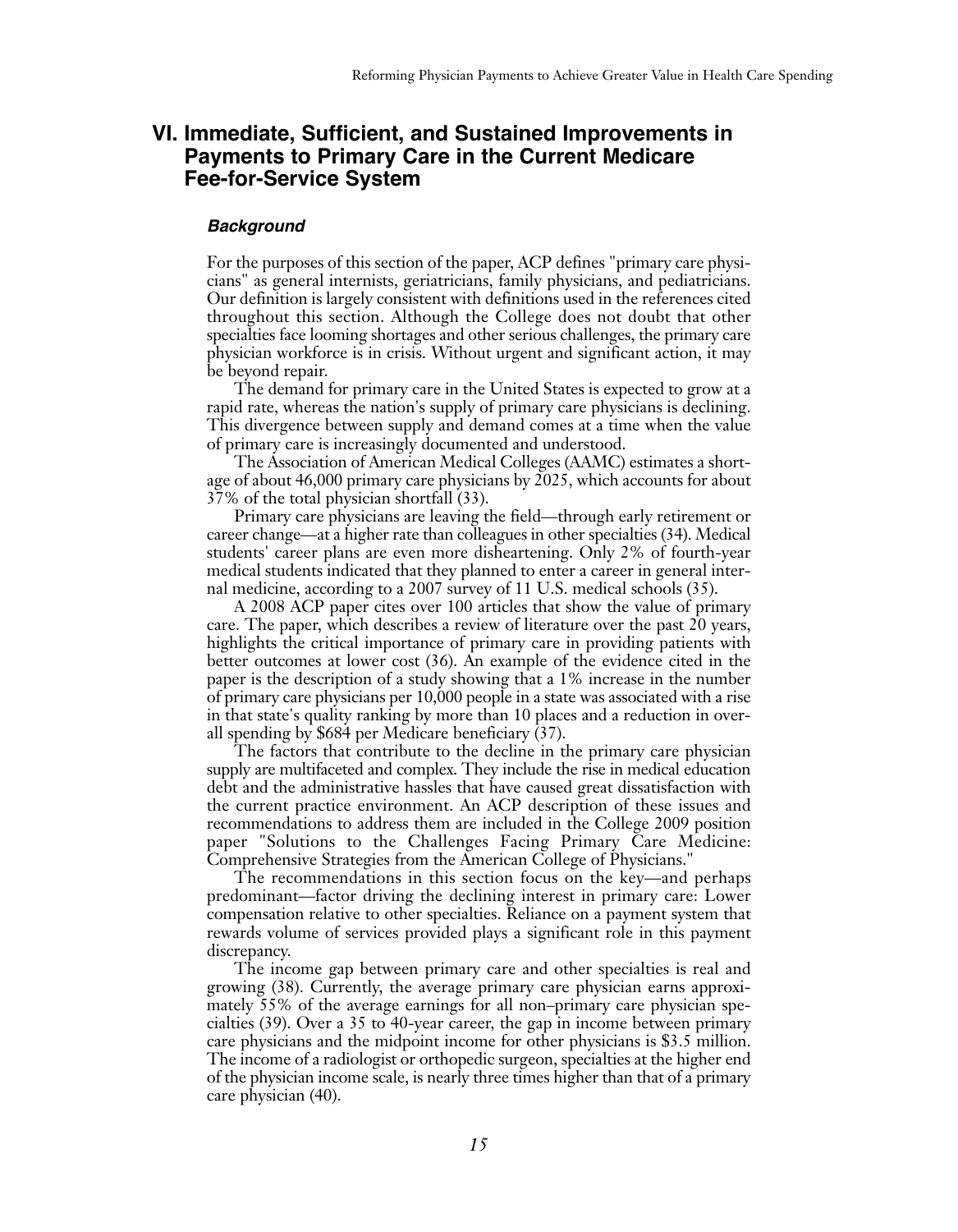## VI. Immediate, Sufficient, and Sustained Improvements in Payments to Primary Care in the Current Medicare Fee-for-Service System

### *Background*

For the purposes of this section of the paper, ACP defines "primary care physicians" as general internists, geriatricians, family physicians, and pediatricians. Our definition is largely consistent with definitions used in the references cited throughout this section. Although the College does not doubt that other specialties face looming shortages and other serious challenges, the primary care physician workforce is in crisis. Without urgent and significant action, it may be beyond repair.

The demand for primary care in the United States is expected to grow at a rapid rate, whereas the nation's supply of primary care physicians is declining. This divergence between supply and demand comes at a time when the value of primary care is increasingly documented and understood.

The Association of American Medical Colleges (AAMC) estimates a shortage of about 46,000 primary care physicians by 2025, which accounts for about 37% of the total physician shortfall (33).

Primary care physicians are leaving the field—through early retirement or career change—at a higher rate than colleagues in other specialties (34). Medical students' career plans are even more disheartening. Only 2% of fourth-year medical students indicated that they planned to enter a career in general internal medicine, according to a 2007 survey of 11 U.S. medical schools (35).

A 2008 ACP paper cites over 100 articles that show the value of primary care. The paper, which describes a review of literature over the past 20 years, highlights the critical importance of primary care in providing patients with better outcomes at lower cost (36). An example of the evidence cited in the paper is the description of a study showing that a 1% increase in the number of primary care physicians per 10,000 people in a state was associated with a rise in that state's quality ranking by more than 10 places and a reduction in overall spending by $684 per Medicare beneficiary (37).

The factors that contribute to the decline in the primary care physician supply are multifaceted and complex. They include the rise in medical education debt and the administrative hassles that have caused great dissatisfaction with the current practice environment. An ACP description of these issues and recommendations to address them are included in the College 2009 position paper "Solutions to the Challenges Facing Primary Care Medicine: Comprehensive Strategies from the American College of Physicians."

The recommendations in this section focus on the key—and perhaps predominant—factor driving the declining interest in primary care: Lower compensation relative to other specialties. Reliance on a payment system that rewards volume of services provided plays a significant role in this payment discrepancy.

The income gap between primary care and other specialties is real and growing (38). Currently, the average primary care physician earns approximately 55% of the average earnings for all non–primary care physician specialties (39). Over a 35 to 40-year career, the gap in income between primary care physicians and the midpoint income for other physicians is $3.5 million. The income of a radiologist or orthopedic surgeon, specialties at the higher end of the physician income scale, is nearly three times higher than that of a primary care physician (40).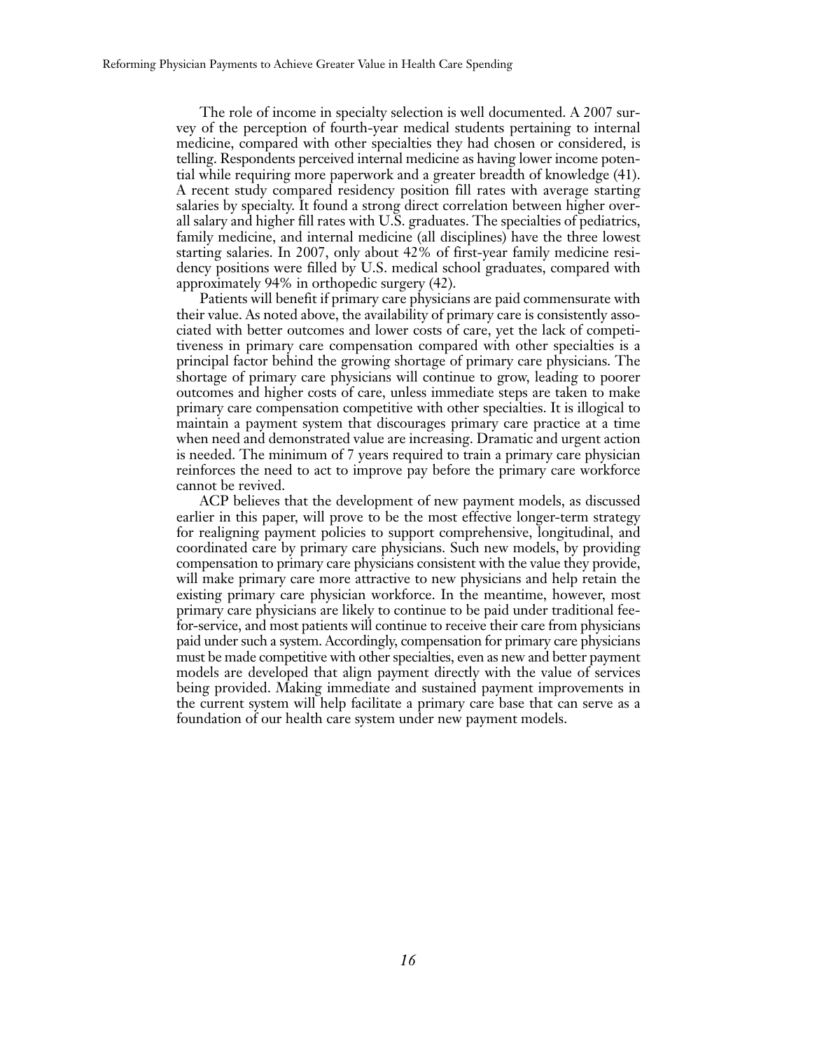The role of income in specialty selection is well documented. A 2007 survey of the perception of fourth-year medical students pertaining to internal medicine, compared with other specialties they had chosen or considered, is telling. Respondents perceived internal medicine as having lower income potential while requiring more paperwork and a greater breadth of knowledge (41). A recent study compared residency position fill rates with average starting salaries by specialty. It found a strong direct correlation between higher overall salary and higher fill rates with U.S. graduates. The specialties of pediatrics, family medicine, and internal medicine (all disciplines) have the three lowest starting salaries. In 2007, only about 42% of first-year family medicine residency positions were filled by U.S. medical school graduates, compared with approximately 94% in orthopedic surgery (42).

Patients will benefit if primary care physicians are paid commensurate with their value. As noted above, the availability of primary care is consistently associated with better outcomes and lower costs of care, yet the lack of competitiveness in primary care compensation compared with other specialties is a principal factor behind the growing shortage of primary care physicians. The shortage of primary care physicians will continue to grow, leading to poorer outcomes and higher costs of care, unless immediate steps are taken to make primary care compensation competitive with other specialties. It is illogical to maintain a payment system that discourages primary care practice at a time when need and demonstrated value are increasing. Dramatic and urgent action is needed. The minimum of 7 years required to train a primary care physician reinforces the need to act to improve pay before the primary care workforce cannot be revived.

ACP believes that the development of new payment models, as discussed earlier in this paper, will prove to be the most effective longer-term strategy for realigning payment policies to support comprehensive, longitudinal, and coordinated care by primary care physicians. Such new models, by providing compensation to primary care physicians consistent with the value they provide, will make primary care more attractive to new physicians and help retain the existing primary care physician workforce. In the meantime, however, most primary care physicians are likely to continue to be paid under traditional fee-for-service, and most patients will continue to receive their care from physicians paid under such a system. Accordingly, compensation for primary care physicians must be made competitive with other specialties, even as new and better payment models are developed that align payment directly with the value of services being provided. Making immediate and sustained payment improvements in the current system will help facilitate a primary care base that can serve as a foundation of our health care system under new payment models.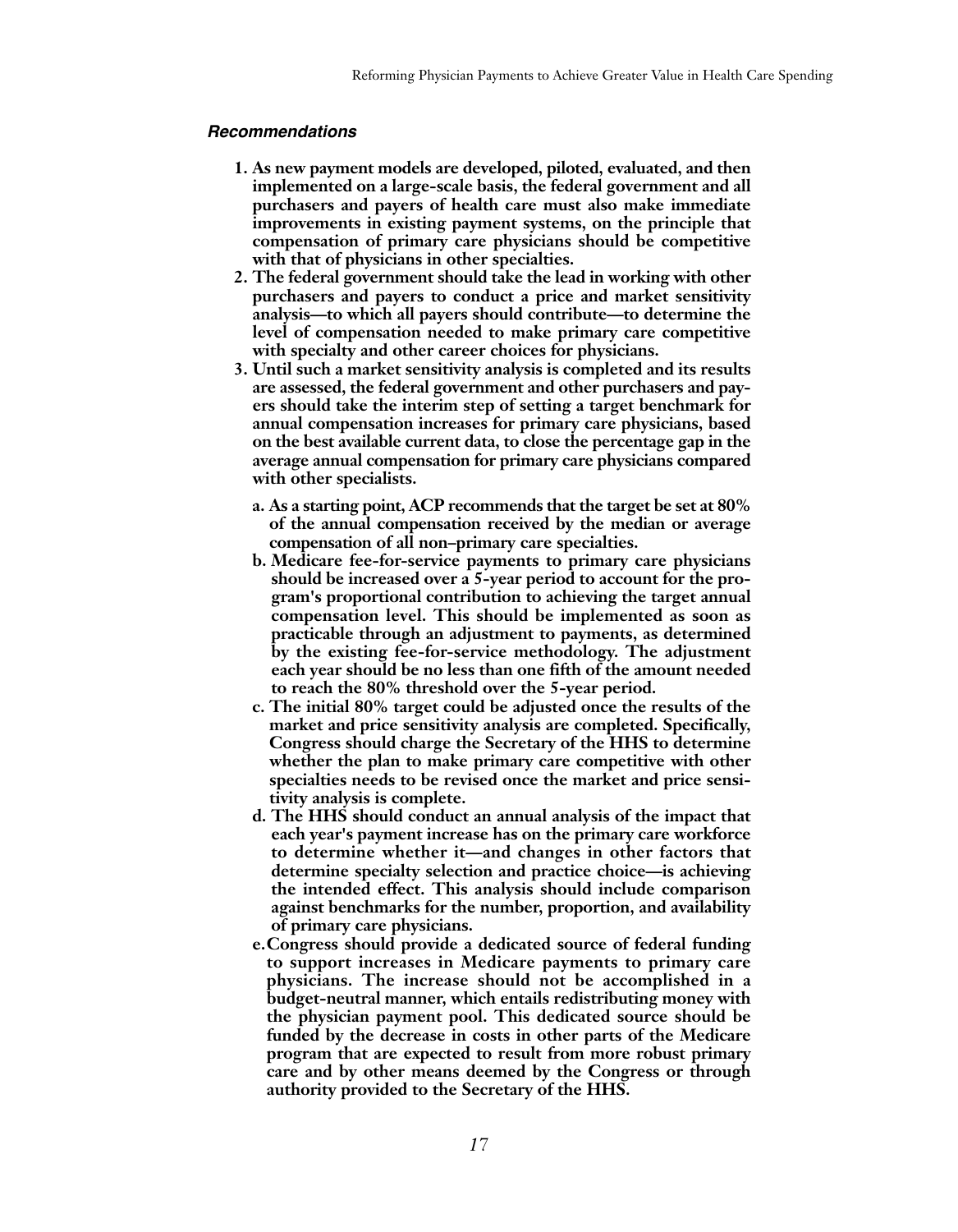### *Recommendations*

1. **As new payment models are developed, piloted, evaluated, and then implemented on a large-scale basis, the federal government and all purchasers and payers of health care must also make immediate improvements in existing payment systems, on the principle that compensation of primary care physicians should be competitive with that of physicians in other specialties.**
2. **The federal government should take the lead in working with other purchasers and payers to conduct a price and market sensitivity analysis—to which all payers should contribute—to determine the level of compensation needed to make primary care competitive with specialty and other career choices for physicians.**
3. **Until such a market sensitivity analysis is completed and its results are assessed, the federal government and other purchasers and payers should take the interim step of setting a target benchmark for annual compensation increases for primary care physicians, based on the best available current data, to close the percentage gap in the average annual compensation for primary care physicians compared with other specialists.**
   - **a. As a starting point, ACP recommends that the target be set at 80% of the annual compensation received by the median or average compensation of all non–primary care specialties.**
   - **b. Medicare fee-for-service payments to primary care physicians should be increased over a 5-year period to account for the program's proportional contribution to achieving the target annual compensation level. This should be implemented as soon as practicable through an adjustment to payments, as determined by the existing fee-for-service methodology. The adjustment each year should be no less than one fifth of the amount needed to reach the 80% threshold over the 5-year period.**
   - **c. The initial 80% target could be adjusted once the results of the market and price sensitivity analysis are completed. Specifically, Congress should charge the Secretary of the HHS to determine whether the plan to make primary care competitive with other specialties needs to be revised once the market and price sensitivity analysis is complete.**
   - **d. The HHS should conduct an annual analysis of the impact that each year's payment increase has on the primary care workforce to determine whether it—and changes in other factors that determine specialty selection and practice choice—is achieving the intended effect. This analysis should include comparison against benchmarks for the number, proportion, and availability of primary care physicians.**
   - **e. Congress should provide a dedicated source of federal funding to support increases in Medicare payments to primary care physicians. The increase should not be accomplished in a budget-neutral manner, which entails redistributing money with the physician payment pool. This dedicated source should be funded by the decrease in costs in other parts of the Medicare program that are expected to result from more robust primary care and by other means deemed by the Congress or through authority provided to the Secretary of the HHS.**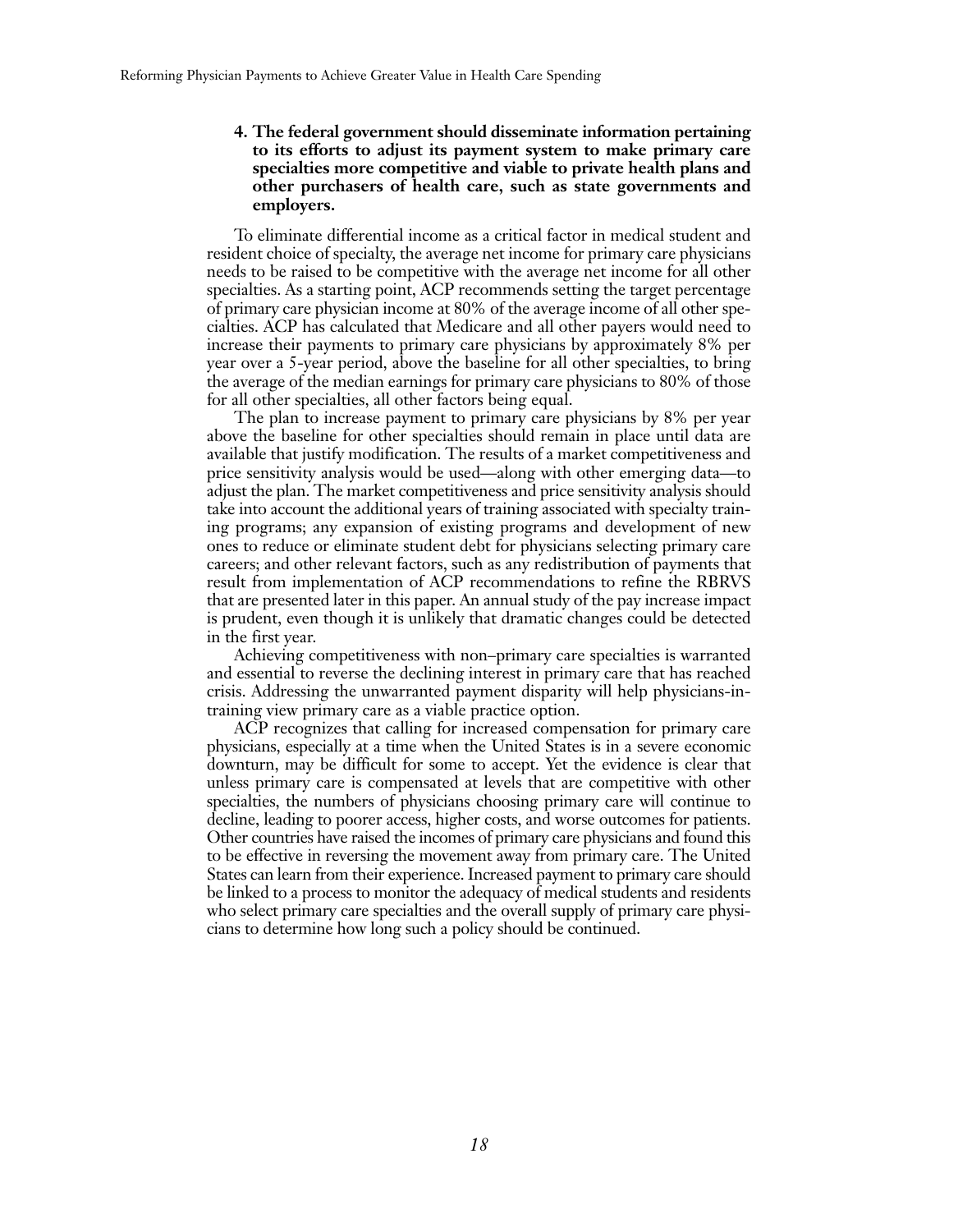**4. The federal government should disseminate information pertaining to its efforts to adjust its payment system to make primary care specialties more competitive and viable to private health plans and other purchasers of health care, such as state governments and employers.**

To eliminate differential income as a critical factor in medical student and resident choice of specialty, the average net income for primary care physicians needs to be raised to be competitive with the average net income for all other specialties. As a starting point, ACP recommends setting the target percentage of primary care physician income at 80% of the average income of all other specialties. ACP has calculated that Medicare and all other payers would need to increase their payments to primary care physicians by approximately 8% per year over a 5-year period, above the baseline for all other specialties, to bring the average of the median earnings for primary care physicians to 80% of those for all other specialties, all other factors being equal.

The plan to increase payment to primary care physicians by 8% per year above the baseline for other specialties should remain in place until data are available that justify modification. The results of a market competitiveness and price sensitivity analysis would be used—along with other emerging data—to adjust the plan. The market competitiveness and price sensitivity analysis should take into account the additional years of training associated with specialty training programs; any expansion of existing programs and development of new ones to reduce or eliminate student debt for physicians selecting primary care careers; and other relevant factors, such as any redistribution of payments that result from implementation of ACP recommendations to refine the RBRVS that are presented later in this paper. An annual study of the pay increase impact is prudent, even though it is unlikely that dramatic changes could be detected in the first year.

Achieving competitiveness with non–primary care specialties is warranted and essential to reverse the declining interest in primary care that has reached crisis. Addressing the unwarranted payment disparity will help physicians-in-training view primary care as a viable practice option.

ACP recognizes that calling for increased compensation for primary care physicians, especially at a time when the United States is in a severe economic downturn, may be difficult for some to accept. Yet the evidence is clear that unless primary care is compensated at levels that are competitive with other specialties, the numbers of physicians choosing primary care will continue to decline, leading to poorer access, higher costs, and worse outcomes for patients. Other countries have raised the incomes of primary care physicians and found this to be effective in reversing the movement away from primary care. The United States can learn from their experience. Increased payment to primary care should be linked to a process to monitor the adequacy of medical students and residents who select primary care specialties and the overall supply of primary care physicians to determine how long such a policy should be continued.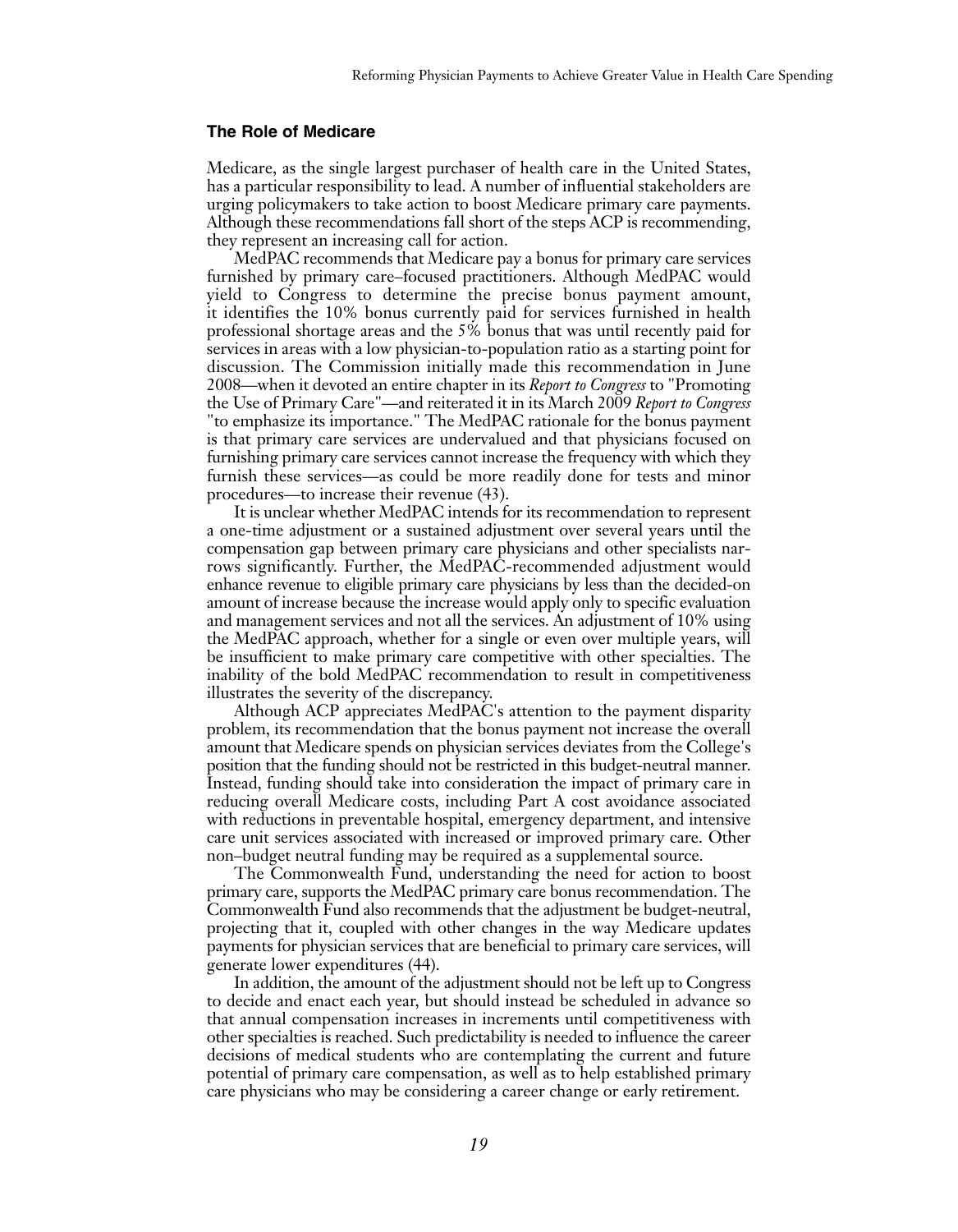### The Role of Medicare

Medicare, as the single largest purchaser of health care in the United States, has a particular responsibility to lead. A number of influential stakeholders are urging policymakers to take action to boost Medicare primary care payments. Although these recommendations fall short of the steps ACP is recommending, they represent an increasing call for action.

MedPAC recommends that Medicare pay a bonus for primary care services furnished by primary care–focused practitioners. Although MedPAC would yield to Congress to determine the precise bonus payment amount, it identifies the 10% bonus currently paid for services furnished in health professional shortage areas and the 5% bonus that was until recently paid for services in areas with a low physician-to-population ratio as a starting point for discussion. The Commission initially made this recommendation in June 2008—when it devoted an entire chapter in its *Report to Congress* to "Promoting the Use of Primary Care"—and reiterated it in its March 2009 *Report to Congress* "to emphasize its importance." The MedPAC rationale for the bonus payment is that primary care services are undervalued and that physicians focused on furnishing primary care services cannot increase the frequency with which they furnish these services—as could be more readily done for tests and minor procedures—to increase their revenue (43).

It is unclear whether MedPAC intends for its recommendation to represent a one-time adjustment or a sustained adjustment over several years until the compensation gap between primary care physicians and other specialists narrows significantly. Further, the MedPAC-recommended adjustment would enhance revenue to eligible primary care physicians by less than the decided-on amount of increase because the increase would apply only to specific evaluation and management services and not all the services. An adjustment of 10% using the MedPAC approach, whether for a single or even over multiple years, will be insufficient to make primary care competitive with other specialties. The inability of the bold MedPAC recommendation to result in competitiveness illustrates the severity of the discrepancy.

Although ACP appreciates MedPAC's attention to the payment disparity problem, its recommendation that the bonus payment not increase the overall amount that Medicare spends on physician services deviates from the College's position that the funding should not be restricted in this budget-neutral manner. Instead, funding should take into consideration the impact of primary care in reducing overall Medicare costs, including Part A cost avoidance associated with reductions in preventable hospital, emergency department, and intensive care unit services associated with increased or improved primary care. Other non–budget neutral funding may be required as a supplemental source.

The Commonwealth Fund, understanding the need for action to boost primary care, supports the MedPAC primary care bonus recommendation. The Commonwealth Fund also recommends that the adjustment be budget-neutral, projecting that it, coupled with other changes in the way Medicare updates payments for physician services that are beneficial to primary care services, will generate lower expenditures (44).

In addition, the amount of the adjustment should not be left up to Congress to decide and enact each year, but should instead be scheduled in advance so that annual compensation increases in increments until competitiveness with other specialties is reached. Such predictability is needed to influence the career decisions of medical students who are contemplating the current and future potential of primary care compensation, as well as to help established primary care physicians who may be considering a career change or early retirement.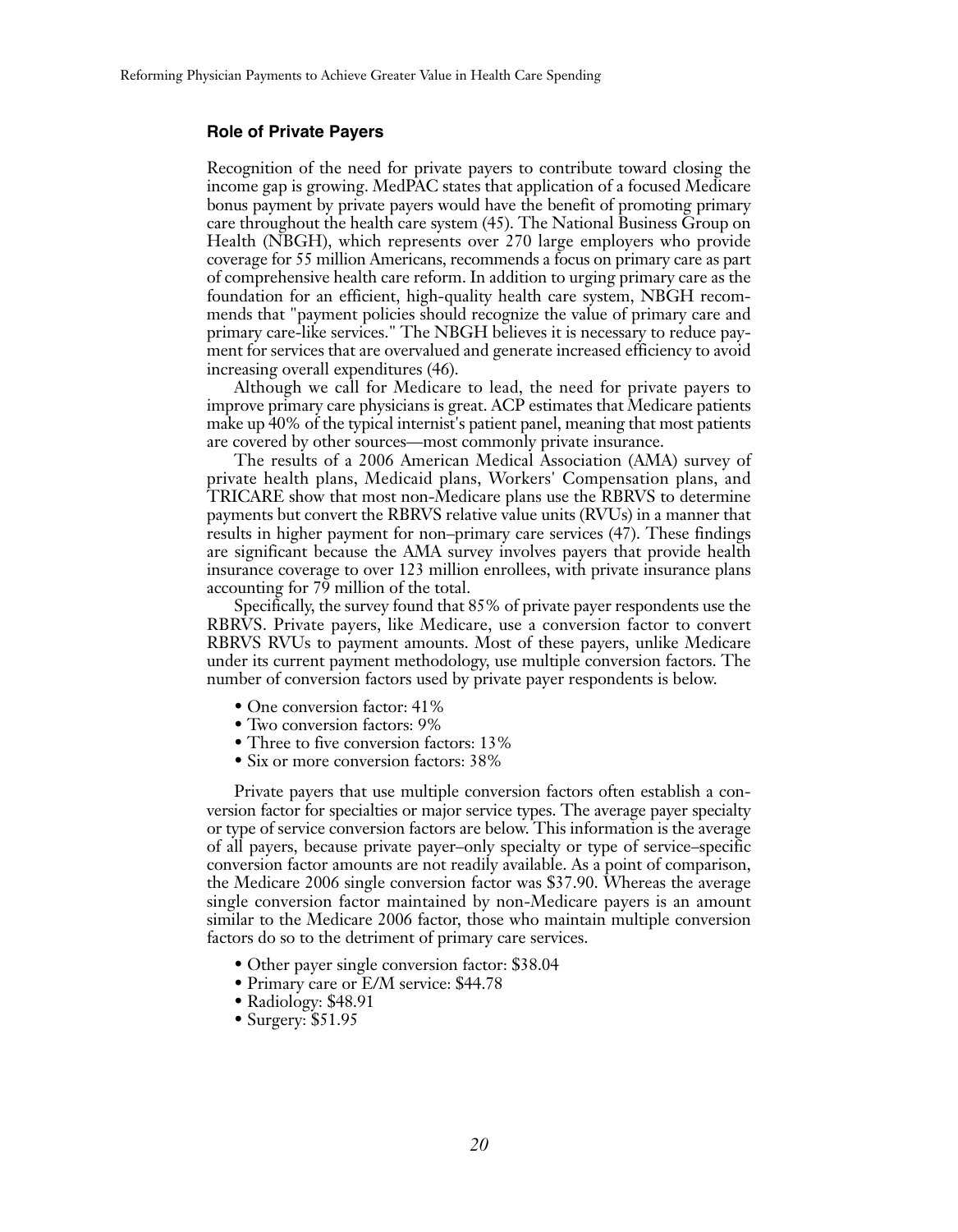### Role of Private Payers

Recognition of the need for private payers to contribute toward closing the income gap is growing. MedPAC states that application of a focused Medicare bonus payment by private payers would have the benefit of promoting primary care throughout the health care system (45). The National Business Group on Health (NBGH), which represents over 270 large employers who provide coverage for 55 million Americans, recommends a focus on primary care as part of comprehensive health care reform. In addition to urging primary care as the foundation for an efficient, high-quality health care system, NBGH recommends that "payment policies should recognize the value of primary care and primary care-like services." The NBGH believes it is necessary to reduce payment for services that are overvalued and generate increased efficiency to avoid increasing overall expenditures (46).

Although we call for Medicare to lead, the need for private payers to improve primary care physicians is great. ACP estimates that Medicare patients make up 40% of the typical internist's patient panel, meaning that most patients are covered by other sources—most commonly private insurance.

The results of a 2006 American Medical Association (AMA) survey of private health plans, Medicaid plans, Workers' Compensation plans, and TRICARE show that most non-Medicare plans use the RBRVS to determine payments but convert the RBRVS relative value units (RVUs) in a manner that results in higher payment for non–primary care services (47). These findings are significant because the AMA survey involves payers that provide health insurance coverage to over 123 million enrollees, with private insurance plans accounting for 79 million of the total.

Specifically, the survey found that 85% of private payer respondents use the RBRVS. Private payers, like Medicare, use a conversion factor to convert RBRVS RVUs to payment amounts. Most of these payers, unlike Medicare under its current payment methodology, use multiple conversion factors. The number of conversion factors used by private payer respondents is below.

- One conversion factor: 41%
- Two conversion factors: 9%
- Three to five conversion factors: 13%
- Six or more conversion factors: 38%

Private payers that use multiple conversion factors often establish a conversion factor for specialties or major service types. The average payer specialty or type of service conversion factors are below. This information is the average of all payers, because private payer–only specialty or type of service–specific conversion factor amounts are not readily available. As a point of comparison, the Medicare 2006 single conversion factor was $37.90. Whereas the average single conversion factor maintained by non-Medicare payers is an amount similar to the Medicare 2006 factor, those who maintain multiple conversion factors do so to the detriment of primary care services.

- Other payer single conversion factor: $38.04
- Primary care or E/M service: $44.78
- Radiology: $48.91
- Surgery: $51.95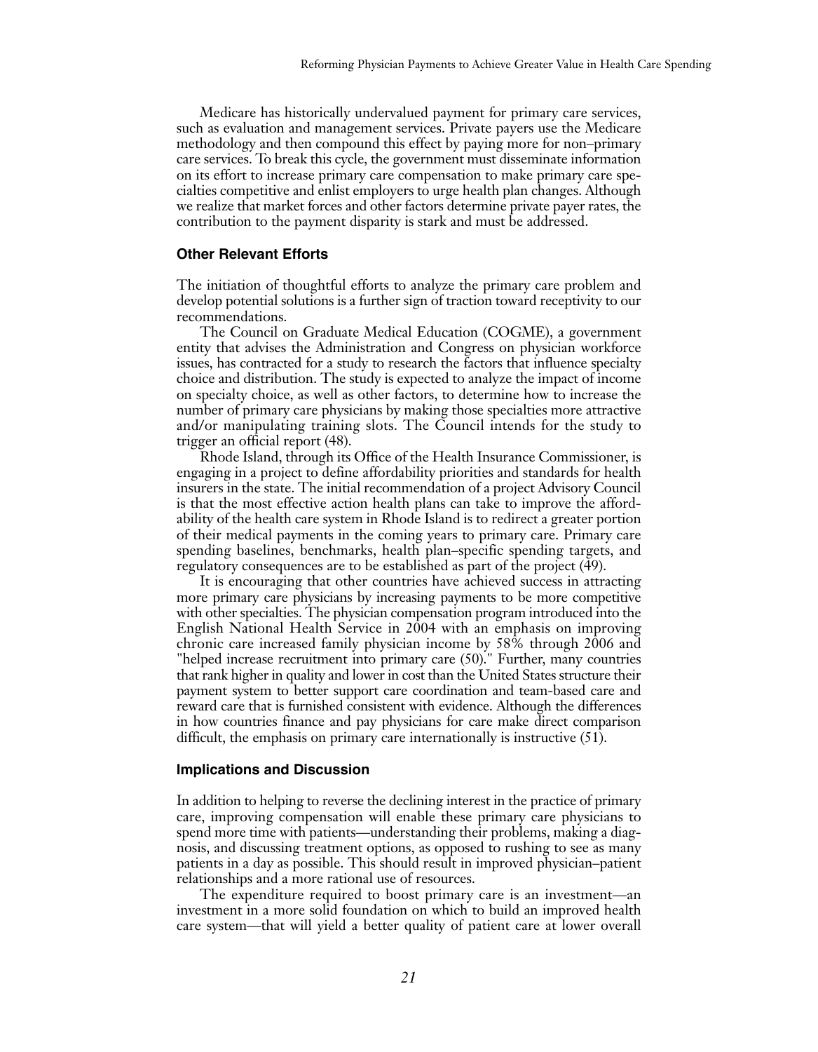Medicare has historically undervalued payment for primary care services, such as evaluation and management services. Private payers use the Medicare methodology and then compound this effect by paying more for non–primary care services. To break this cycle, the government must disseminate information on its effort to increase primary care compensation to make primary care specialties competitive and enlist employers to urge health plan changes. Although we realize that market forces and other factors determine private payer rates, the contribution to the payment disparity is stark and must be addressed.

### Other Relevant Efforts

The initiation of thoughtful efforts to analyze the primary care problem and develop potential solutions is a further sign of traction toward receptivity to our recommendations.

The Council on Graduate Medical Education (COGME), a government entity that advises the Administration and Congress on physician workforce issues, has contracted for a study to research the factors that influence specialty choice and distribution. The study is expected to analyze the impact of income on specialty choice, as well as other factors, to determine how to increase the number of primary care physicians by making those specialties more attractive and/or manipulating training slots. The Council intends for the study to trigger an official report (48).

Rhode Island, through its Office of the Health Insurance Commissioner, is engaging in a project to define affordability priorities and standards for health insurers in the state. The initial recommendation of a project Advisory Council is that the most effective action health plans can take to improve the affordability of the health care system in Rhode Island is to redirect a greater portion of their medical payments in the coming years to primary care. Primary care spending baselines, benchmarks, health plan–specific spending targets, and regulatory consequences are to be established as part of the project (49).

It is encouraging that other countries have achieved success in attracting more primary care physicians by increasing payments to be more competitive with other specialties. The physician compensation program introduced into the English National Health Service in 2004 with an emphasis on improving chronic care increased family physician income by 58% through 2006 and "helped increase recruitment into primary care (50)." Further, many countries that rank higher in quality and lower in cost than the United States structure their payment system to better support care coordination and team-based care and reward care that is furnished consistent with evidence. Although the differences in how countries finance and pay physicians for care make direct comparison difficult, the emphasis on primary care internationally is instructive (51).

### Implications and Discussion

In addition to helping to reverse the declining interest in the practice of primary care, improving compensation will enable these primary care physicians to spend more time with patients—understanding their problems, making a diagnosis, and discussing treatment options, as opposed to rushing to see as many patients in a day as possible. This should result in improved physician–patient relationships and a more rational use of resources.

The expenditure required to boost primary care is an investment—an investment in a more solid foundation on which to build an improved health care system—that will yield a better quality of patient care at lower overall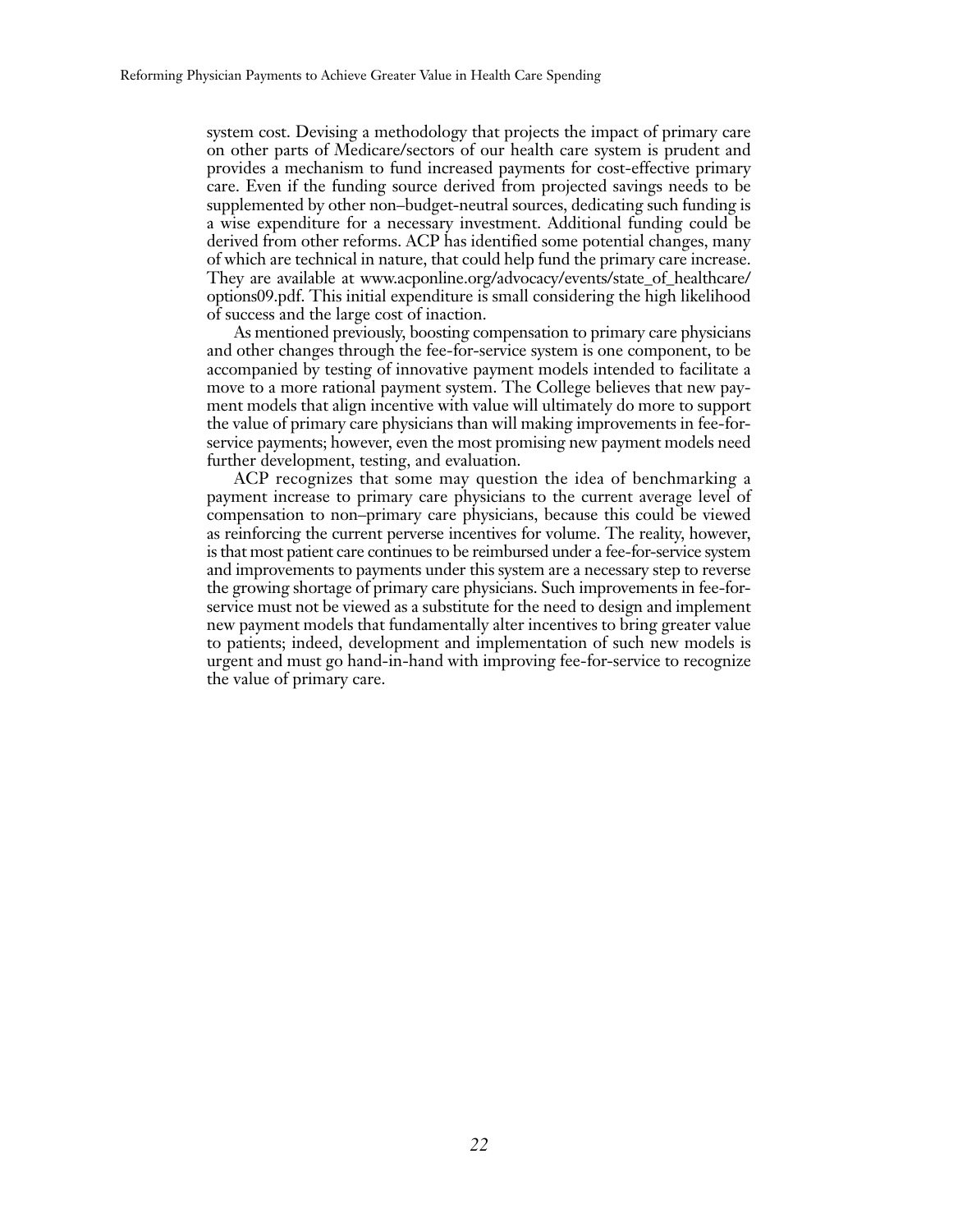system cost. Devising a methodology that projects the impact of primary care on other parts of Medicare/sectors of our health care system is prudent and provides a mechanism to fund increased payments for cost-effective primary care. Even if the funding source derived from projected savings needs to be supplemented by other non–budget-neutral sources, dedicating such funding is a wise expenditure for a necessary investment. Additional funding could be derived from other reforms. ACP has identified some potential changes, many of which are technical in nature, that could help fund the primary care increase. They are available at www.acponline.org/advocacy/events/state_of_healthcare/options09.pdf. This initial expenditure is small considering the high likelihood of success and the large cost of inaction.

As mentioned previously, boosting compensation to primary care physicians and other changes through the fee-for-service system is one component, to be accompanied by testing of innovative payment models intended to facilitate a move to a more rational payment system. The College believes that new payment models that align incentive with value will ultimately do more to support the value of primary care physicians than will making improvements in fee-for-service payments; however, even the most promising new payment models need further development, testing, and evaluation.

ACP recognizes that some may question the idea of benchmarking a payment increase to primary care physicians to the current average level of compensation to non–primary care physicians, because this could be viewed as reinforcing the current perverse incentives for volume. The reality, however, is that most patient care continues to be reimbursed under a fee-for-service system and improvements to payments under this system are a necessary step to reverse the growing shortage of primary care physicians. Such improvements in fee-for-service must not be viewed as a substitute for the need to design and implement new payment models that fundamentally alter incentives to bring greater value to patients; indeed, development and implementation of such new models is urgent and must go hand-in-hand with improving fee-for-service to recognize the value of primary care.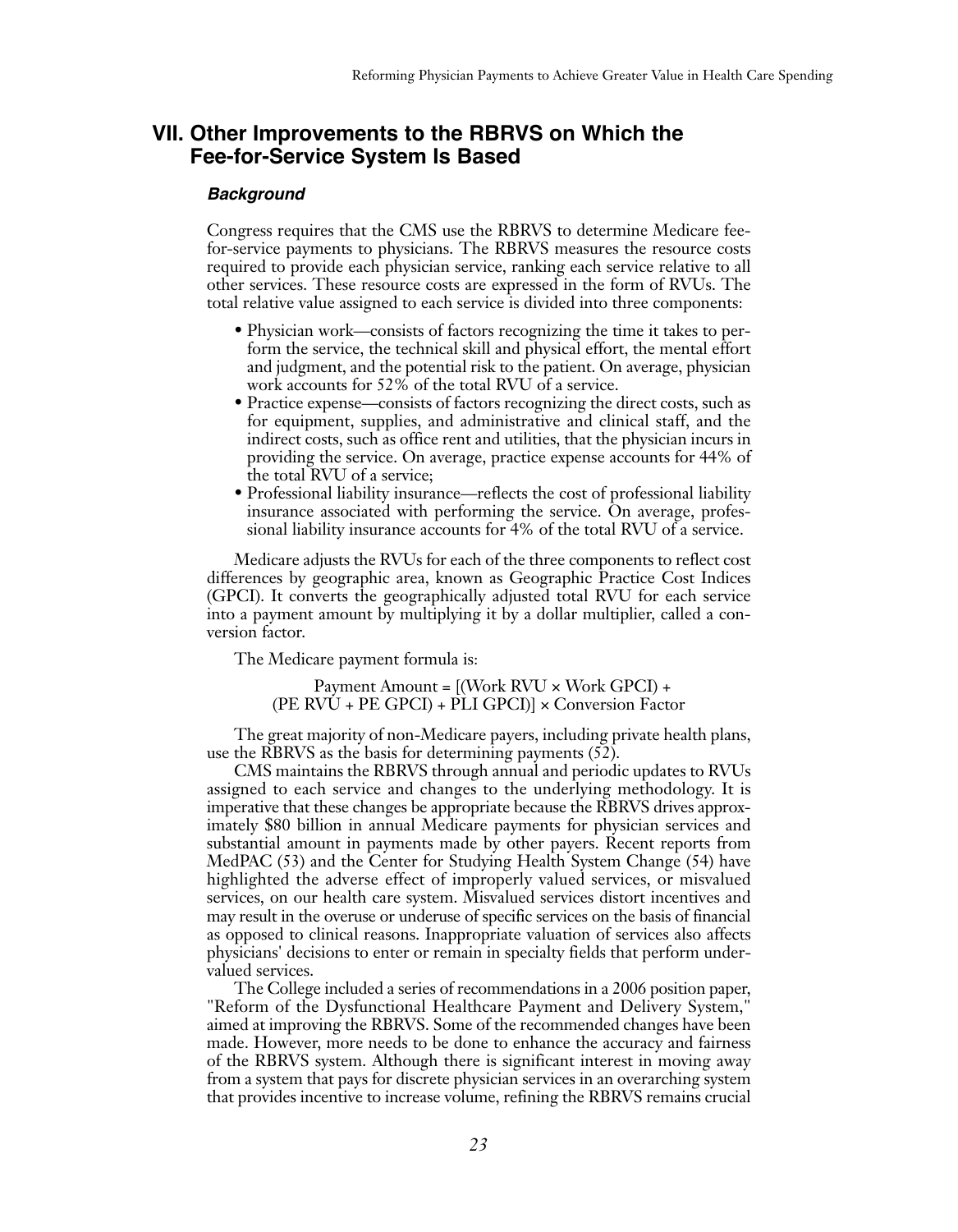## VII. Other Improvements to the RBRVS on Which the Fee-for-Service System Is Based

### *Background*

Congress requires that the CMS use the RBRVS to determine Medicare fee-for-service payments to physicians. The RBRVS measures the resource costs required to provide each physician service, ranking each service relative to all other services. These resource costs are expressed in the form of RVUs. The total relative value assigned to each service is divided into three components:

- Physician work—consists of factors recognizing the time it takes to perform the service, the technical skill and physical effort, the mental effort and judgment, and the potential risk to the patient. On average, physician work accounts for 52% of the total RVU of a service.
- Practice expense—consists of factors recognizing the direct costs, such as for equipment, supplies, and administrative and clinical staff, and the indirect costs, such as office rent and utilities, that the physician incurs in providing the service. On average, practice expense accounts for 44% of the total RVU of a service;
- Professional liability insurance—reflects the cost of professional liability insurance associated with performing the service. On average, professional liability insurance accounts for 4% of the total RVU of a service.

Medicare adjusts the RVUs for each of the three components to reflect cost differences by geographic area, known as Geographic Practice Cost Indices (GPCI). It converts the geographically adjusted total RVU for each service into a payment amount by multiplying it by a dollar multiplier, called a conversion factor.

The Medicare payment formula is:

$$\text{Payment Amount} = [(\text{Work RVU} \times \text{Work GPCI}) + (\text{PE RVU} + \text{PE GPCI}) + \text{PLI GPCI})] \times \text{Conversion Factor}$$

The great majority of non-Medicare payers, including private health plans, use the RBRVS as the basis for determining payments (52).

CMS maintains the RBRVS through annual and periodic updates to RVUs assigned to each service and changes to the underlying methodology. It is imperative that these changes be appropriate because the RBRVS drives approximately $80 billion in annual Medicare payments for physician services and substantial amount in payments made by other payers. Recent reports from MedPAC (53) and the Center for Studying Health System Change (54) have highlighted the adverse effect of improperly valued services, or misvalued services, on our health care system. Misvalued services distort incentives and may result in the overuse or underuse of specific services on the basis of financial as opposed to clinical reasons. Inappropriate valuation of services also affects physicians' decisions to enter or remain in specialty fields that perform undervalued services.

The College included a series of recommendations in a 2006 position paper, "Reform of the Dysfunctional Healthcare Payment and Delivery System," aimed at improving the RBRVS. Some of the recommended changes have been made. However, more needs to be done to enhance the accuracy and fairness of the RBRVS system. Although there is significant interest in moving away from a system that pays for discrete physician services in an overarching system that provides incentive to increase volume, refining the RBRVS remains crucial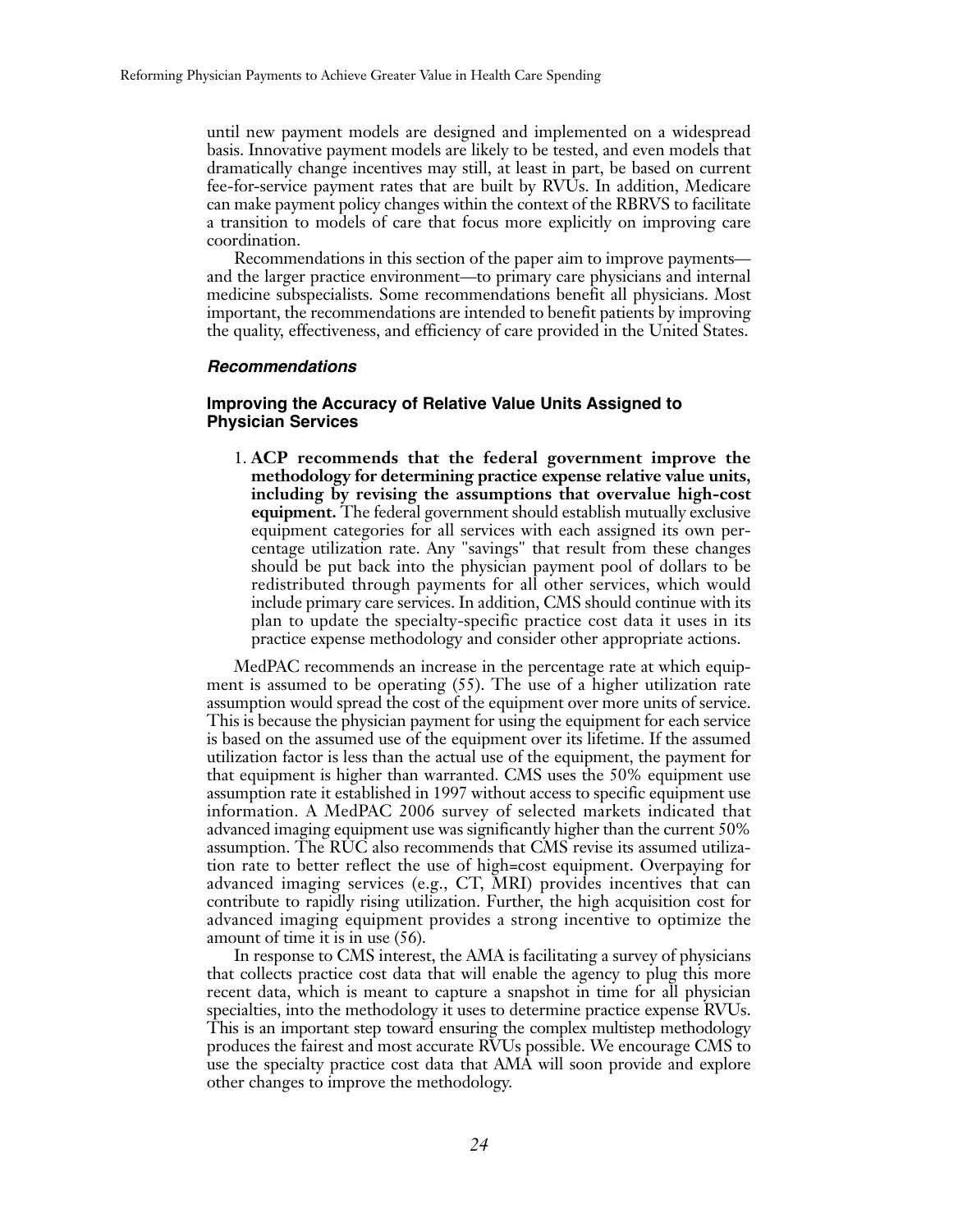until new payment models are designed and implemented on a widespread basis. Innovative payment models are likely to be tested, and even models that dramatically change incentives may still, at least in part, be based on current fee-for-service payment rates that are built by RVUs. In addition, Medicare can make payment policy changes within the context of the RBRVS to facilitate a transition to models of care that focus more explicitly on improving care coordination.

Recommendations in this section of the paper aim to improve payments—and the larger practice environment—to primary care physicians and internal medicine subspecialists. Some recommendations benefit all physicians. Most important, the recommendations are intended to benefit patients by improving the quality, effectiveness, and efficiency of care provided in the United States.

### *Recommendations*

#### Improving the Accuracy of Relative Value Units Assigned to Physician Services

1. **ACP recommends that the federal government improve the methodology for determining practice expense relative value units, including by revising the assumptions that overvalue high-cost equipment.** The federal government should establish mutually exclusive equipment categories for all services with each assigned its own percentage utilization rate. Any "savings" that result from these changes should be put back into the physician payment pool of dollars to be redistributed through payments for all other services, which would include primary care services. In addition, CMS should continue with its plan to update the specialty-specific practice cost data it uses in its practice expense methodology and consider other appropriate actions.

MedPAC recommends an increase in the percentage rate at which equipment is assumed to be operating (55). The use of a higher utilization rate assumption would spread the cost of the equipment over more units of service. This is because the physician payment for using the equipment for each service is based on the assumed use of the equipment over its lifetime. If the assumed utilization factor is less than the actual use of the equipment, the payment for that equipment is higher than warranted. CMS uses the 50% equipment use assumption rate it established in 1997 without access to specific equipment use information. A MedPAC 2006 survey of selected markets indicated that advanced imaging equipment use was significantly higher than the current 50% assumption. The RUC also recommends that CMS revise its assumed utilization rate to better reflect the use of high=cost equipment. Overpaying for advanced imaging services (e.g., CT, MRI) provides incentives that can contribute to rapidly rising utilization. Further, the high acquisition cost for advanced imaging equipment provides a strong incentive to optimize the amount of time it is in use (56).

In response to CMS interest, the AMA is facilitating a survey of physicians that collects practice cost data that will enable the agency to plug this more recent data, which is meant to capture a snapshot in time for all physician specialties, into the methodology it uses to determine practice expense RVUs. This is an important step toward ensuring the complex multistep methodology produces the fairest and most accurate RVUs possible. We encourage CMS to use the specialty practice cost data that AMA will soon provide and explore other changes to improve the methodology.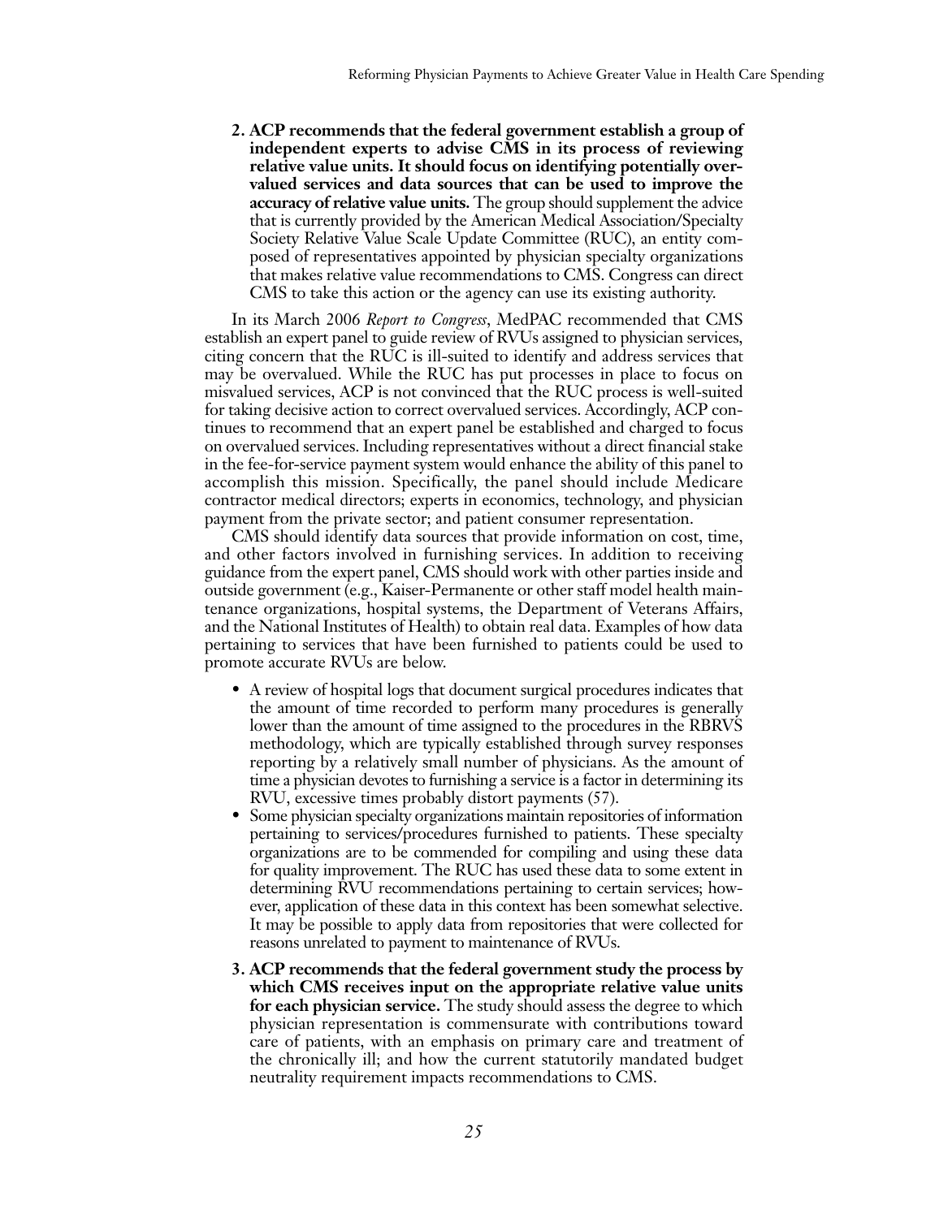2. **ACP recommends that the federal government establish a group of independent experts to advise CMS in its process of reviewing relative value units. It should focus on identifying potentially overvalued services and data sources that can be used to improve the accuracy of relative value units.** The group should supplement the advice that is currently provided by the American Medical Association/Specialty Society Relative Value Scale Update Committee (RUC), an entity composed of representatives appointed by physician specialty organizations that makes relative value recommendations to CMS. Congress can direct CMS to take this action or the agency can use its existing authority.

In its March 2006 *Report to Congress*, MedPAC recommended that CMS establish an expert panel to guide review of RVUs assigned to physician services, citing concern that the RUC is ill-suited to identify and address services that may be overvalued. While the RUC has put processes in place to focus on misvalued services, ACP is not convinced that the RUC process is well-suited for taking decisive action to correct overvalued services. Accordingly, ACP continues to recommend that an expert panel be established and charged to focus on overvalued services. Including representatives without a direct financial stake in the fee-for-service payment system would enhance the ability of this panel to accomplish this mission. Specifically, the panel should include Medicare contractor medical directors; experts in economics, technology, and physician payment from the private sector; and patient consumer representation.

CMS should identify data sources that provide information on cost, time, and other factors involved in furnishing services. In addition to receiving guidance from the expert panel, CMS should work with other parties inside and outside government (e.g., Kaiser-Permanente or other staff model health maintenance organizations, hospital systems, the Department of Veterans Affairs, and the National Institutes of Health) to obtain real data. Examples of how data pertaining to services that have been furnished to patients could be used to promote accurate RVUs are below.

- A review of hospital logs that document surgical procedures indicates that the amount of time recorded to perform many procedures is generally lower than the amount of time assigned to the procedures in the RBRVS methodology, which are typically established through survey responses reporting by a relatively small number of physicians. As the amount of time a physician devotes to furnishing a service is a factor in determining its RVU, excessive times probably distort payments (57).
- Some physician specialty organizations maintain repositories of information pertaining to services/procedures furnished to patients. These specialty organizations are to be commended for compiling and using these data for quality improvement. The RUC has used these data to some extent in determining RVU recommendations pertaining to certain services; however, application of these data in this context has been somewhat selective. It may be possible to apply data from repositories that were collected for reasons unrelated to payment to maintenance of RVUs.

3. **ACP recommends that the federal government study the process by which CMS receives input on the appropriate relative value units for each physician service.** The study should assess the degree to which physician representation is commensurate with contributions toward care of patients, with an emphasis on primary care and treatment of the chronically ill; and how the current statutorily mandated budget neutrality requirement impacts recommendations to CMS.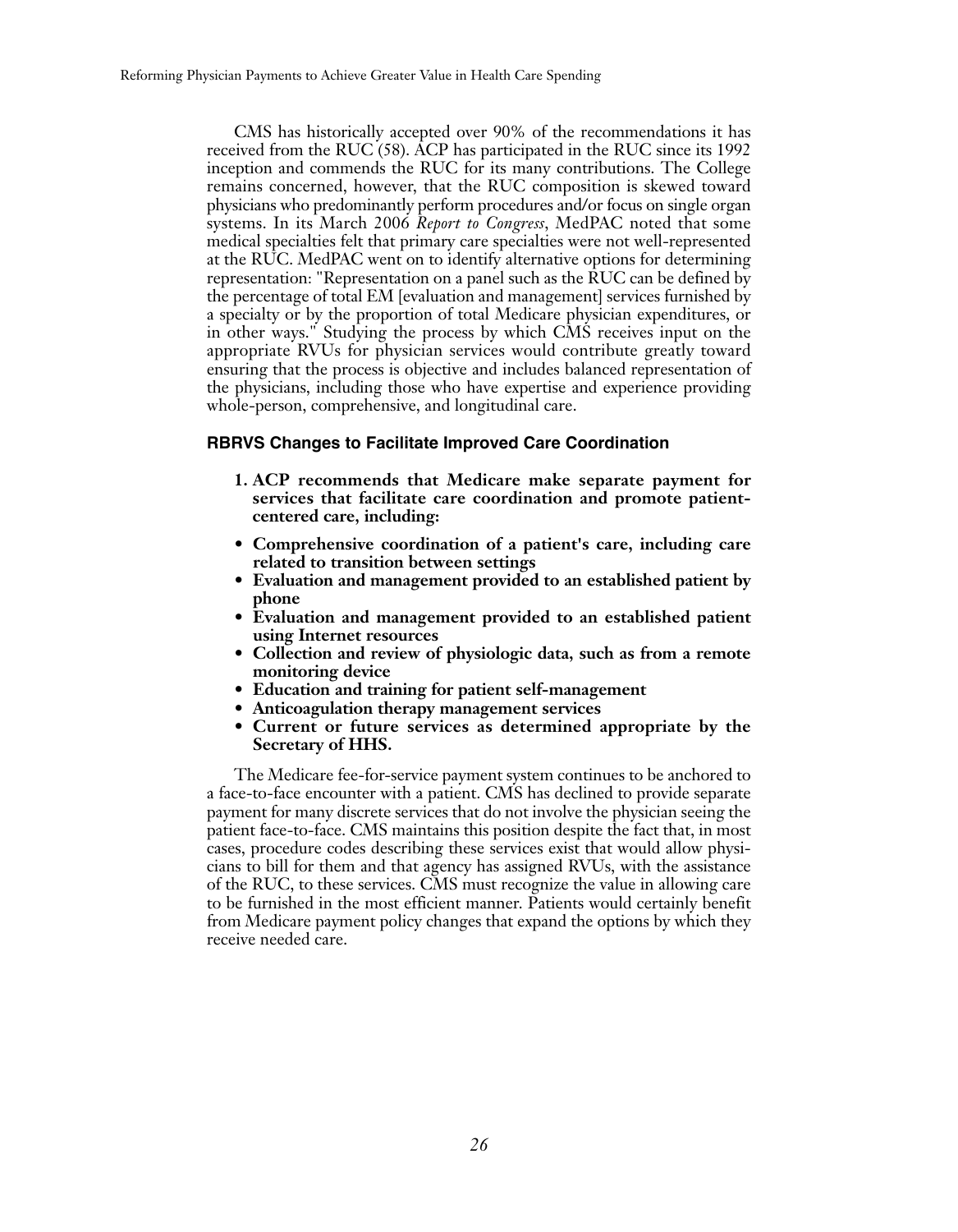CMS has historically accepted over 90% of the recommendations it has received from the RUC (58). ACP has participated in the RUC since its 1992 inception and commends the RUC for its many contributions. The College remains concerned, however, that the RUC composition is skewed toward physicians who predominantly perform procedures and/or focus on single organ systems. In its March 2006 *Report to Congress*, MedPAC noted that some medical specialties felt that primary care specialties were not well-represented at the RUC. MedPAC went on to identify alternative options for determining representation: "Representation on a panel such as the RUC can be defined by the percentage of total EM [evaluation and management] services furnished by a specialty or by the proportion of total Medicare physician expenditures, or in other ways." Studying the process by which CMS receives input on the appropriate RVUs for physician services would contribute greatly toward ensuring that the process is objective and includes balanced representation of the physicians, including those who have expertise and experience providing whole-person, comprehensive, and longitudinal care.

### RBRVS Changes to Facilitate Improved Care Coordination

**1. ACP recommends that Medicare make separate payment for services that facilitate care coordination and promote patient-centered care, including:**

- **Comprehensive coordination of a patient's care, including care related to transition between settings**
- **Evaluation and management provided to an established patient by phone**
- **Evaluation and management provided to an established patient using Internet resources**
- **Collection and review of physiologic data, such as from a remote monitoring device**
- **Education and training for patient self-management**
- **Anticoagulation therapy management services**
- **Current or future services as determined appropriate by the Secretary of HHS.**

The Medicare fee-for-service payment system continues to be anchored to a face-to-face encounter with a patient. CMS has declined to provide separate payment for many discrete services that do not involve the physician seeing the patient face-to-face. CMS maintains this position despite the fact that, in most cases, procedure codes describing these services exist that would allow physicians to bill for them and that agency has assigned RVUs, with the assistance of the RUC, to these services. CMS must recognize the value in allowing care to be furnished in the most efficient manner. Patients would certainly benefit from Medicare payment policy changes that expand the options by which they receive needed care.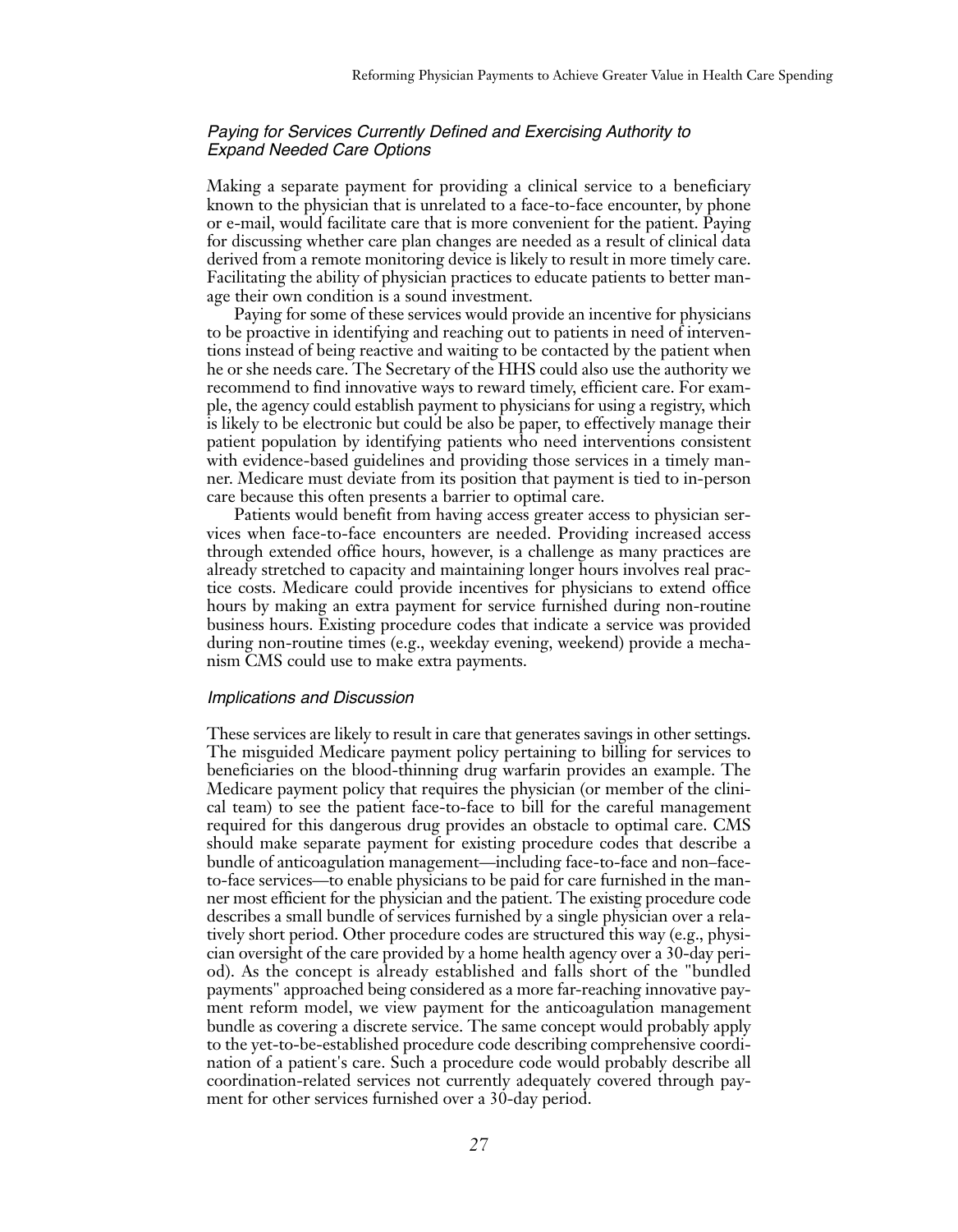### *Paying for Services Currently Defined and Exercising Authority to Expand Needed Care Options*

Making a separate payment for providing a clinical service to a beneficiary known to the physician that is unrelated to a face-to-face encounter, by phone or e-mail, would facilitate care that is more convenient for the patient. Paying for discussing whether care plan changes are needed as a result of clinical data derived from a remote monitoring device is likely to result in more timely care. Facilitating the ability of physician practices to educate patients to better manage their own condition is a sound investment.

Paying for some of these services would provide an incentive for physicians to be proactive in identifying and reaching out to patients in need of interventions instead of being reactive and waiting to be contacted by the patient when he or she needs care. The Secretary of the HHS could also use the authority we recommend to find innovative ways to reward timely, efficient care. For example, the agency could establish payment to physicians for using a registry, which is likely to be electronic but could be also be paper, to effectively manage their patient population by identifying patients who need interventions consistent with evidence-based guidelines and providing those services in a timely manner. Medicare must deviate from its position that payment is tied to in-person care because this often presents a barrier to optimal care.

Patients would benefit from having access greater access to physician services when face-to-face encounters are needed. Providing increased access through extended office hours, however, is a challenge as many practices are already stretched to capacity and maintaining longer hours involves real practice costs. Medicare could provide incentives for physicians to extend office hours by making an extra payment for service furnished during non-routine business hours. Existing procedure codes that indicate a service was provided during non-routine times (e.g., weekday evening, weekend) provide a mechanism CMS could use to make extra payments.

### *Implications and Discussion*

These services are likely to result in care that generates savings in other settings. The misguided Medicare payment policy pertaining to billing for services to beneficiaries on the blood-thinning drug warfarin provides an example. The Medicare payment policy that requires the physician (or member of the clinical team) to see the patient face-to-face to bill for the careful management required for this dangerous drug provides an obstacle to optimal care. CMS should make separate payment for existing procedure codes that describe a bundle of anticoagulation management—including face-to-face and non–face-to-face services—to enable physicians to be paid for care furnished in the manner most efficient for the physician and the patient. The existing procedure code describes a small bundle of services furnished by a single physician over a relatively short period. Other procedure codes are structured this way (e.g., physician oversight of the care provided by a home health agency over a 30-day period). As the concept is already established and falls short of the "bundled payments" approached being considered as a more far-reaching innovative payment reform model, we view payment for the anticoagulation management bundle as covering a discrete service. The same concept would probably apply to the yet-to-be-established procedure code describing comprehensive coordination of a patient's care. Such a procedure code would probably describe all coordination-related services not currently adequately covered through payment for other services furnished over a 30-day period.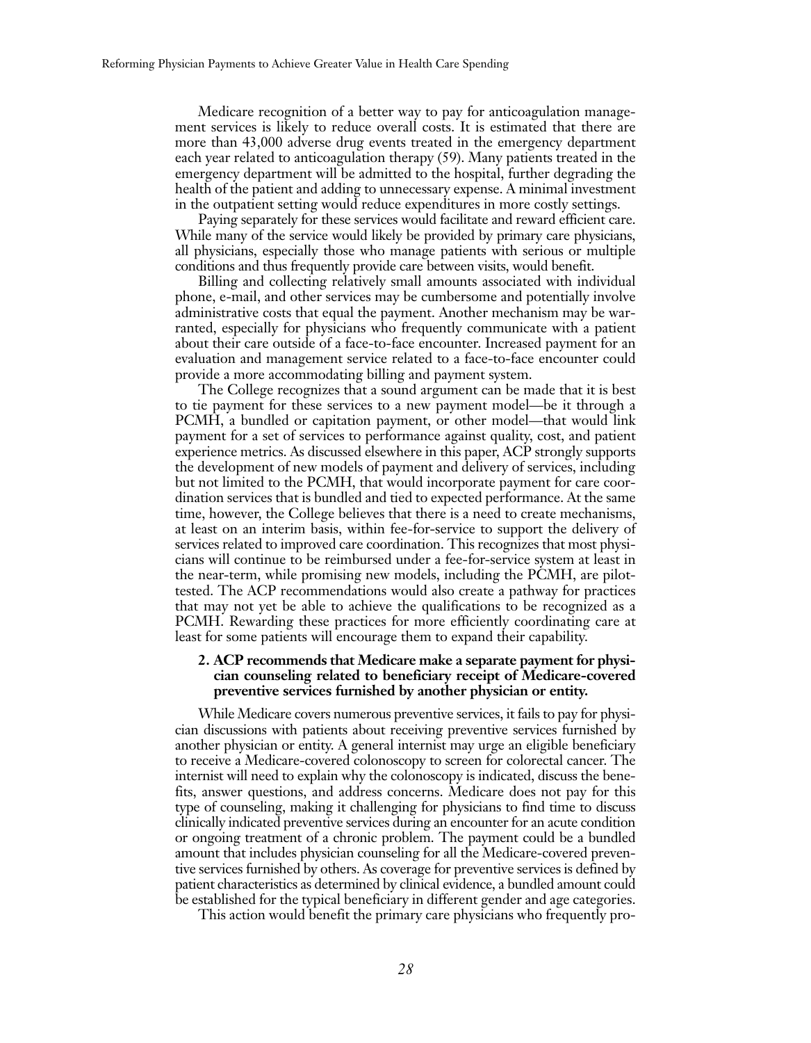Medicare recognition of a better way to pay for anticoagulation management services is likely to reduce overall costs. It is estimated that there are more than 43,000 adverse drug events treated in the emergency department each year related to anticoagulation therapy (59). Many patients treated in the emergency department will be admitted to the hospital, further degrading the health of the patient and adding to unnecessary expense. A minimal investment in the outpatient setting would reduce expenditures in more costly settings.

Paying separately for these services would facilitate and reward efficient care. While many of the service would likely be provided by primary care physicians, all physicians, especially those who manage patients with serious or multiple conditions and thus frequently provide care between visits, would benefit.

Billing and collecting relatively small amounts associated with individual phone, e-mail, and other services may be cumbersome and potentially involve administrative costs that equal the payment. Another mechanism may be warranted, especially for physicians who frequently communicate with a patient about their care outside of a face-to-face encounter. Increased payment for an evaluation and management service related to a face-to-face encounter could provide a more accommodating billing and payment system.

The College recognizes that a sound argument can be made that it is best to tie payment for these services to a new payment model—be it through a PCMH, a bundled or capitation payment, or other model—that would link payment for a set of services to performance against quality, cost, and patient experience metrics. As discussed elsewhere in this paper, ACP strongly supports the development of new models of payment and delivery of services, including but not limited to the PCMH, that would incorporate payment for care coordination services that is bundled and tied to expected performance. At the same time, however, the College believes that there is a need to create mechanisms, at least on an interim basis, within fee-for-service to support the delivery of services related to improved care coordination. This recognizes that most physicians will continue to be reimbursed under a fee-for-service system at least in the near-term, while promising new models, including the PCMH, are pilot-tested. The ACP recommendations would also create a pathway for practices that may not yet be able to achieve the qualifications to be recognized as a PCMH. Rewarding these practices for more efficiently coordinating care at least for some patients will encourage them to expand their capability.

**2. ACP recommends that Medicare make a separate payment for physician counseling related to beneficiary receipt of Medicare-covered preventive services furnished by another physician or entity.**

While Medicare covers numerous preventive services, it fails to pay for physician discussions with patients about receiving preventive services furnished by another physician or entity. A general internist may urge an eligible beneficiary to receive a Medicare-covered colonoscopy to screen for colorectal cancer. The internist will need to explain why the colonoscopy is indicated, discuss the benefits, answer questions, and address concerns. Medicare does not pay for this type of counseling, making it challenging for physicians to find time to discuss clinically indicated preventive services during an encounter for an acute condition or ongoing treatment of a chronic problem. The payment could be a bundled amount that includes physician counseling for all the Medicare-covered preventive services furnished by others. As coverage for preventive services is defined by patient characteristics as determined by clinical evidence, a bundled amount could be established for the typical beneficiary in different gender and age categories.

This action would benefit the primary care physicians who frequently pro-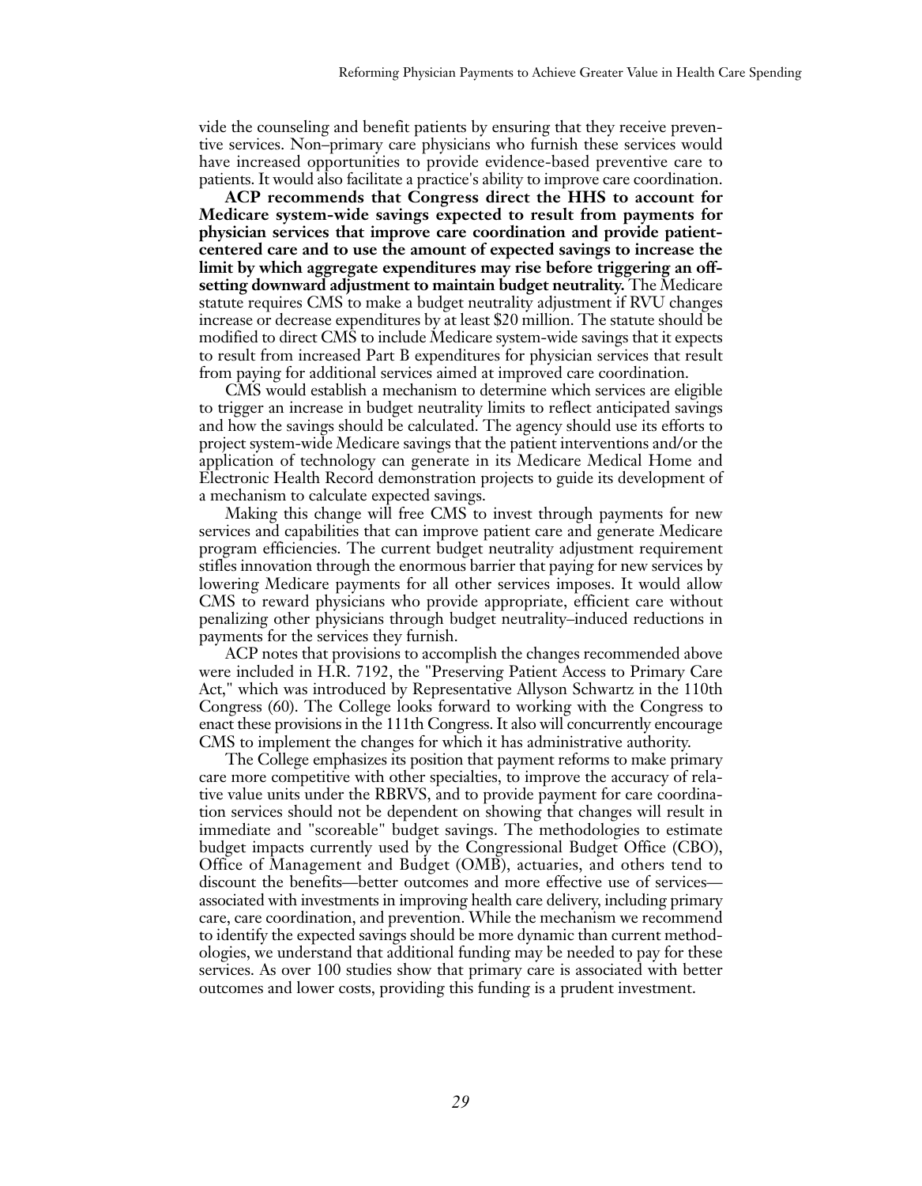vide the counseling and benefit patients by ensuring that they receive preventive services. Non–primary care physicians who furnish these services would have increased opportunities to provide evidence-based preventive care to patients. It would also facilitate a practice's ability to improve care coordination.

**ACP recommends that Congress direct the HHS to account for Medicare system-wide savings expected to result from payments for physician services that improve care coordination and provide patient-centered care and to use the amount of expected savings to increase the limit by which aggregate expenditures may rise before triggering an offsetting downward adjustment to maintain budget neutrality.** The Medicare statute requires CMS to make a budget neutrality adjustment if RVU changes increase or decrease expenditures by at least $20 million. The statute should be modified to direct CMS to include Medicare system-wide savings that it expects to result from increased Part B expenditures for physician services that result from paying for additional services aimed at improved care coordination.

CMS would establish a mechanism to determine which services are eligible to trigger an increase in budget neutrality limits to reflect anticipated savings and how the savings should be calculated. The agency should use its efforts to project system-wide Medicare savings that the patient interventions and/or the application of technology can generate in its Medicare Medical Home and Electronic Health Record demonstration projects to guide its development of a mechanism to calculate expected savings.

Making this change will free CMS to invest through payments for new services and capabilities that can improve patient care and generate Medicare program efficiencies. The current budget neutrality adjustment requirement stifles innovation through the enormous barrier that paying for new services by lowering Medicare payments for all other services imposes. It would allow CMS to reward physicians who provide appropriate, efficient care without penalizing other physicians through budget neutrality–induced reductions in payments for the services they furnish.

ACP notes that provisions to accomplish the changes recommended above were included in H.R. 7192, the "Preserving Patient Access to Primary Care Act," which was introduced by Representative Allyson Schwartz in the 110th Congress (60). The College looks forward to working with the Congress to enact these provisions in the 111th Congress. It also will concurrently encourage CMS to implement the changes for which it has administrative authority.

The College emphasizes its position that payment reforms to make primary care more competitive with other specialties, to improve the accuracy of relative value units under the RBRVS, and to provide payment for care coordination services should not be dependent on showing that changes will result in immediate and "scoreable" budget savings. The methodologies to estimate budget impacts currently used by the Congressional Budget Office (CBO), Office of Management and Budget (OMB), actuaries, and others tend to discount the benefits—better outcomes and more effective use of services—associated with investments in improving health care delivery, including primary care, care coordination, and prevention. While the mechanism we recommend to identify the expected savings should be more dynamic than current methodologies, we understand that additional funding may be needed to pay for these services. As over 100 studies show that primary care is associated with better outcomes and lower costs, providing this funding is a prudent investment.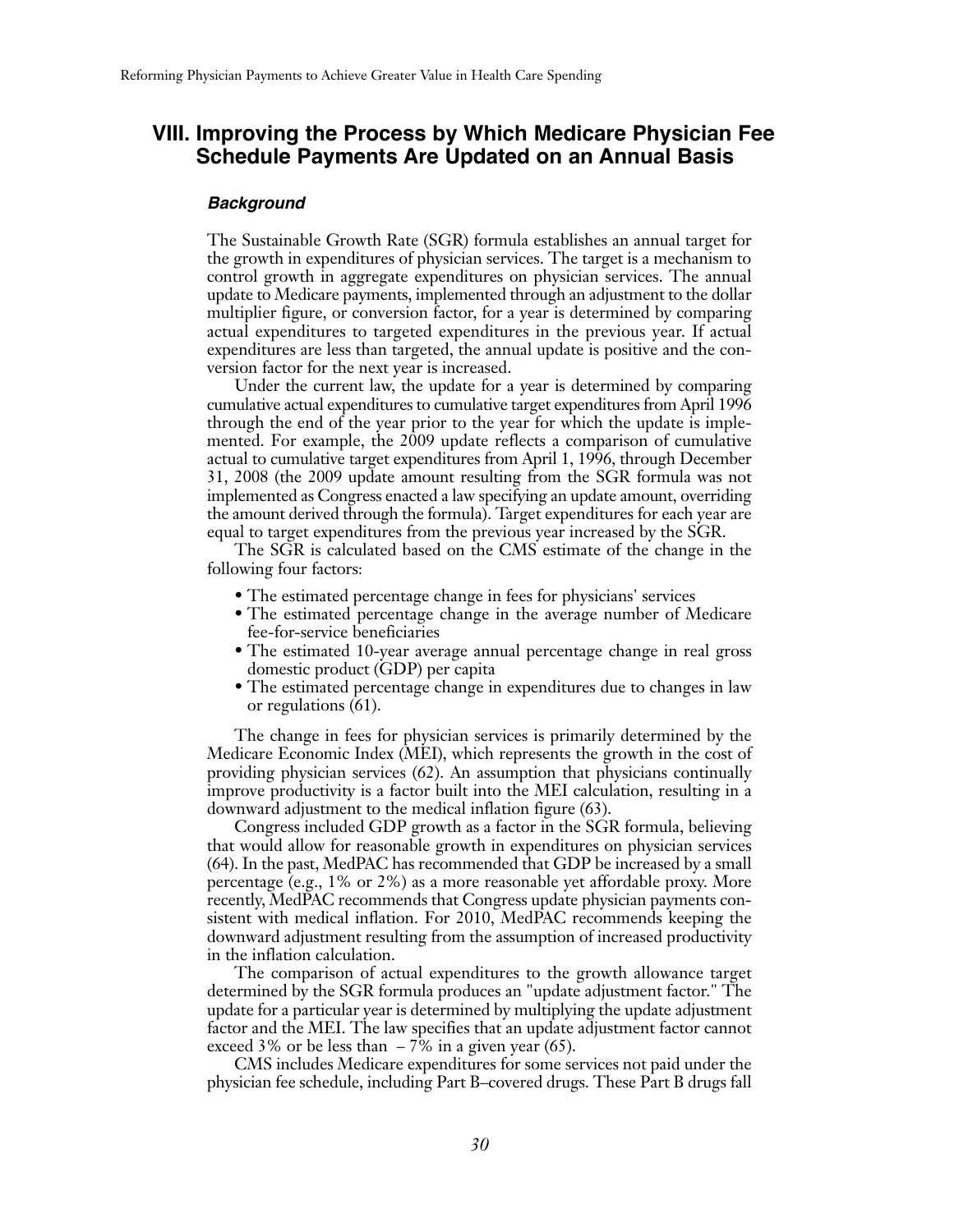## VIII. Improving the Process by Which Medicare Physician Fee Schedule Payments Are Updated on an Annual Basis

### *Background*

The Sustainable Growth Rate (SGR) formula establishes an annual target for the growth in expenditures of physician services. The target is a mechanism to control growth in aggregate expenditures on physician services. The annual update to Medicare payments, implemented through an adjustment to the dollar multiplier figure, or conversion factor, for a year is determined by comparing actual expenditures to targeted expenditures in the previous year. If actual expenditures are less than targeted, the annual update is positive and the conversion factor for the next year is increased.

Under the current law, the update for a year is determined by comparing cumulative actual expenditures to cumulative target expenditures from April 1996 through the end of the year prior to the year for which the update is implemented. For example, the 2009 update reflects a comparison of cumulative actual to cumulative target expenditures from April 1, 1996, through December 31, 2008 (the 2009 update amount resulting from the SGR formula was not implemented as Congress enacted a law specifying an update amount, overriding the amount derived through the formula). Target expenditures for each year are equal to target expenditures from the previous year increased by the SGR.

The SGR is calculated based on the CMS estimate of the change in the following four factors:

- The estimated percentage change in fees for physicians' services
- The estimated percentage change in the average number of Medicare fee-for-service beneficiaries
- The estimated 10-year average annual percentage change in real gross domestic product (GDP) per capita
- The estimated percentage change in expenditures due to changes in law or regulations (61).

The change in fees for physician services is primarily determined by the Medicare Economic Index (MEI), which represents the growth in the cost of providing physician services (62). An assumption that physicians continually improve productivity is a factor built into the MEI calculation, resulting in a downward adjustment to the medical inflation figure (63).

Congress included GDP growth as a factor in the SGR formula, believing that would allow for reasonable growth in expenditures on physician services (64). In the past, MedPAC has recommended that GDP be increased by a small percentage (e.g., 1% or 2%) as a more reasonable yet affordable proxy. More recently, MedPAC recommends that Congress update physician payments consistent with medical inflation. For 2010, MedPAC recommends keeping the downward adjustment resulting from the assumption of increased productivity in the inflation calculation.

The comparison of actual expenditures to the growth allowance target determined by the SGR formula produces an "update adjustment factor." The update for a particular year is determined by multiplying the update adjustment factor and the MEI. The law specifies that an update adjustment factor cannot exceed 3% or be less than – 7% in a given year (65).

CMS includes Medicare expenditures for some services not paid under the physician fee schedule, including Part B–covered drugs. These Part B drugs fall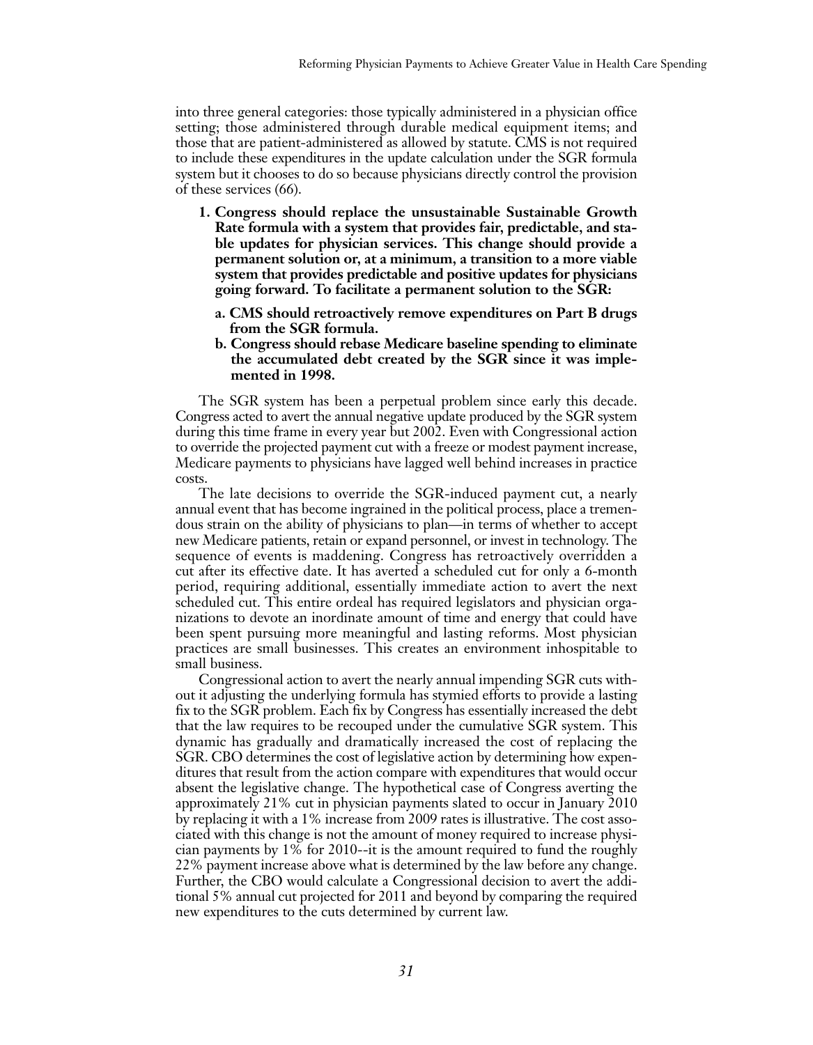into three general categories: those typically administered in a physician office setting; those administered through durable medical equipment items; and those that are patient-administered as allowed by statute. CMS is not required to include these expenditures in the update calculation under the SGR formula system but it chooses to do so because physicians directly control the provision of these services (66).

1. **Congress should replace the unsustainable Sustainable Growth Rate formula with a system that provides fair, predictable, and stable updates for physician services. This change should provide a permanent solution or, at a minimum, a transition to a more viable system that provides predictable and positive updates for physicians going forward. To facilitate a permanent solution to the SGR:**
   - **a. CMS should retroactively remove expenditures on Part B drugs from the SGR formula.**
   - **b. Congress should rebase Medicare baseline spending to eliminate the accumulated debt created by the SGR since it was implemented in 1998.**

The SGR system has been a perpetual problem since early this decade. Congress acted to avert the annual negative update produced by the SGR system during this time frame in every year but 2002. Even with Congressional action to override the projected payment cut with a freeze or modest payment increase, Medicare payments to physicians have lagged well behind increases in practice costs.

The late decisions to override the SGR-induced payment cut, a nearly annual event that has become ingrained in the political process, place a tremendous strain on the ability of physicians to plan—in terms of whether to accept new Medicare patients, retain or expand personnel, or invest in technology. The sequence of events is maddening. Congress has retroactively overridden a cut after its effective date. It has averted a scheduled cut for only a 6-month period, requiring additional, essentially immediate action to avert the next scheduled cut. This entire ordeal has required legislators and physician organizations to devote an inordinate amount of time and energy that could have been spent pursuing more meaningful and lasting reforms. Most physician practices are small businesses. This creates an environment inhospitable to small business.

Congressional action to avert the nearly annual impending SGR cuts without it adjusting the underlying formula has stymied efforts to provide a lasting fix to the SGR problem. Each fix by Congress has essentially increased the debt that the law requires to be recouped under the cumulative SGR system. This dynamic has gradually and dramatically increased the cost of replacing the SGR. CBO determines the cost of legislative action by determining how expenditures that result from the action compare with expenditures that would occur absent the legislative change. The hypothetical case of Congress averting the approximately 21% cut in physician payments slated to occur in January 2010 by replacing it with a 1% increase from 2009 rates is illustrative. The cost associated with this change is not the amount of money required to increase physician payments by 1% for 2010--it is the amount required to fund the roughly 22% payment increase above what is determined by the law before any change. Further, the CBO would calculate a Congressional decision to avert the additional 5% annual cut projected for 2011 and beyond by comparing the required new expenditures to the cuts determined by current law.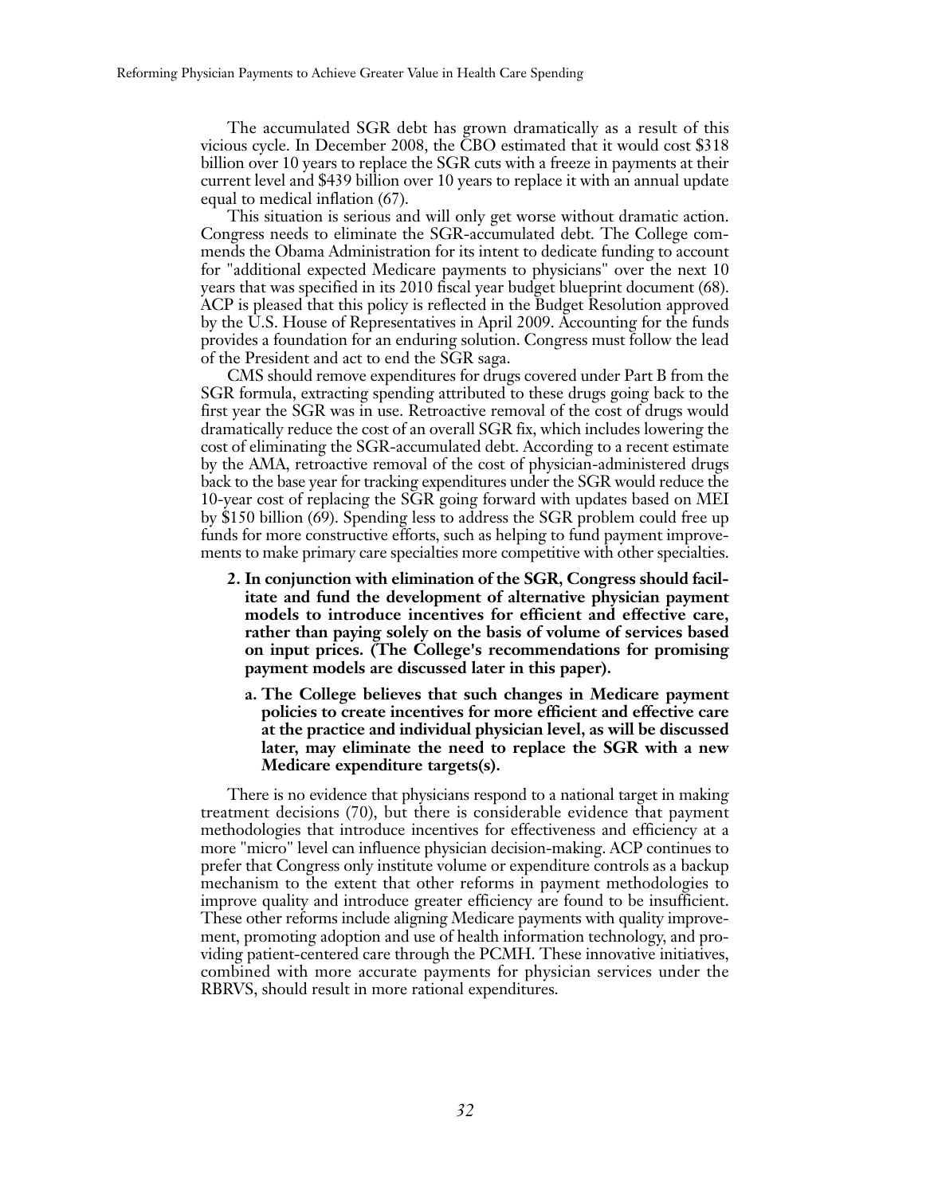The accumulated SGR debt has grown dramatically as a result of this vicious cycle. In December 2008, the CBO estimated that it would cost $318 billion over 10 years to replace the SGR cuts with a freeze in payments at their current level and $439 billion over 10 years to replace it with an annual update equal to medical inflation (67).

This situation is serious and will only get worse without dramatic action. Congress needs to eliminate the SGR-accumulated debt. The College commends the Obama Administration for its intent to dedicate funding to account for "additional expected Medicare payments to physicians" over the next 10 years that was specified in its 2010 fiscal year budget blueprint document (68). ACP is pleased that this policy is reflected in the Budget Resolution approved by the U.S. House of Representatives in April 2009. Accounting for the funds provides a foundation for an enduring solution. Congress must follow the lead of the President and act to end the SGR saga.

CMS should remove expenditures for drugs covered under Part B from the SGR formula, extracting spending attributed to these drugs going back to the first year the SGR was in use. Retroactive removal of the cost of drugs would dramatically reduce the cost of an overall SGR fix, which includes lowering the cost of eliminating the SGR-accumulated debt. According to a recent estimate by the AMA, retroactive removal of the cost of physician-administered drugs back to the base year for tracking expenditures under the SGR would reduce the 10-year cost of replacing the SGR going forward with updates based on MEI by $150 billion (69). Spending less to address the SGR problem could free up funds for more constructive efforts, such as helping to fund payment improvements to make primary care specialties more competitive with other specialties.

2. **In conjunction with elimination of the SGR, Congress should facilitate and fund the development of alternative physician payment models to introduce incentives for efficient and effective care, rather than paying solely on the basis of volume of services based on input prices. (The College's recommendations for promising payment models are discussed later in this paper).**

   a. **The College believes that such changes in Medicare payment policies to create incentives for more efficient and effective care at the practice and individual physician level, as will be discussed later, may eliminate the need to replace the SGR with a new Medicare expenditure targets(s).**

There is no evidence that physicians respond to a national target in making treatment decisions (70), but there is considerable evidence that payment methodologies that introduce incentives for effectiveness and efficiency at a more "micro" level can influence physician decision-making. ACP continues to prefer that Congress only institute volume or expenditure controls as a backup mechanism to the extent that other reforms in payment methodologies to improve quality and introduce greater efficiency are found to be insufficient. These other reforms include aligning Medicare payments with quality improvement, promoting adoption and use of health information technology, and providing patient-centered care through the PCMH. These innovative initiatives, combined with more accurate payments for physician services under the RBRVS, should result in more rational expenditures.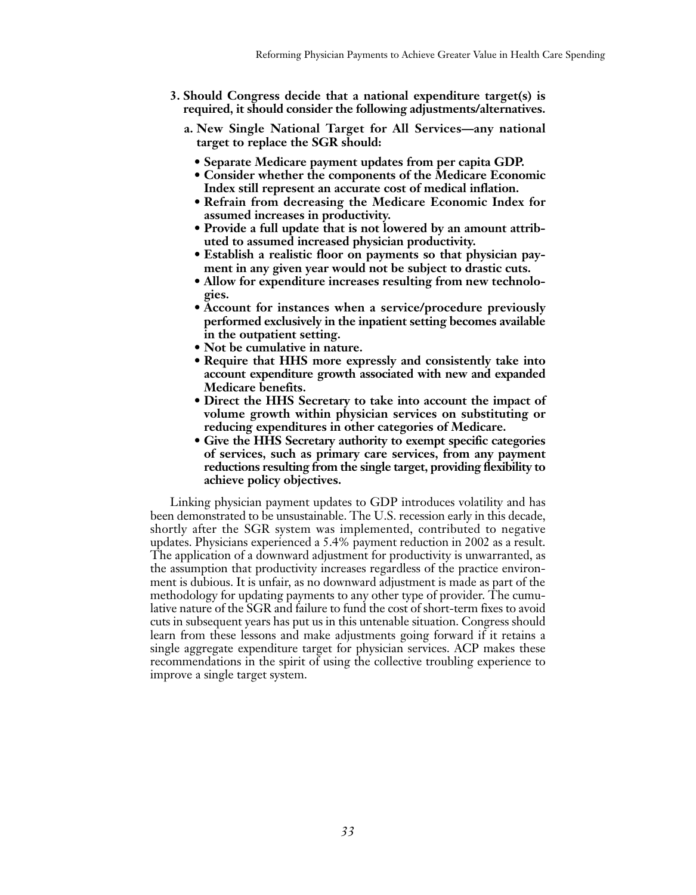**3. Should Congress decide that a national expenditure target(s) is required, it should consider the following adjustments/alternatives.**

**a. New Single National Target for All Services—any national target to replace the SGR should:**

- **Separate Medicare payment updates from per capita GDP.**
- **Consider whether the components of the Medicare Economic Index still represent an accurate cost of medical inflation.**
- **Refrain from decreasing the Medicare Economic Index for assumed increases in productivity.**
- **Provide a full update that is not lowered by an amount attributed to assumed increased physician productivity.**
- **Establish a realistic floor on payments so that physician payment in any given year would not be subject to drastic cuts.**
- **Allow for expenditure increases resulting from new technologies.**
- **Account for instances when a service/procedure previously performed exclusively in the inpatient setting becomes available in the outpatient setting.**
- **Not be cumulative in nature.**
- **Require that HHS more expressly and consistently take into account expenditure growth associated with new and expanded Medicare benefits.**
- **Direct the HHS Secretary to take into account the impact of volume growth within physician services on substituting or reducing expenditures in other categories of Medicare.**
- **Give the HHS Secretary authority to exempt specific categories of services, such as primary care services, from any payment reductions resulting from the single target, providing flexibility to achieve policy objectives.**

Linking physician payment updates to GDP introduces volatility and has been demonstrated to be unsustainable. The U.S. recession early in this decade, shortly after the SGR system was implemented, contributed to negative updates. Physicians experienced a 5.4% payment reduction in 2002 as a result. The application of a downward adjustment for productivity is unwarranted, as the assumption that productivity increases regardless of the practice environment is dubious. It is unfair, as no downward adjustment is made as part of the methodology for updating payments to any other type of provider. The cumulative nature of the SGR and failure to fund the cost of short-term fixes to avoid cuts in subsequent years has put us in this untenable situation. Congress should learn from these lessons and make adjustments going forward if it retains a single aggregate expenditure target for physician services. ACP makes these recommendations in the spirit of using the collective troubling experience to improve a single target system.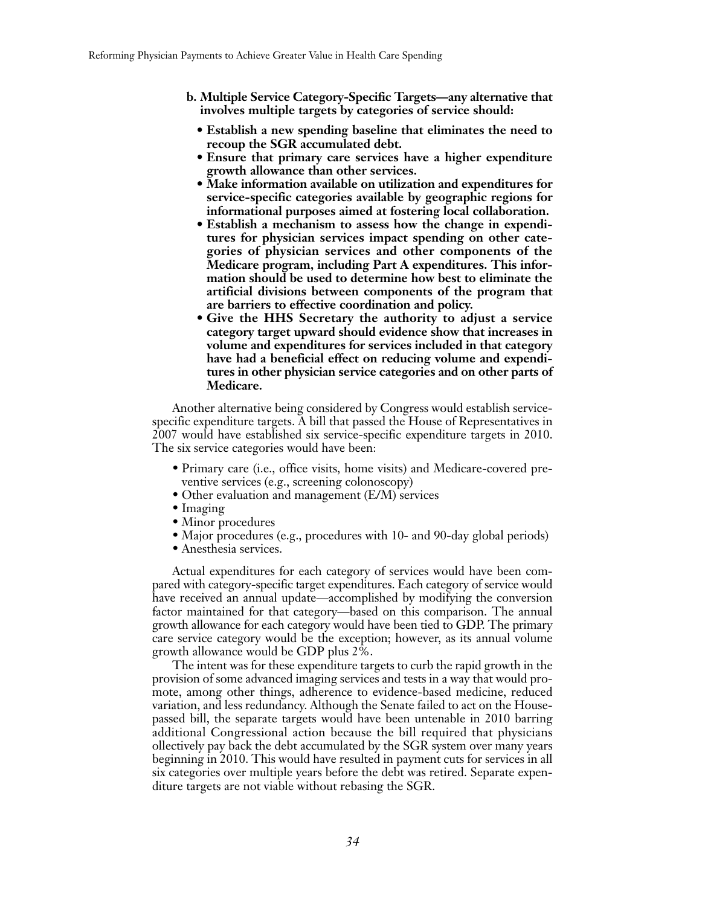**b. Multiple Service Category-Specific Targets—any alternative that involves multiple targets by categories of service should:**

- **Establish a new spending baseline that eliminates the need to recoup the SGR accumulated debt.**
- **Ensure that primary care services have a higher expenditure growth allowance than other services.**
- **Make information available on utilization and expenditures for service-specific categories available by geographic regions for informational purposes aimed at fostering local collaboration.**
- **Establish a mechanism to assess how the change in expenditures for physician services impact spending on other categories of physician services and other components of the Medicare program, including Part A expenditures. This information should be used to determine how best to eliminate the artificial divisions between components of the program that are barriers to effective coordination and policy.**
- **Give the HHS Secretary the authority to adjust a service category target upward should evidence show that increases in volume and expenditures for services included in that category have had a beneficial effect on reducing volume and expenditures in other physician service categories and on other parts of Medicare.**

Another alternative being considered by Congress would establish service-specific expenditure targets. A bill that passed the House of Representatives in 2007 would have established six service-specific expenditure targets in 2010. The six service categories would have been:

- Primary care (i.e., office visits, home visits) and Medicare-covered preventive services (e.g., screening colonoscopy)
- Other evaluation and management (E/M) services
- Imaging
- Minor procedures
- Major procedures (e.g., procedures with 10- and 90-day global periods)
- Anesthesia services.

Actual expenditures for each category of services would have been compared with category-specific target expenditures. Each category of service would have received an annual update—accomplished by modifying the conversion factor maintained for that category—based on this comparison. The annual growth allowance for each category would have been tied to GDP. The primary care service category would be the exception; however, as its annual volume growth allowance would be GDP plus 2%.

The intent was for these expenditure targets to curb the rapid growth in the provision of some advanced imaging services and tests in a way that would promote, among other things, adherence to evidence-based medicine, reduced variation, and less redundancy. Although the Senate failed to act on the House-passed bill, the separate targets would have been untenable in 2010 barring additional Congressional action because the bill required that physicians ollectively pay back the debt accumulated by the SGR system over many years beginning in 2010. This would have resulted in payment cuts for services in all six categories over multiple years before the debt was retired. Separate expenditure targets are not viable without rebasing the SGR.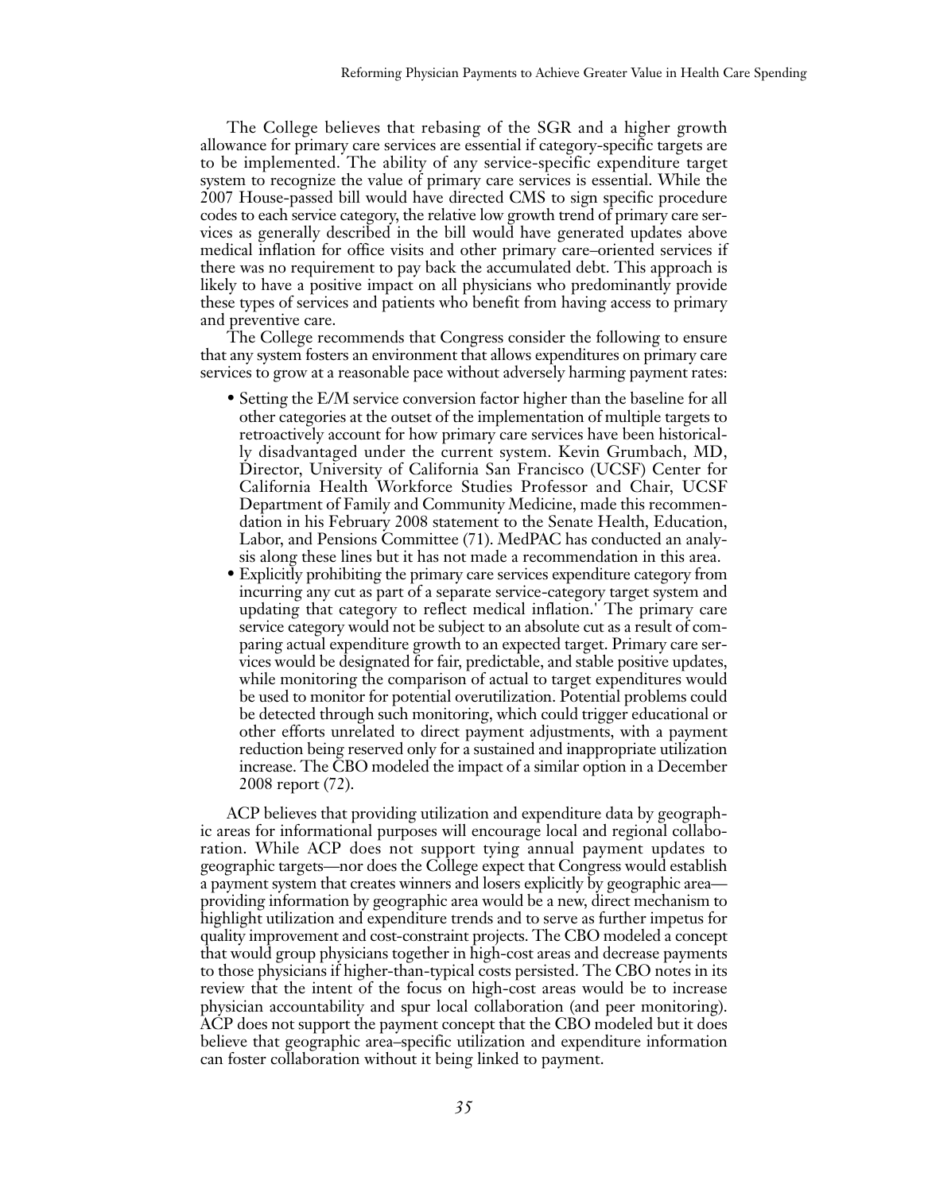The College believes that rebasing of the SGR and a higher growth allowance for primary care services are essential if category-specific targets are to be implemented. The ability of any service-specific expenditure target system to recognize the value of primary care services is essential. While the 2007 House-passed bill would have directed CMS to sign specific procedure codes to each service category, the relative low growth trend of primary care services as generally described in the bill would have generated updates above medical inflation for office visits and other primary care–oriented services if there was no requirement to pay back the accumulated debt. This approach is likely to have a positive impact on all physicians who predominantly provide these types of services and patients who benefit from having access to primary and preventive care.

The College recommends that Congress consider the following to ensure that any system fosters an environment that allows expenditures on primary care services to grow at a reasonable pace without adversely harming payment rates:

- Setting the E/M service conversion factor higher than the baseline for all other categories at the outset of the implementation of multiple targets to retroactively account for how primary care services have been historically disadvantaged under the current system. Kevin Grumbach, MD, Director, University of California San Francisco (UCSF) Center for California Health Workforce Studies Professor and Chair, UCSF Department of Family and Community Medicine, made this recommendation in his February 2008 statement to the Senate Health, Education, Labor, and Pensions Committee (71). MedPAC has conducted an analysis along these lines but it has not made a recommendation in this area.
- Explicitly prohibiting the primary care services expenditure category from incurring any cut as part of a separate service-category target system and updating that category to reflect medical inflation.' The primary care service category would not be subject to an absolute cut as a result of comparing actual expenditure growth to an expected target. Primary care services would be designated for fair, predictable, and stable positive updates, while monitoring the comparison of actual to target expenditures would be used to monitor for potential overutilization. Potential problems could be detected through such monitoring, which could trigger educational or other efforts unrelated to direct payment adjustments, with a payment reduction being reserved only for a sustained and inappropriate utilization increase. The CBO modeled the impact of a similar option in a December 2008 report (72).

ACP believes that providing utilization and expenditure data by geographic areas for informational purposes will encourage local and regional collaboration. While ACP does not support tying annual payment updates to geographic targets—nor does the College expect that Congress would establish a payment system that creates winners and losers explicitly by geographic area—providing information by geographic area would be a new, direct mechanism to highlight utilization and expenditure trends and to serve as further impetus for quality improvement and cost-constraint projects. The CBO modeled a concept that would group physicians together in high-cost areas and decrease payments to those physicians if higher-than-typical costs persisted. The CBO notes in its review that the intent of the focus on high-cost areas would be to increase physician accountability and spur local collaboration (and peer monitoring). ACP does not support the payment concept that the CBO modeled but it does believe that geographic area–specific utilization and expenditure information can foster collaboration without it being linked to payment.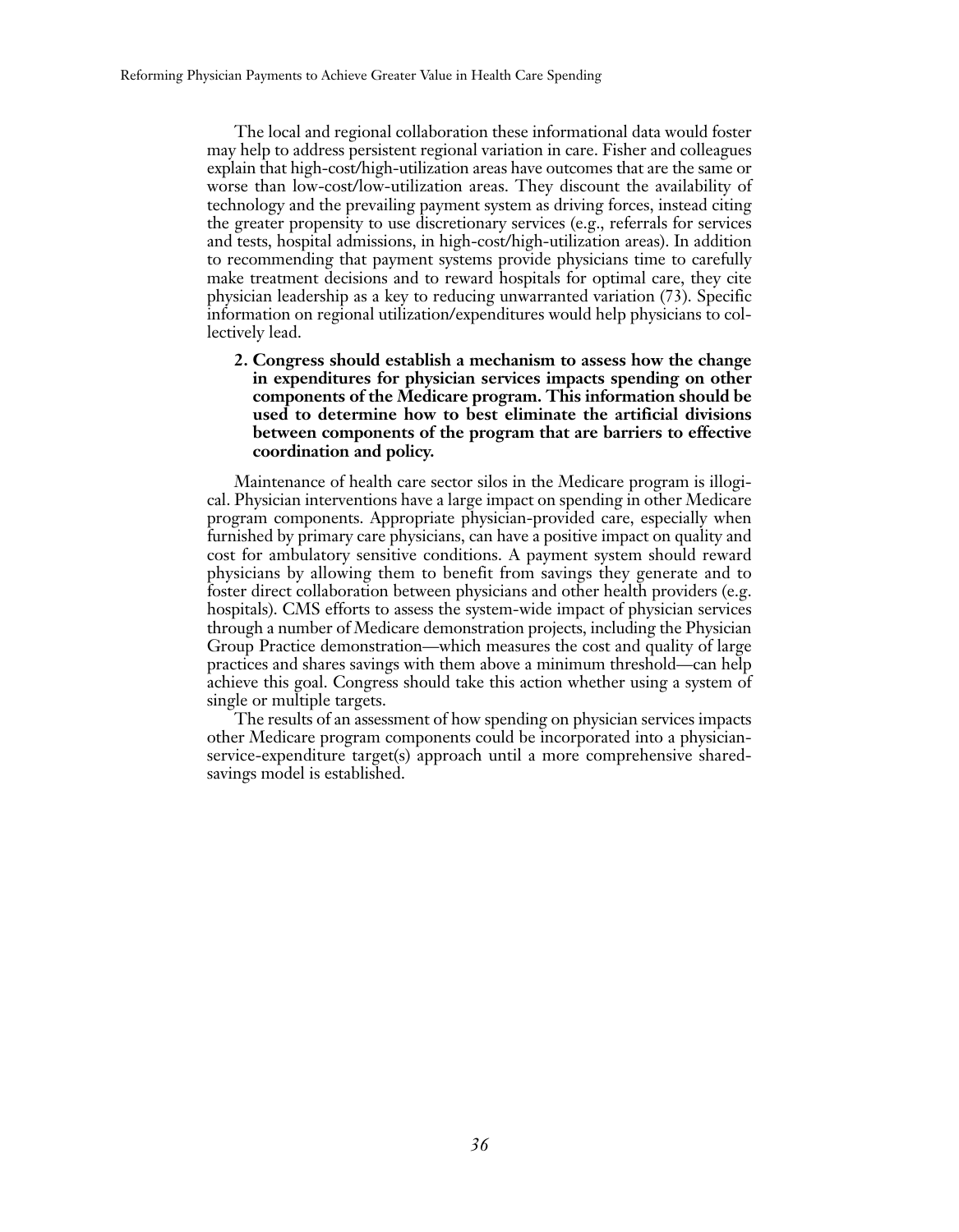The local and regional collaboration these informational data would foster may help to address persistent regional variation in care. Fisher and colleagues explain that high-cost/high-utilization areas have outcomes that are the same or worse than low-cost/low-utilization areas. They discount the availability of technology and the prevailing payment system as driving forces, instead citing the greater propensity to use discretionary services (e.g., referrals for services and tests, hospital admissions, in high-cost/high-utilization areas). In addition to recommending that payment systems provide physicians time to carefully make treatment decisions and to reward hospitals for optimal care, they cite physician leadership as a key to reducing unwarranted variation (73). Specific information on regional utilization/expenditures would help physicians to collectively lead.

2. **Congress should establish a mechanism to assess how the change in expenditures for physician services impacts spending on other components of the Medicare program. This information should be used to determine how to best eliminate the artificial divisions between components of the program that are barriers to effective coordination and policy.**

Maintenance of health care sector silos in the Medicare program is illogical. Physician interventions have a large impact on spending in other Medicare program components. Appropriate physician-provided care, especially when furnished by primary care physicians, can have a positive impact on quality and cost for ambulatory sensitive conditions. A payment system should reward physicians by allowing them to benefit from savings they generate and to foster direct collaboration between physicians and other health providers (e.g. hospitals). CMS efforts to assess the system-wide impact of physician services through a number of Medicare demonstration projects, including the Physician Group Practice demonstration—which measures the cost and quality of large practices and shares savings with them above a minimum threshold—can help achieve this goal. Congress should take this action whether using a system of single or multiple targets.

The results of an assessment of how spending on physician services impacts other Medicare program components could be incorporated into a physician-service-expenditure target(s) approach until a more comprehensive shared-savings model is established.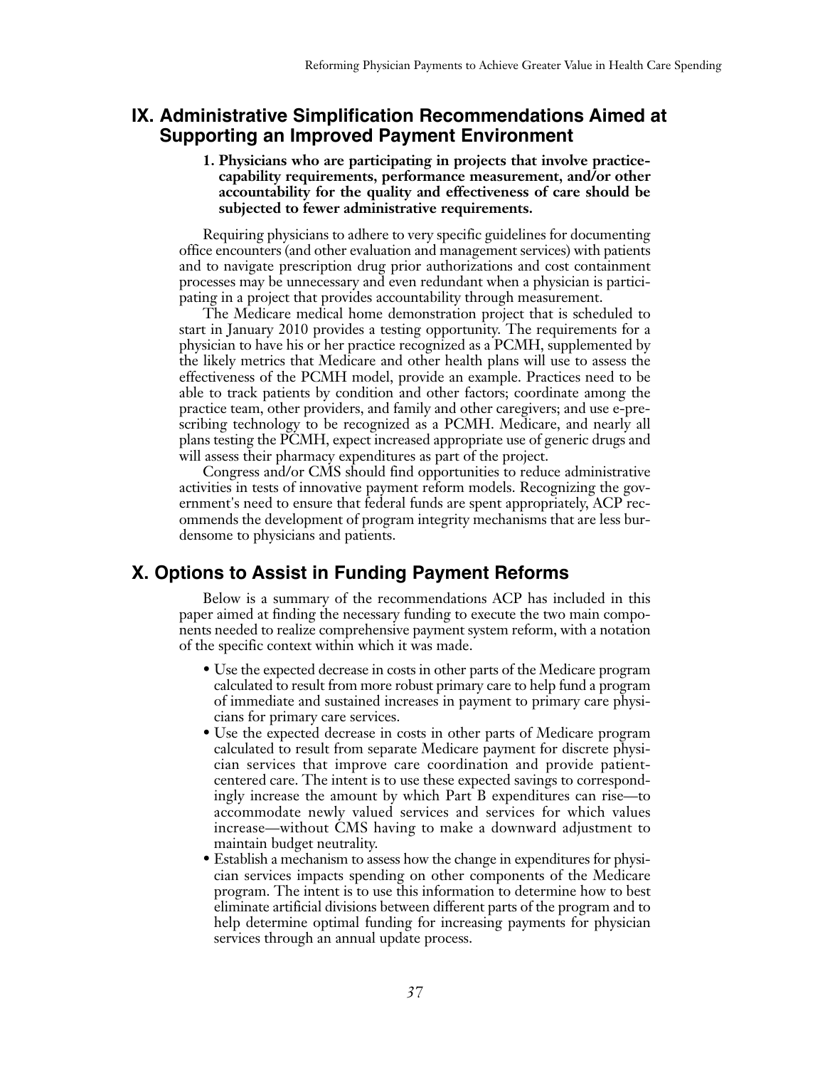## IX. Administrative Simplification Recommendations Aimed at Supporting an Improved Payment Environment

**1. Physicians who are participating in projects that involve practice-capability requirements, performance measurement, and/or other accountability for the quality and effectiveness of care should be subjected to fewer administrative requirements.**

Requiring physicians to adhere to very specific guidelines for documenting office encounters (and other evaluation and management services) with patients and to navigate prescription drug prior authorizations and cost containment processes may be unnecessary and even redundant when a physician is participating in a project that provides accountability through measurement.

The Medicare medical home demonstration project that is scheduled to start in January 2010 provides a testing opportunity. The requirements for a physician to have his or her practice recognized as a PCMH, supplemented by the likely metrics that Medicare and other health plans will use to assess the effectiveness of the PCMH model, provide an example. Practices need to be able to track patients by condition and other factors; coordinate among the practice team, other providers, and family and other caregivers; and use e-prescribing technology to be recognized as a PCMH. Medicare, and nearly all plans testing the PCMH, expect increased appropriate use of generic drugs and will assess their pharmacy expenditures as part of the project.

Congress and/or CMS should find opportunities to reduce administrative activities in tests of innovative payment reform models. Recognizing the government's need to ensure that federal funds are spent appropriately, ACP recommends the development of program integrity mechanisms that are less burdensome to physicians and patients.

## X. Options to Assist in Funding Payment Reforms

Below is a summary of the recommendations ACP has included in this paper aimed at finding the necessary funding to execute the two main components needed to realize comprehensive payment system reform, with a notation of the specific context within which it was made.

- Use the expected decrease in costs in other parts of the Medicare program calculated to result from more robust primary care to help fund a program of immediate and sustained increases in payment to primary care physicians for primary care services.
- Use the expected decrease in costs in other parts of Medicare program calculated to result from separate Medicare payment for discrete physician services that improve care coordination and provide patient-centered care. The intent is to use these expected savings to correspondingly increase the amount by which Part B expenditures can rise—to accommodate newly valued services and services for which values increase—without CMS having to make a downward adjustment to maintain budget neutrality.
- Establish a mechanism to assess how the change in expenditures for physician services impacts spending on other components of the Medicare program. The intent is to use this information to determine how to best eliminate artificial divisions between different parts of the program and to help determine optimal funding for increasing payments for physician services through an annual update process.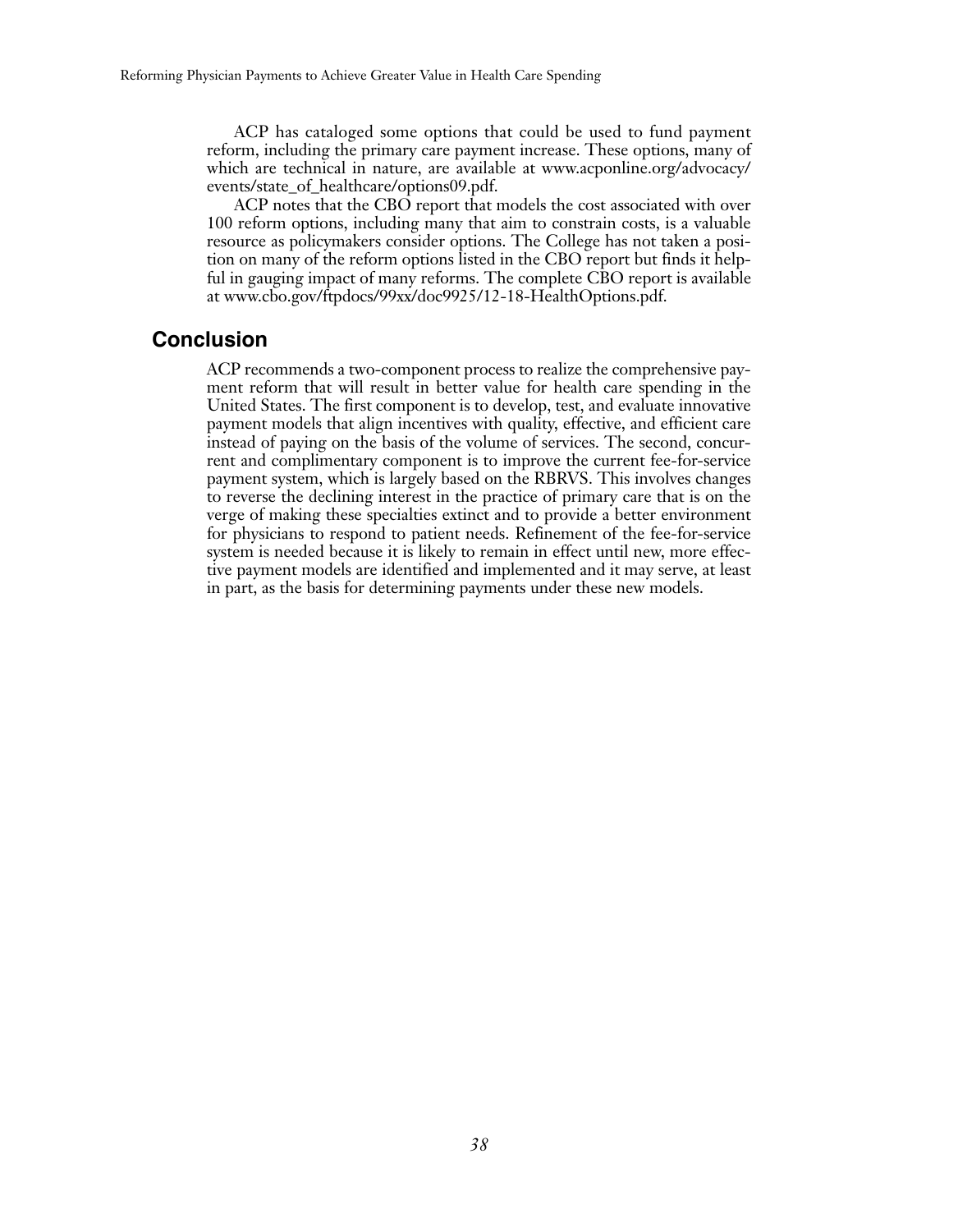ACP has cataloged some options that could be used to fund payment reform, including the primary care payment increase. These options, many of which are technical in nature, are available at www.acponline.org/advocacy/events/state_of_healthcare/options09.pdf.

ACP notes that the CBO report that models the cost associated with over 100 reform options, including many that aim to constrain costs, is a valuable resource as policymakers consider options. The College has not taken a position on many of the reform options listed in the CBO report but finds it helpful in gauging impact of many reforms. The complete CBO report is available at www.cbo.gov/ftpdocs/99xx/doc9925/12-18-HealthOptions.pdf.

## Conclusion

ACP recommends a two-component process to realize the comprehensive payment reform that will result in better value for health care spending in the United States. The first component is to develop, test, and evaluate innovative payment models that align incentives with quality, effective, and efficient care instead of paying on the basis of the volume of services. The second, concurrent and complimentary component is to improve the current fee-for-service payment system, which is largely based on the RBRVS. This involves changes to reverse the declining interest in the practice of primary care that is on the verge of making these specialties extinct and to provide a better environment for physicians to respond to patient needs. Refinement of the fee-for-service system is needed because it is likely to remain in effect until new, more effective payment models are identified and implemented and it may serve, at least in part, as the basis for determining payments under these new models.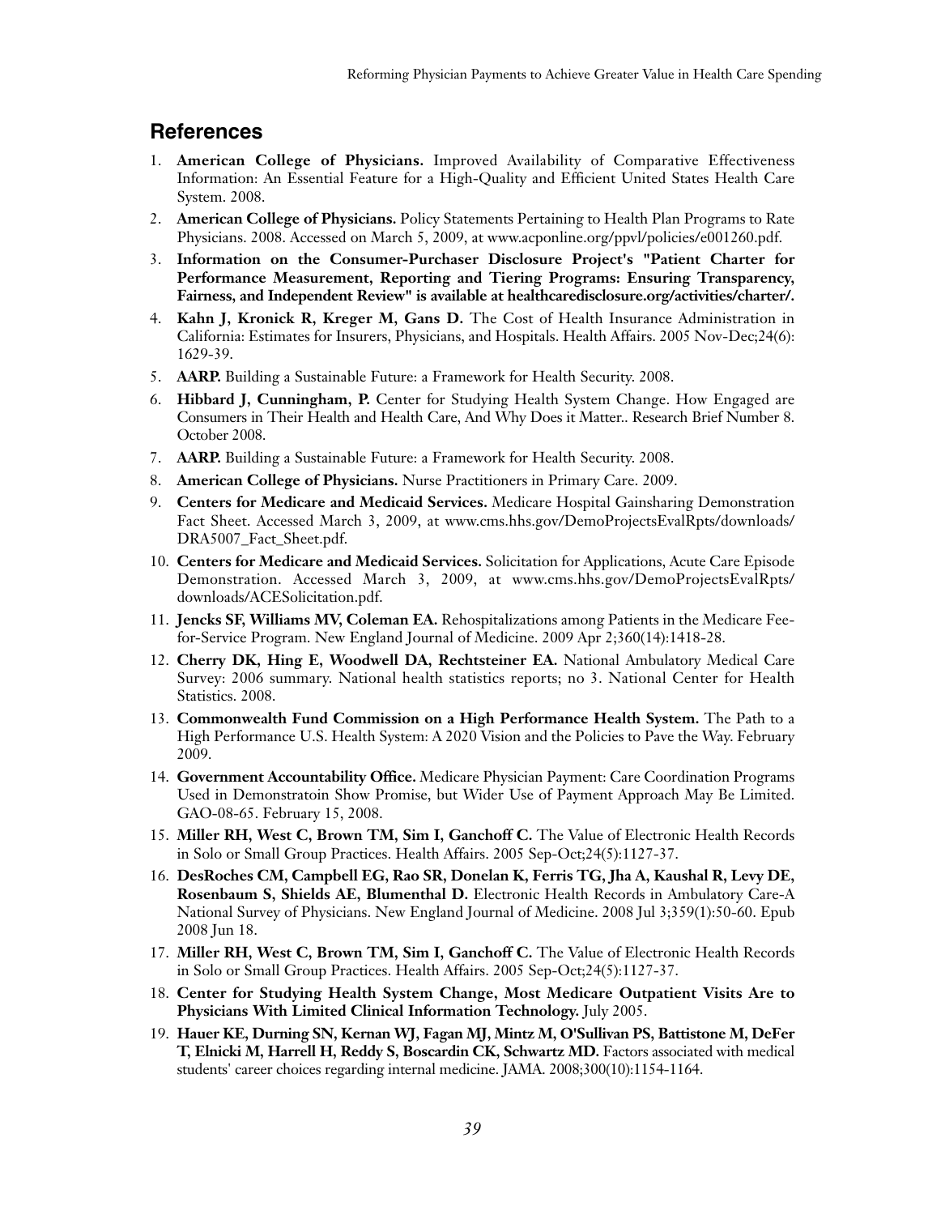## References

1. **American College of Physicians.** Improved Availability of Comparative Effectiveness Information: An Essential Feature for a High-Quality and Efficient United States Health Care System. 2008.
2. **American College of Physicians.** Policy Statements Pertaining to Health Plan Programs to Rate Physicians. 2008. Accessed on March 5, 2009, at www.acponline.org/ppvl/policies/e001260.pdf.
3. **Information on the Consumer-Purchaser Disclosure Project's "Patient Charter for Performance Measurement, Reporting and Tiering Programs: Ensuring Transparency, Fairness, and Independent Review" is available at healthcaredisclosure.org/activities/charter/.**
4. **Kahn J, Kronick R, Kreger M, Gans D.** The Cost of Health Insurance Administration in California: Estimates for Insurers, Physicians, and Hospitals. Health Affairs. 2005 Nov-Dec;24(6): 1629-39.
5. **AARP.** Building a Sustainable Future: a Framework for Health Security. 2008.
6. **Hibbard J, Cunningham, P.** Center for Studying Health System Change. How Engaged are Consumers in Their Health and Health Care, And Why Does it Matter.. Research Brief Number 8. October 2008.
7. **AARP.** Building a Sustainable Future: a Framework for Health Security. 2008.
8. **American College of Physicians.** Nurse Practitioners in Primary Care. 2009.
9. **Centers for Medicare and Medicaid Services.** Medicare Hospital Gainsharing Demonstration Fact Sheet. Accessed March 3, 2009, at www.cms.hhs.gov/DemoProjectsEvalRpts/downloads/DRA5007_Fact_Sheet.pdf.
10. **Centers for Medicare and Medicaid Services.** Solicitation for Applications, Acute Care Episode Demonstration. Accessed March 3, 2009, at www.cms.hhs.gov/DemoProjectsEvalRpts/downloads/ACESolicitation.pdf.
11. **Jencks SF, Williams MV, Coleman EA.** Rehospitalizations among Patients in the Medicare Fee-for-Service Program. New England Journal of Medicine. 2009 Apr 2;360(14):1418-28.
12. **Cherry DK, Hing E, Woodwell DA, Rechtsteiner EA.** National Ambulatory Medical Care Survey: 2006 summary. National health statistics reports; no 3. National Center for Health Statistics. 2008.
13. **Commonwealth Fund Commission on a High Performance Health System.** The Path to a High Performance U.S. Health System: A 2020 Vision and the Policies to Pave the Way. February 2009.
14. **Government Accountability Office.** Medicare Physician Payment: Care Coordination Programs Used in Demonstratoin Show Promise, but Wider Use of Payment Approach May Be Limited. GAO-08-65. February 15, 2008.
15. **Miller RH, West C, Brown TM, Sim I, Ganchoff C.** The Value of Electronic Health Records in Solo or Small Group Practices. Health Affairs. 2005 Sep-Oct;24(5):1127-37.
16. **DesRoches CM, Campbell EG, Rao SR, Donelan K, Ferris TG, Jha A, Kaushal R, Levy DE, Rosenbaum S, Shields AE, Blumenthal D.** Electronic Health Records in Ambulatory Care-A National Survey of Physicians. New England Journal of Medicine. 2008 Jul 3;359(1):50-60. Epub 2008 Jun 18.
17. **Miller RH, West C, Brown TM, Sim I, Ganchoff C.** The Value of Electronic Health Records in Solo or Small Group Practices. Health Affairs. 2005 Sep-Oct;24(5):1127-37.
18. **Center for Studying Health System Change, Most Medicare Outpatient Visits Are to Physicians With Limited Clinical Information Technology.** July 2005.
19. **Hauer KE, Durning SN, Kernan WJ, Fagan MJ, Mintz M, O'Sullivan PS, Battistone M, DeFer T, Elnicki M, Harrell H, Reddy S, Boscardin CK, Schwartz MD.** Factors associated with medical students' career choices regarding internal medicine. JAMA. 2008;300(10):1154-1164.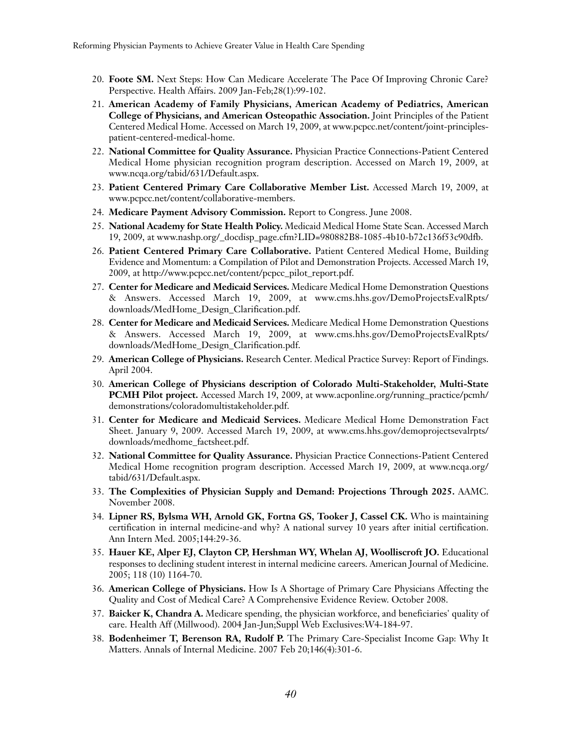20. **Foote SM.** Next Steps: How Can Medicare Accelerate The Pace Of Improving Chronic Care? Perspective. Health Affairs. 2009 Jan-Feb;28(1):99-102.
21. **American Academy of Family Physicians, American Academy of Pediatrics, American College of Physicians, and American Osteopathic Association.** Joint Principles of the Patient Centered Medical Home. Accessed on March 19, 2009, at www.pcpcc.net/content/joint-principles-patient-centered-medical-home.
22. **National Committee for Quality Assurance.** Physician Practice Connections-Patient Centered Medical Home physician recognition program description. Accessed on March 19, 2009, at www.ncqa.org/tabid/631/Default.aspx.
23. **Patient Centered Primary Care Collaborative Member List.** Accessed March 19, 2009, at www.pcpcc.net/content/collaborative-members.
24. **Medicare Payment Advisory Commission.** Report to Congress. June 2008.
25. **National Academy for State Health Policy.** Medicaid Medical Home State Scan. Accessed March 19, 2009, at www.nashp.org/_docdisp_page.cfm?LID=980882B8-1085-4b10-b72c136f53c90dfb.
26. **Patient Centered Primary Care Collaborative.** Patient Centered Medical Home, Building Evidence and Momentum: a Compilation of Pilot and Demonstration Projects. Accessed March 19, 2009, at http://www.pcpcc.net/content/pcpcc_pilot_report.pdf.
27. **Center for Medicare and Medicaid Services.** Medicare Medical Home Demonstration Questions & Answers. Accessed March 19, 2009, at www.cms.hhs.gov/DemoProjectsEvalRpts/downloads/MedHome_Design_Clarification.pdf.
28. **Center for Medicare and Medicaid Services.** Medicare Medical Home Demonstration Questions & Answers. Accessed March 19, 2009, at www.cms.hhs.gov/DemoProjectsEvalRpts/downloads/MedHome_Design_Clarification.pdf.
29. **American College of Physicians.** Research Center. Medical Practice Survey: Report of Findings. April 2004.
30. **American College of Physicians description of Colorado Multi-Stakeholder, Multi-State PCMH Pilot project.** Accessed March 19, 2009, at www.acponline.org/running_practice/pcmh/demonstrations/coloradomultistakeholder.pdf.
31. **Center for Medicare and Medicaid Services.** Medicare Medical Home Demonstration Fact Sheet. January 9, 2009. Accessed March 19, 2009, at www.cms.hhs.gov/demoprojectsevalrpts/downloads/medhome_factsheet.pdf.
32. **National Committee for Quality Assurance.** Physician Practice Connections-Patient Centered Medical Home recognition program description. Accessed March 19, 2009, at www.ncqa.org/tabid/631/Default.aspx.
33. **The Complexities of Physician Supply and Demand: Projections Through 2025.** AAMC. November 2008.
34. **Lipner RS, Bylsma WH, Arnold GK, Fortna GS, Tooker J, Cassel CK.** Who is maintaining certification in internal medicine-and why? A national survey 10 years after initial certification. Ann Intern Med. 2005;144:29-36.
35. **Hauer KE, Alper EJ, Clayton CP, Hershman WY, Whelan AJ, Woolliscroft JO.** Educational responses to declining student interest in internal medicine careers. American Journal of Medicine. 2005; 118 (10) 1164-70.
36. **American College of Physicians.** How Is A Shortage of Primary Care Physicians Affecting the Quality and Cost of Medical Care? A Comprehensive Evidence Review. October 2008.
37. **Baicker K, Chandra A.** Medicare spending, the physician workforce, and beneficiaries' quality of care. Health Aff (Millwood). 2004 Jan-Jun;Suppl Web Exclusives:W4-184-97.
38. **Bodenheimer T, Berenson RA, Rudolf P.** The Primary Care-Specialist Income Gap: Why It Matters. Annals of Internal Medicine. 2007 Feb 20;146(4):301-6.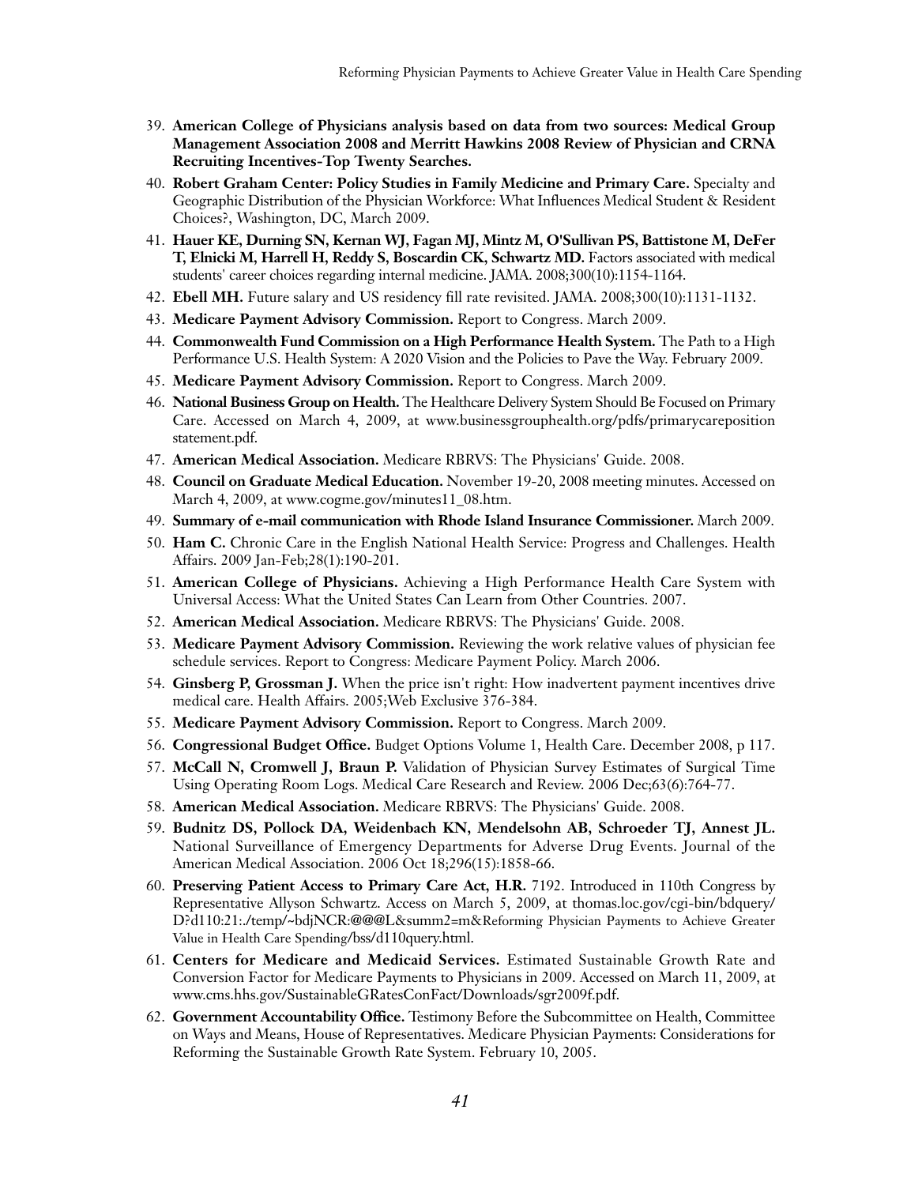39. **American College of Physicians analysis based on data from two sources: Medical Group Management Association 2008 and Merritt Hawkins 2008 Review of Physician and CRNA Recruiting Incentives-Top Twenty Searches.**
40. **Robert Graham Center: Policy Studies in Family Medicine and Primary Care.** Specialty and Geographic Distribution of the Physician Workforce: What Influences Medical Student & Resident Choices?, Washington, DC, March 2009.
41. **Hauer KE, Durning SN, Kernan WJ, Fagan MJ, Mintz M, O'Sullivan PS, Battistone M, DeFer T, Elnicki M, Harrell H, Reddy S, Boscardin CK, Schwartz MD.** Factors associated with medical students' career choices regarding internal medicine. JAMA. 2008;300(10):1154-1164.
42. **Ebell MH.** Future salary and US residency fill rate revisited. JAMA. 2008;300(10):1131-1132.
43. **Medicare Payment Advisory Commission.** Report to Congress. March 2009.
44. **Commonwealth Fund Commission on a High Performance Health System.** The Path to a High Performance U.S. Health System: A 2020 Vision and the Policies to Pave the Way. February 2009.
45. **Medicare Payment Advisory Commission.** Report to Congress. March 2009.
46. **National Business Group on Health.** The Healthcare Delivery System Should Be Focused on Primary Care. Accessed on March 4, 2009, at www.businessgrouphealth.org/pdfs/primarycareposition statement.pdf.
47. **American Medical Association.** Medicare RBRVS: The Physicians' Guide. 2008.
48. **Council on Graduate Medical Education.** November 19-20, 2008 meeting minutes. Accessed on March 4, 2009, at www.cogme.gov/minutes11_08.htm.
49. **Summary of e-mail communication with Rhode Island Insurance Commissioner.** March 2009.
50. **Ham C.** Chronic Care in the English National Health Service: Progress and Challenges. Health Affairs. 2009 Jan-Feb;28(1):190-201.
51. **American College of Physicians.** Achieving a High Performance Health Care System with Universal Access: What the United States Can Learn from Other Countries. 2007.
52. **American Medical Association.** Medicare RBRVS: The Physicians' Guide. 2008.
53. **Medicare Payment Advisory Commission.** Reviewing the work relative values of physician fee schedule services. Report to Congress: Medicare Payment Policy. March 2006.
54. **Ginsberg P, Grossman J.** When the price isn't right: How inadvertent payment incentives drive medical care. Health Affairs. 2005;Web Exclusive 376-384.
55. **Medicare Payment Advisory Commission.** Report to Congress. March 2009.
56. **Congressional Budget Office.** Budget Options Volume 1, Health Care. December 2008, p 117.
57. **McCall N, Cromwell J, Braun P.** Validation of Physician Survey Estimates of Surgical Time Using Operating Room Logs. Medical Care Research and Review. 2006 Dec;63(6):764-77.
58. **American Medical Association.** Medicare RBRVS: The Physicians' Guide. 2008.
59. **Budnitz DS, Pollock DA, Weidenbach KN, Mendelsohn AB, Schroeder TJ, Annest JL.** National Surveillance of Emergency Departments for Adverse Drug Events. Journal of the American Medical Association. 2006 Oct 18;296(15):1858-66.
60. **Preserving Patient Access to Primary Care Act, H.R.** 7192. Introduced in 110th Congress by Representative Allyson Schwartz. Access on March 5, 2009, at thomas.loc.gov/cgi-bin/bdquery/D?d110:21:./temp/~bdjNCR:@@@L&summ2=m&Reforming Physician Payments to Achieve Greater Value in Health Care Spending/bss/d110query.html.
61. **Centers for Medicare and Medicaid Services.** Estimated Sustainable Growth Rate and Conversion Factor for Medicare Payments to Physicians in 2009. Accessed on March 11, 2009, at www.cms.hhs.gov/SustainableGRatesConFact/Downloads/sgr2009f.pdf.
62. **Government Accountability Office.** Testimony Before the Subcommittee on Health, Committee on Ways and Means, House of Representatives. Medicare Physician Payments: Considerations for Reforming the Sustainable Growth Rate System. February 10, 2005.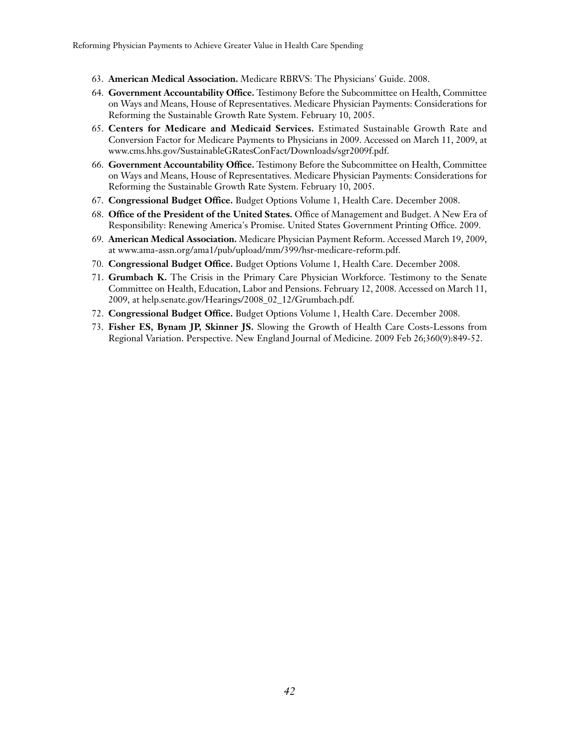63. **American Medical Association.** Medicare RBRVS: The Physicians' Guide. 2008.
64. **Government Accountability Office.** Testimony Before the Subcommittee on Health, Committee on Ways and Means, House of Representatives. Medicare Physician Payments: Considerations for Reforming the Sustainable Growth Rate System. February 10, 2005.
65. **Centers for Medicare and Medicaid Services.** Estimated Sustainable Growth Rate and Conversion Factor for Medicare Payments to Physicians in 2009. Accessed on March 11, 2009, at www.cms.hhs.gov/SustainableGRatesConFact/Downloads/sgr2009f.pdf.
66. **Government Accountability Office.** Testimony Before the Subcommittee on Health, Committee on Ways and Means, House of Representatives. Medicare Physician Payments: Considerations for Reforming the Sustainable Growth Rate System. February 10, 2005.
67. **Congressional Budget Office.** Budget Options Volume 1, Health Care. December 2008.
68. **Office of the President of the United States.** Office of Management and Budget. A New Era of Responsibility: Renewing America's Promise. United States Government Printing Office. 2009.
69. **American Medical Association.** Medicare Physician Payment Reform. Accessed March 19, 2009, at www.ama-assn.org/ama1/pub/upload/mm/399/hsr-medicare-reform.pdf.
70. **Congressional Budget Office.** Budget Options Volume 1, Health Care. December 2008.
71. **Grumbach K.** The Crisis in the Primary Care Physician Workforce. Testimony to the Senate Committee on Health, Education, Labor and Pensions. February 12, 2008. Accessed on March 11, 2009, at help.senate.gov/Hearings/2008_02_12/Grumbach.pdf.
72. **Congressional Budget Office.** Budget Options Volume 1, Health Care. December 2008.
73. **Fisher ES, Bynam JP, Skinner JS.** Slowing the Growth of Health Care Costs-Lessons from Regional Variation. Perspective. New England Journal of Medicine. 2009 Feb 26;360(9):849-52.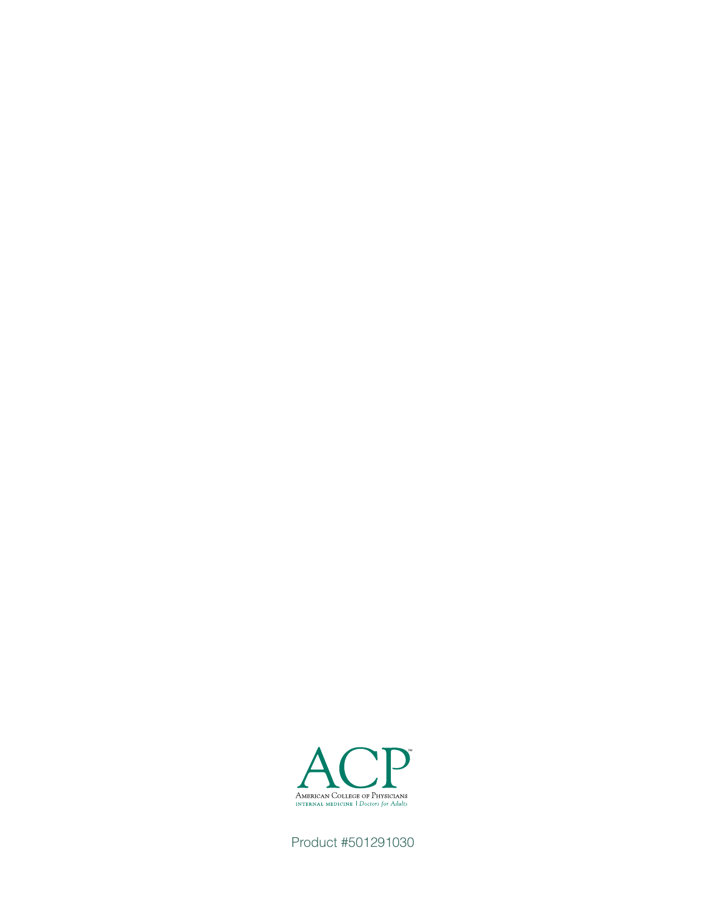ACP℠

American College of Physicians
internal medicine | *Doctors for Adults*

Product #501291030